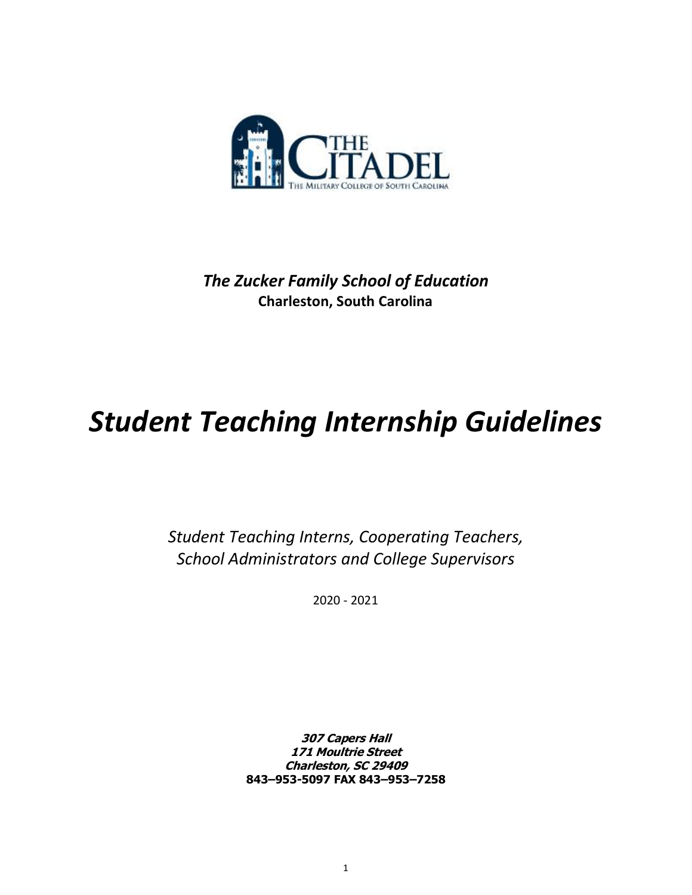*The Zucker Family School of Education*
**Charleston, South Carolina**

# *Student Teaching Internship Guidelines*

*Student Teaching Interns, Cooperating Teachers, School Administrators and College Supervisors*

2020 - 2021

***307 Capers Hall***
***171 Moultrie Street***
***Charleston, SC 29409***
**843–953-5097 FAX 843–953–7258**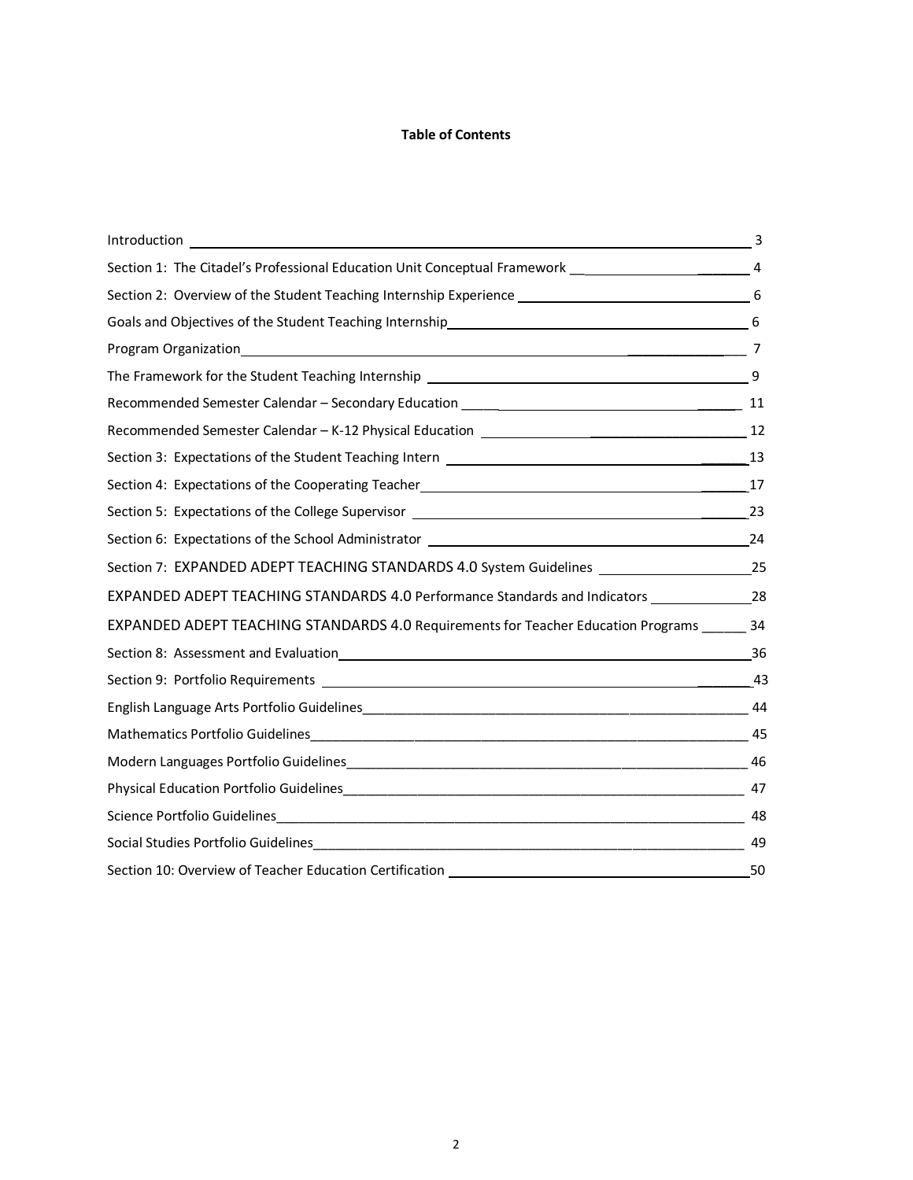**Table of Contents**

| Section | Page |
|---|---|
| Introduction | 3 |
| Section 1: The Citadel's Professional Education Unit Conceptual Framework | 4 |
| Section 2: Overview of the Student Teaching Internship Experience | 6 |
| Goals and Objectives of the Student Teaching Internship | 6 |
| Program Organization | 7 |
| The Framework for the Student Teaching Internship | 9 |
| Recommended Semester Calendar – Secondary Education | 11 |
| Recommended Semester Calendar – K-12 Physical Education | 12 |
| Section 3: Expectations of the Student Teaching Intern | 13 |
| Section 4: Expectations of the Cooperating Teacher | 17 |
| Section 5: Expectations of the College Supervisor | 23 |
| Section 6: Expectations of the School Administrator | 24 |
| Section 7: EXPANDED ADEPT TEACHING STANDARDS 4.0 System Guidelines | 25 |
| EXPANDED ADEPT TEACHING STANDARDS 4.0 Performance Standards and Indicators | 28 |
| EXPANDED ADEPT TEACHING STANDARDS 4.0 Requirements for Teacher Education Programs | 34 |
| Section 8: Assessment and Evaluation | 36 |
| Section 9: Portfolio Requirements | 43 |
| English Language Arts Portfolio Guidelines | 44 |
| Mathematics Portfolio Guidelines | 45 |
| Modern Languages Portfolio Guidelines | 46 |
| Physical Education Portfolio Guidelines | 47 |
| Science Portfolio Guidelines | 48 |
| Social Studies Portfolio Guidelines | 49 |
| Section 10: Overview of Teacher Education Certification | 50 |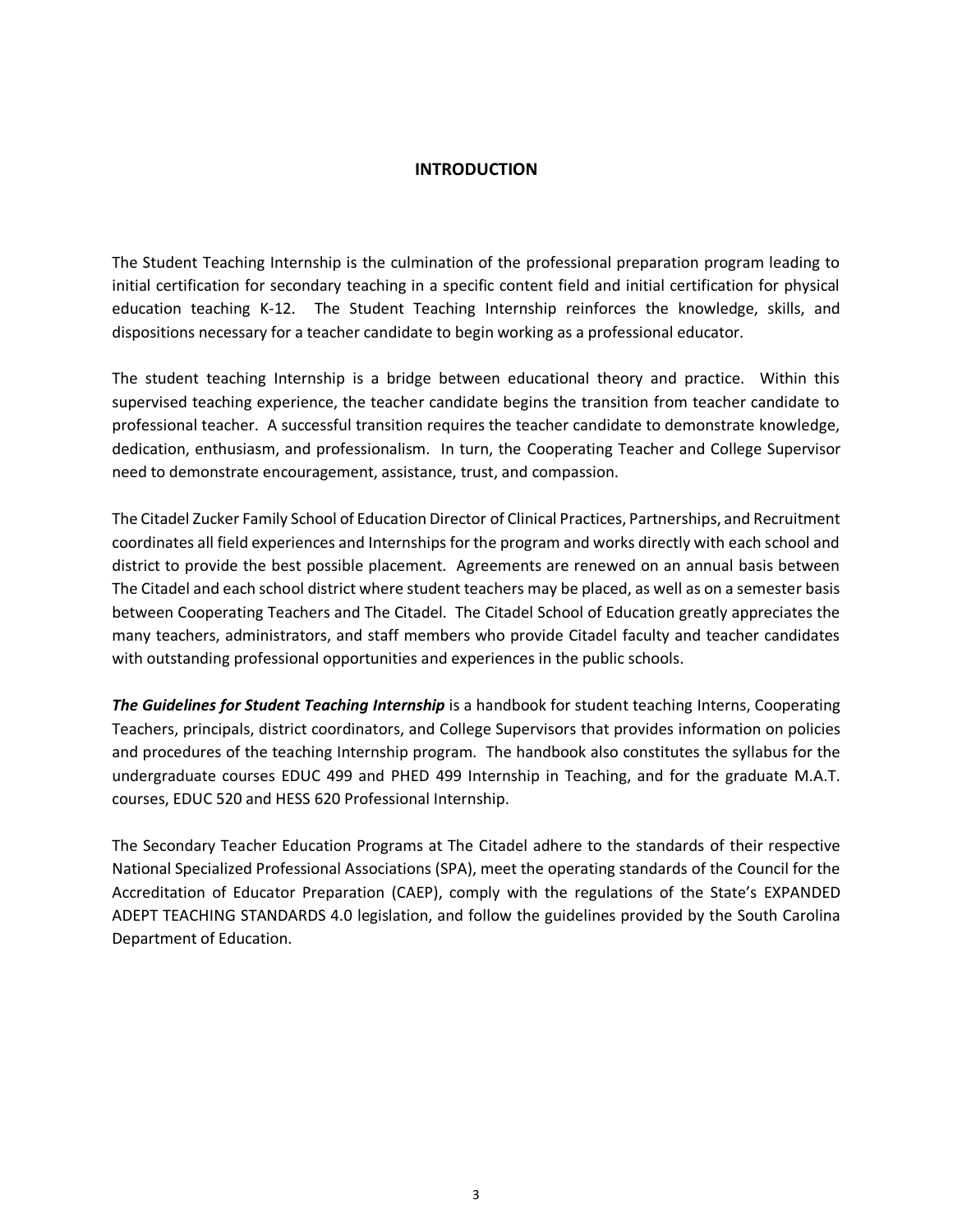# INTRODUCTION

The Student Teaching Internship is the culmination of the professional preparation program leading to initial certification for secondary teaching in a specific content field and initial certification for physical education teaching K-12. The Student Teaching Internship reinforces the knowledge, skills, and dispositions necessary for a teacher candidate to begin working as a professional educator.

The student teaching Internship is a bridge between educational theory and practice. Within this supervised teaching experience, the teacher candidate begins the transition from teacher candidate to professional teacher. A successful transition requires the teacher candidate to demonstrate knowledge, dedication, enthusiasm, and professionalism. In turn, the Cooperating Teacher and College Supervisor need to demonstrate encouragement, assistance, trust, and compassion.

The Citadel Zucker Family School of Education Director of Clinical Practices, Partnerships, and Recruitment coordinates all field experiences and Internships for the program and works directly with each school and district to provide the best possible placement. Agreements are renewed on an annual basis between The Citadel and each school district where student teachers may be placed, as well as on a semester basis between Cooperating Teachers and The Citadel. The Citadel School of Education greatly appreciates the many teachers, administrators, and staff members who provide Citadel faculty and teacher candidates with outstanding professional opportunities and experiences in the public schools.

***The Guidelines for Student Teaching Internship*** is a handbook for student teaching Interns, Cooperating Teachers, principals, district coordinators, and College Supervisors that provides information on policies and procedures of the teaching Internship program. The handbook also constitutes the syllabus for the undergraduate courses EDUC 499 and PHED 499 Internship in Teaching, and for the graduate M.A.T. courses, EDUC 520 and HESS 620 Professional Internship.

The Secondary Teacher Education Programs at The Citadel adhere to the standards of their respective National Specialized Professional Associations (SPA), meet the operating standards of the Council for the Accreditation of Educator Preparation (CAEP), comply with the regulations of the State's EXPANDED ADEPT TEACHING STANDARDS 4.0 legislation, and follow the guidelines provided by the South Carolina Department of Education.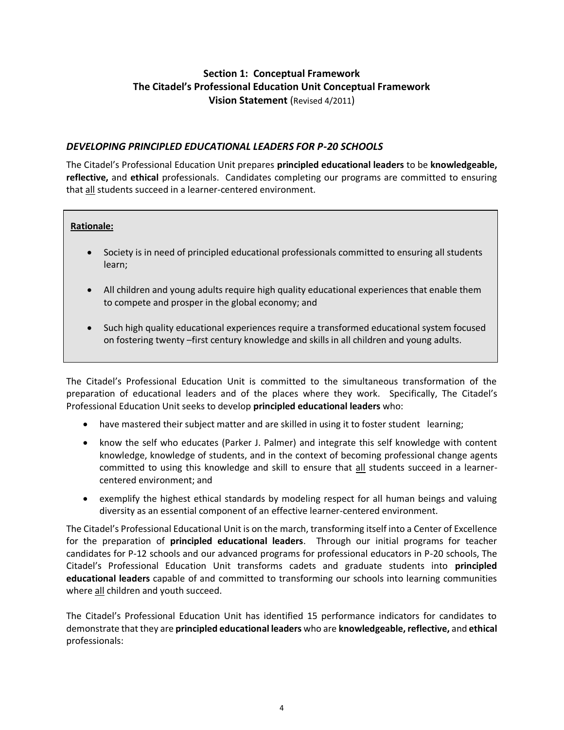## Section 1: Conceptual Framework
## The Citadel's Professional Education Unit Conceptual Framework
### Vision Statement (Revised 4/2011)

### *DEVELOPING PRINCIPLED EDUCATIONAL LEADERS FOR P-20 SCHOOLS*

The Citadel's Professional Education Unit prepares **principled educational leaders** to be **knowledgeable, reflective,** and **ethical** professionals. Candidates completing our programs are committed to ensuring that <u>all</u> students succeed in a learner-centered environment.

**<u>Rationale:</u>**

- Society is in need of principled educational professionals committed to ensuring all students learn;
- All children and young adults require high quality educational experiences that enable them to compete and prosper in the global economy; and
- Such high quality educational experiences require a transformed educational system focused on fostering twenty –first century knowledge and skills in all children and young adults.

The Citadel's Professional Education Unit is committed to the simultaneous transformation of the preparation of educational leaders and of the places where they work. Specifically, The Citadel's Professional Education Unit seeks to develop **principled educational leaders** who:

- have mastered their subject matter and are skilled in using it to foster student learning;
- know the self who educates (Parker J. Palmer) and integrate this self knowledge with content knowledge, knowledge of students, and in the context of becoming professional change agents committed to using this knowledge and skill to ensure that <u>all</u> students succeed in a learner-centered environment; and
- exemplify the highest ethical standards by modeling respect for all human beings and valuing diversity as an essential component of an effective learner-centered environment.

The Citadel's Professional Educational Unit is on the march, transforming itself into a Center of Excellence for the preparation of **principled educational leaders**. Through our initial programs for teacher candidates for P-12 schools and our advanced programs for professional educators in P-20 schools, The Citadel's Professional Education Unit transforms cadets and graduate students into **principled educational leaders** capable of and committed to transforming our schools into learning communities where <u>all</u> children and youth succeed.

The Citadel's Professional Education Unit has identified 15 performance indicators for candidates to demonstrate that they are **principled educational leaders** who are **knowledgeable, reflective,** and **ethical** professionals: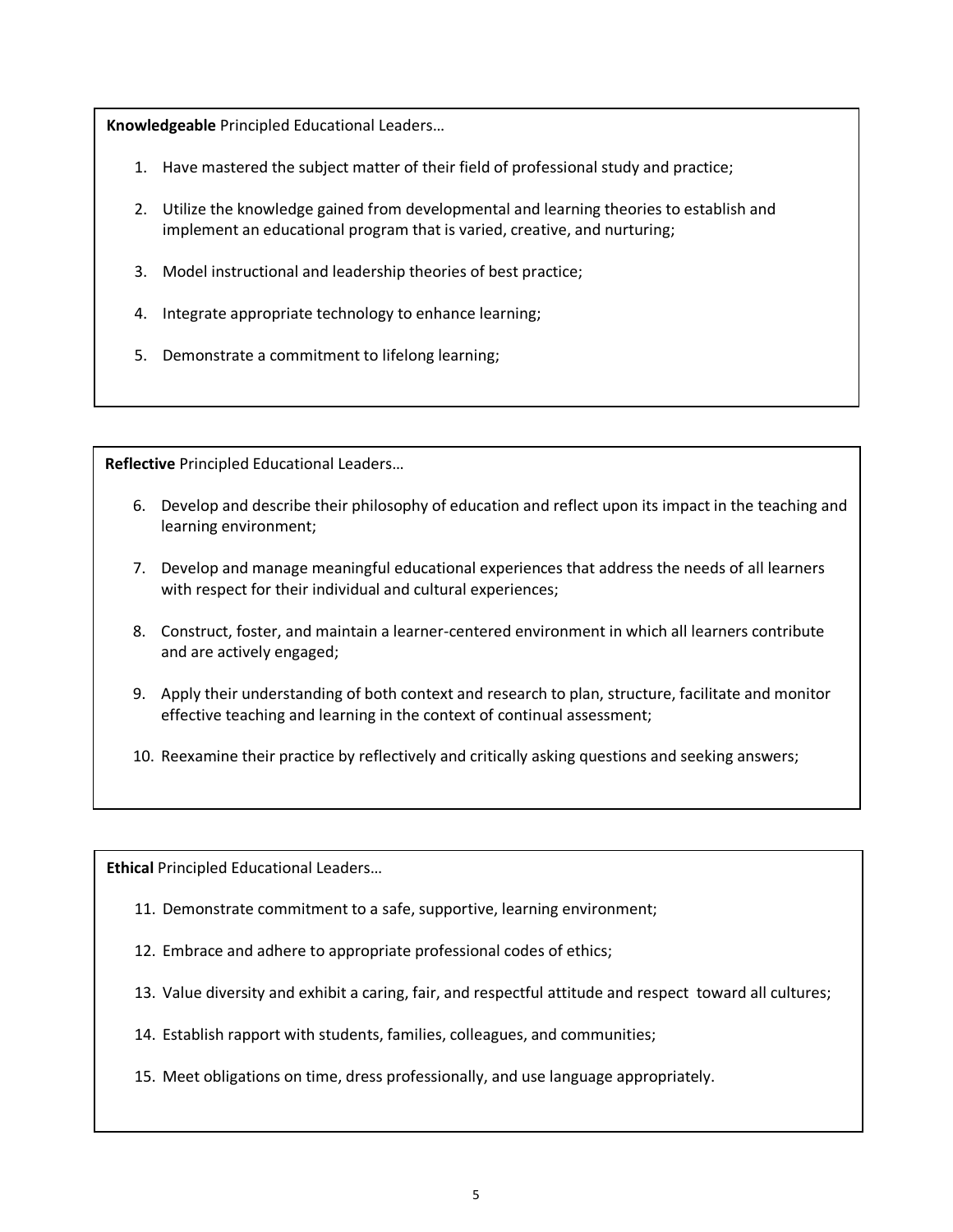**Knowledgeable** Principled Educational Leaders…

1. Have mastered the subject matter of their field of professional study and practice;
2. Utilize the knowledge gained from developmental and learning theories to establish and implement an educational program that is varied, creative, and nurturing;
3. Model instructional and leadership theories of best practice;
4. Integrate appropriate technology to enhance learning;
5. Demonstrate a commitment to lifelong learning;

**Reflective** Principled Educational Leaders…

6. Develop and describe their philosophy of education and reflect upon its impact in the teaching and learning environment;
7. Develop and manage meaningful educational experiences that address the needs of all learners with respect for their individual and cultural experiences;
8. Construct, foster, and maintain a learner-centered environment in which all learners contribute and are actively engaged;
9. Apply their understanding of both context and research to plan, structure, facilitate and monitor effective teaching and learning in the context of continual assessment;
10. Reexamine their practice by reflectively and critically asking questions and seeking answers;

**Ethical** Principled Educational Leaders…

11. Demonstrate commitment to a safe, supportive, learning environment;
12. Embrace and adhere to appropriate professional codes of ethics;
13. Value diversity and exhibit a caring, fair, and respectful attitude and respect toward all cultures;
14. Establish rapport with students, families, colleagues, and communities;
15. Meet obligations on time, dress professionally, and use language appropriately.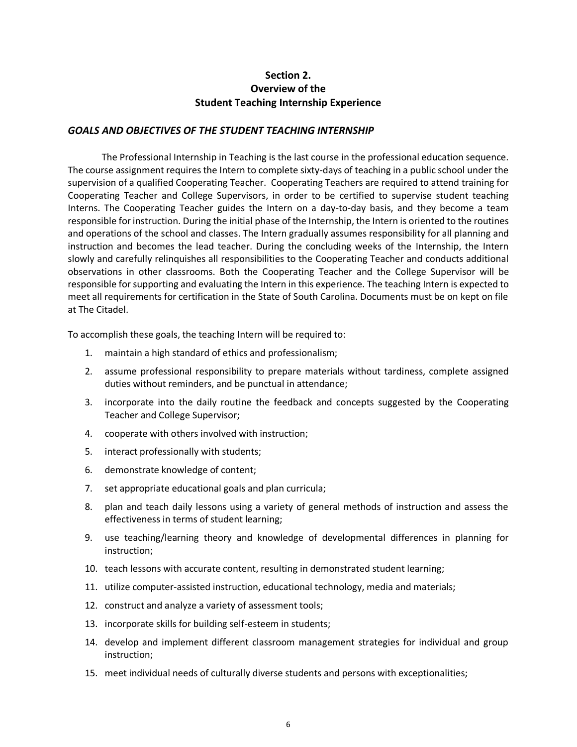## Section 2.
## Overview of the
## Student Teaching Internship Experience

### *GOALS AND OBJECTIVES OF THE STUDENT TEACHING INTERNSHIP*

The Professional Internship in Teaching is the last course in the professional education sequence. The course assignment requires the Intern to complete sixty-days of teaching in a public school under the supervision of a qualified Cooperating Teacher. Cooperating Teachers are required to attend training for Cooperating Teacher and College Supervisors, in order to be certified to supervise student teaching Interns. The Cooperating Teacher guides the Intern on a day-to-day basis, and they become a team responsible for instruction. During the initial phase of the Internship, the Intern is oriented to the routines and operations of the school and classes. The Intern gradually assumes responsibility for all planning and instruction and becomes the lead teacher. During the concluding weeks of the Internship, the Intern slowly and carefully relinquishes all responsibilities to the Cooperating Teacher and conducts additional observations in other classrooms. Both the Cooperating Teacher and the College Supervisor will be responsible for supporting and evaluating the Intern in this experience. The teaching Intern is expected to meet all requirements for certification in the State of South Carolina. Documents must be on kept on file at The Citadel.

To accomplish these goals, the teaching Intern will be required to:

1. maintain a high standard of ethics and professionalism;
2. assume professional responsibility to prepare materials without tardiness, complete assigned duties without reminders, and be punctual in attendance;
3. incorporate into the daily routine the feedback and concepts suggested by the Cooperating Teacher and College Supervisor;
4. cooperate with others involved with instruction;
5. interact professionally with students;
6. demonstrate knowledge of content;
7. set appropriate educational goals and plan curricula;
8. plan and teach daily lessons using a variety of general methods of instruction and assess the effectiveness in terms of student learning;
9. use teaching/learning theory and knowledge of developmental differences in planning for instruction;
10. teach lessons with accurate content, resulting in demonstrated student learning;
11. utilize computer-assisted instruction, educational technology, media and materials;
12. construct and analyze a variety of assessment tools;
13. incorporate skills for building self-esteem in students;
14. develop and implement different classroom management strategies for individual and group instruction;
15. meet individual needs of culturally diverse students and persons with exceptionalities;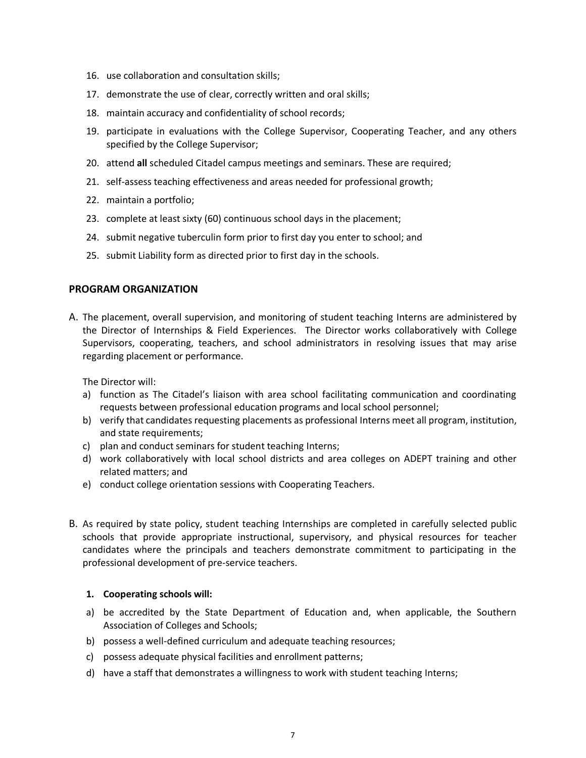16. use collaboration and consultation skills;
17. demonstrate the use of clear, correctly written and oral skills;
18. maintain accuracy and confidentiality of school records;
19. participate in evaluations with the College Supervisor, Cooperating Teacher, and any others specified by the College Supervisor;
20. attend **all** scheduled Citadel campus meetings and seminars. These are required;
21. self-assess teaching effectiveness and areas needed for professional growth;
22. maintain a portfolio;
23. complete at least sixty (60) continuous school days in the placement;
24. submit negative tuberculin form prior to first day you enter to school; and
25. submit Liability form as directed prior to first day in the schools.

## PROGRAM ORGANIZATION

A. The placement, overall supervision, and monitoring of student teaching Interns are administered by the Director of Internships & Field Experiences. The Director works collaboratively with College Supervisors, cooperating, teachers, and school administrators in resolving issues that may arise regarding placement or performance.

   The Director will:

   a) function as The Citadel's liaison with area school facilitating communication and coordinating requests between professional education programs and local school personnel;
   b) verify that candidates requesting placements as professional Interns meet all program, institution, and state requirements;
   c) plan and conduct seminars for student teaching Interns;
   d) work collaboratively with local school districts and area colleges on ADEPT training and other related matters; and
   e) conduct college orientation sessions with Cooperating Teachers.

B. As required by state policy, student teaching Internships are completed in carefully selected public schools that provide appropriate instructional, supervisory, and physical resources for teacher candidates where the principals and teachers demonstrate commitment to participating in the professional development of pre-service teachers.

   **1. Cooperating schools will:**

   a) be accredited by the State Department of Education and, when applicable, the Southern Association of Colleges and Schools;
   b) possess a well-defined curriculum and adequate teaching resources;
   c) possess adequate physical facilities and enrollment patterns;
   d) have a staff that demonstrates a willingness to work with student teaching Interns;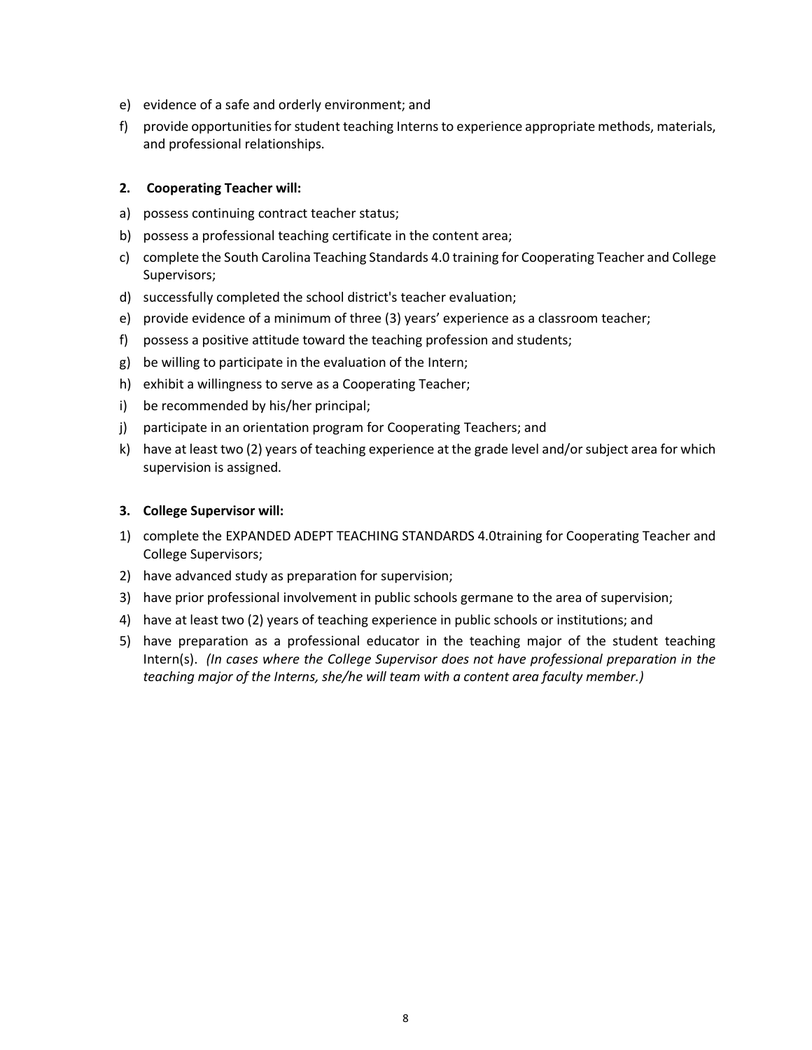e) evidence of a safe and orderly environment; and
f) provide opportunities for student teaching Interns to experience appropriate methods, materials, and professional relationships.

**2. Cooperating Teacher will:**

a) possess continuing contract teacher status;
b) possess a professional teaching certificate in the content area;
c) complete the South Carolina Teaching Standards 4.0 training for Cooperating Teacher and College Supervisors;
d) successfully completed the school district's teacher evaluation;
e) provide evidence of a minimum of three (3) years' experience as a classroom teacher;
f) possess a positive attitude toward the teaching profession and students;
g) be willing to participate in the evaluation of the Intern;
h) exhibit a willingness to serve as a Cooperating Teacher;
i) be recommended by his/her principal;
j) participate in an orientation program for Cooperating Teachers; and
k) have at least two (2) years of teaching experience at the grade level and/or subject area for which supervision is assigned.

**3. College Supervisor will:**

1) complete the EXPANDED ADEPT TEACHING STANDARDS 4.0training for Cooperating Teacher and College Supervisors;
2) have advanced study as preparation for supervision;
3) have prior professional involvement in public schools germane to the area of supervision;
4) have at least two (2) years of teaching experience in public schools or institutions; and
5) have preparation as a professional educator in the teaching major of the student teaching Intern(s). *(In cases where the College Supervisor does not have professional preparation in the teaching major of the Interns, she/he will team with a content area faculty member.)*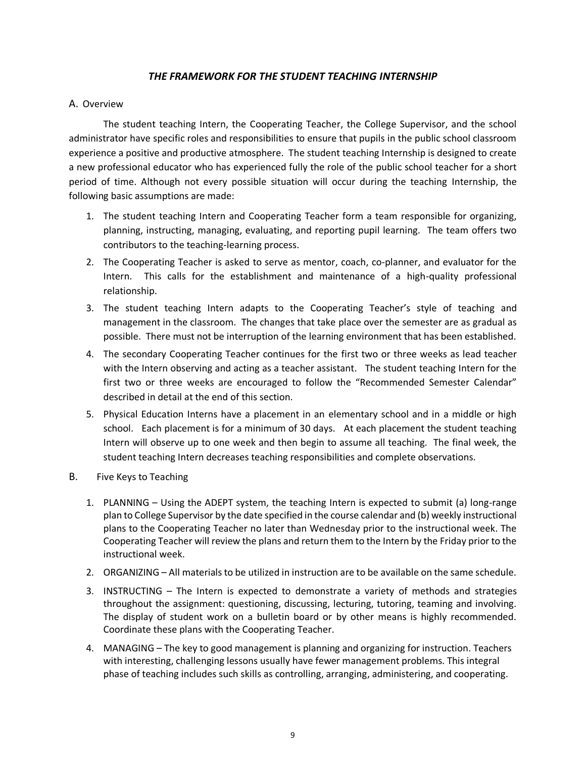## *THE FRAMEWORK FOR THE STUDENT TEACHING INTERNSHIP*

### A. Overview

The student teaching Intern, the Cooperating Teacher, the College Supervisor, and the school administrator have specific roles and responsibilities to ensure that pupils in the public school classroom experience a positive and productive atmosphere. The student teaching Internship is designed to create a new professional educator who has experienced fully the role of the public school teacher for a short period of time. Although not every possible situation will occur during the teaching Internship, the following basic assumptions are made:

1. The student teaching Intern and Cooperating Teacher form a team responsible for organizing, planning, instructing, managing, evaluating, and reporting pupil learning. The team offers two contributors to the teaching-learning process.
2. The Cooperating Teacher is asked to serve as mentor, coach, co-planner, and evaluator for the Intern. This calls for the establishment and maintenance of a high-quality professional relationship.
3. The student teaching Intern adapts to the Cooperating Teacher's style of teaching and management in the classroom. The changes that take place over the semester are as gradual as possible. There must not be interruption of the learning environment that has been established.
4. The secondary Cooperating Teacher continues for the first two or three weeks as lead teacher with the Intern observing and acting as a teacher assistant. The student teaching Intern for the first two or three weeks are encouraged to follow the "Recommended Semester Calendar" described in detail at the end of this section.
5. Physical Education Interns have a placement in an elementary school and in a middle or high school. Each placement is for a minimum of 30 days. At each placement the student teaching Intern will observe up to one week and then begin to assume all teaching. The final week, the student teaching Intern decreases teaching responsibilities and complete observations.

### B. Five Keys to Teaching

1. PLANNING – Using the ADEPT system, the teaching Intern is expected to submit (a) long-range plan to College Supervisor by the date specified in the course calendar and (b) weekly instructional plans to the Cooperating Teacher no later than Wednesday prior to the instructional week. The Cooperating Teacher will review the plans and return them to the Intern by the Friday prior to the instructional week.
2. ORGANIZING – All materials to be utilized in instruction are to be available on the same schedule.
3. INSTRUCTING – The Intern is expected to demonstrate a variety of methods and strategies throughout the assignment: questioning, discussing, lecturing, tutoring, teaming and involving. The display of student work on a bulletin board or by other means is highly recommended. Coordinate these plans with the Cooperating Teacher.
4. MANAGING – The key to good management is planning and organizing for instruction. Teachers with interesting, challenging lessons usually have fewer management problems. This integral phase of teaching includes such skills as controlling, arranging, administering, and cooperating.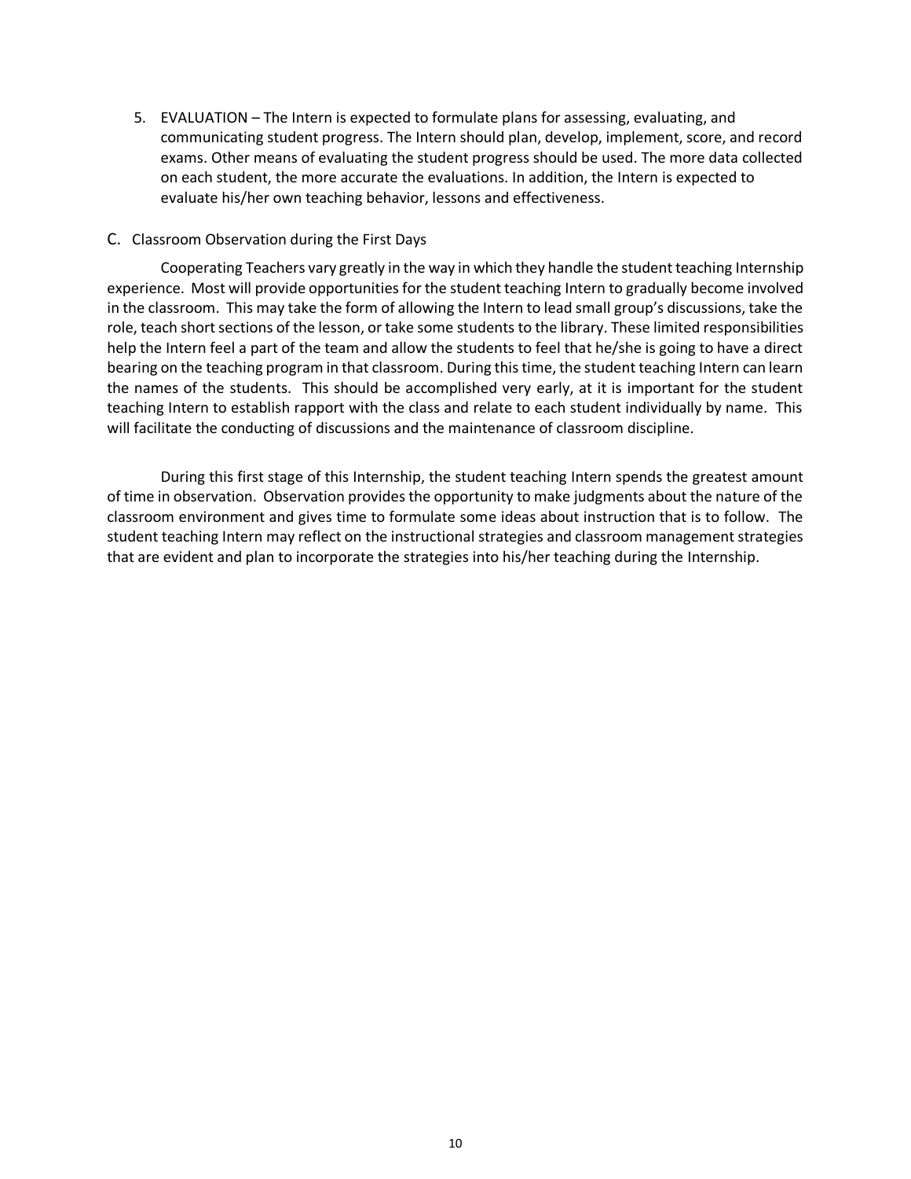5. EVALUATION – The Intern is expected to formulate plans for assessing, evaluating, and communicating student progress. The Intern should plan, develop, implement, score, and record exams. Other means of evaluating the student progress should be used. The more data collected on each student, the more accurate the evaluations. In addition, the Intern is expected to evaluate his/her own teaching behavior, lessons and effectiveness.

C. Classroom Observation during the First Days

Cooperating Teachers vary greatly in the way in which they handle the student teaching Internship experience. Most will provide opportunities for the student teaching Intern to gradually become involved in the classroom. This may take the form of allowing the Intern to lead small group's discussions, take the role, teach short sections of the lesson, or take some students to the library. These limited responsibilities help the Intern feel a part of the team and allow the students to feel that he/she is going to have a direct bearing on the teaching program in that classroom. During this time, the student teaching Intern can learn the names of the students. This should be accomplished very early, at it is important for the student teaching Intern to establish rapport with the class and relate to each student individually by name. This will facilitate the conducting of discussions and the maintenance of classroom discipline.

During this first stage of this Internship, the student teaching Intern spends the greatest amount of time in observation. Observation provides the opportunity to make judgments about the nature of the classroom environment and gives time to formulate some ideas about instruction that is to follow. The student teaching Intern may reflect on the instructional strategies and classroom management strategies that are evident and plan to incorporate the strategies into his/her teaching during the Internship.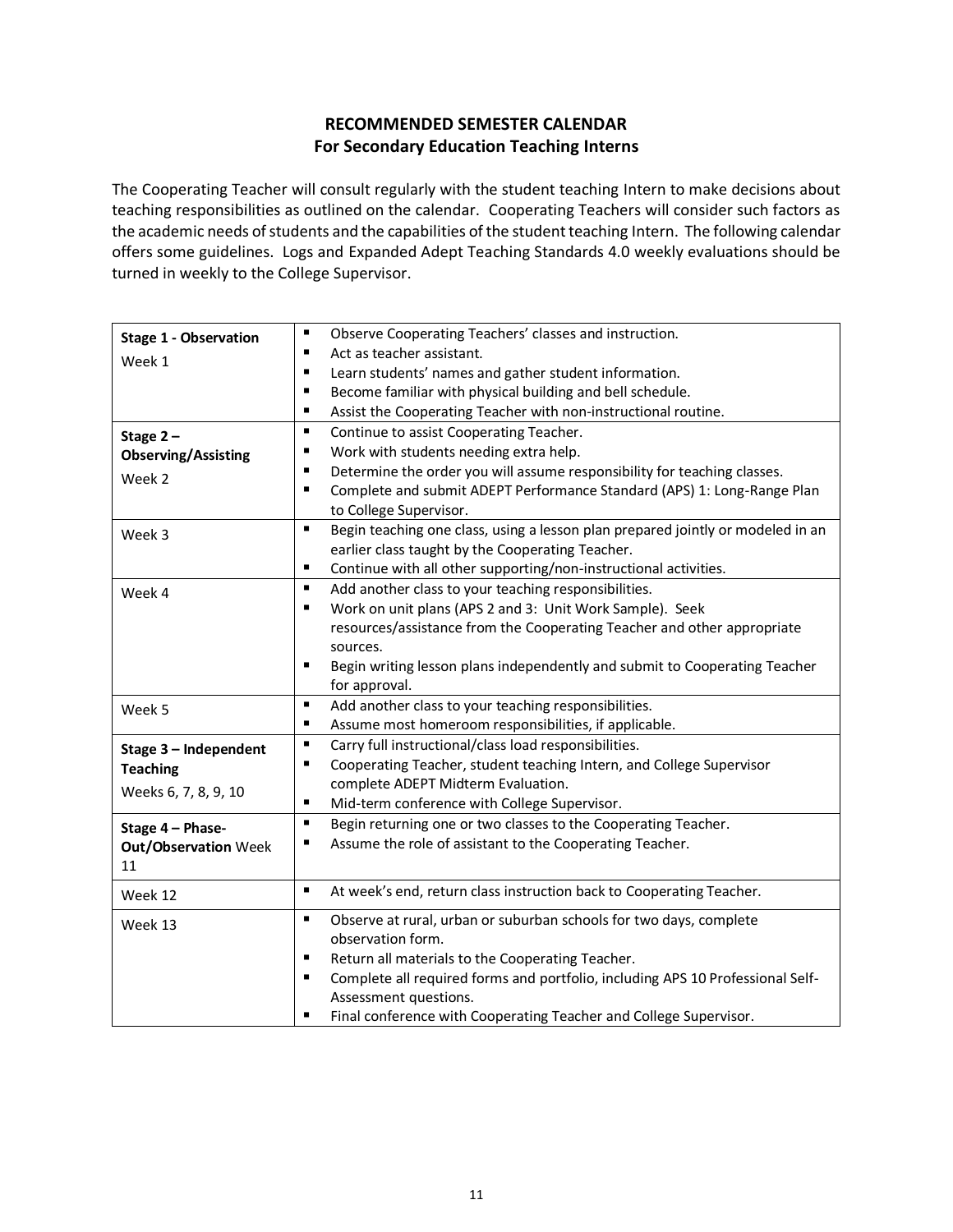## RECOMMENDED SEMESTER CALENDAR
### For Secondary Education Teaching Interns

The Cooperating Teacher will consult regularly with the student teaching Intern to make decisions about teaching responsibilities as outlined on the calendar. Cooperating Teachers will consider such factors as the academic needs of students and the capabilities of the student teaching Intern. The following calendar offers some guidelines. Logs and Expanded Adept Teaching Standards 4.0 weekly evaluations should be turned in weekly to the College Supervisor.

| Stage / Week | Activities |
| --- | --- |
| **Stage 1 - Observation**<br>Week 1 | ▪ Observe Cooperating Teachers' classes and instruction.<br>▪ Act as teacher assistant.<br>▪ Learn students' names and gather student information.<br>▪ Become familiar with physical building and bell schedule.<br>▪ Assist the Cooperating Teacher with non-instructional routine. |
| **Stage 2 – Observing/Assisting**<br>Week 2 | ▪ Continue to assist Cooperating Teacher.<br>▪ Work with students needing extra help.<br>▪ Determine the order you will assume responsibility for teaching classes.<br>▪ Complete and submit ADEPT Performance Standard (APS) 1: Long-Range Plan to College Supervisor. |
| Week 3 | ▪ Begin teaching one class, using a lesson plan prepared jointly or modeled in an earlier class taught by the Cooperating Teacher.<br>▪ Continue with all other supporting/non-instructional activities. |
| Week 4 | ▪ Add another class to your teaching responsibilities.<br>▪ Work on unit plans (APS 2 and 3: Unit Work Sample). Seek resources/assistance from the Cooperating Teacher and other appropriate sources.<br>▪ Begin writing lesson plans independently and submit to Cooperating Teacher for approval. |
| Week 5 | ▪ Add another class to your teaching responsibilities.<br>▪ Assume most homeroom responsibilities, if applicable. |
| **Stage 3 – Independent Teaching**<br>Weeks 6, 7, 8, 9, 10 | ▪ Carry full instructional/class load responsibilities.<br>▪ Cooperating Teacher, student teaching Intern, and College Supervisor complete ADEPT Midterm Evaluation.<br>▪ Mid-term conference with College Supervisor. |
| **Stage 4 – Phase-Out/Observation** Week 11 | ▪ Begin returning one or two classes to the Cooperating Teacher.<br>▪ Assume the role of assistant to the Cooperating Teacher. |
| Week 12 | ▪ At week's end, return class instruction back to Cooperating Teacher. |
| Week 13 | ▪ Observe at rural, urban or suburban schools for two days, complete observation form.<br>▪ Return all materials to the Cooperating Teacher.<br>▪ Complete all required forms and portfolio, including APS 10 Professional Self-Assessment questions.<br>▪ Final conference with Cooperating Teacher and College Supervisor. |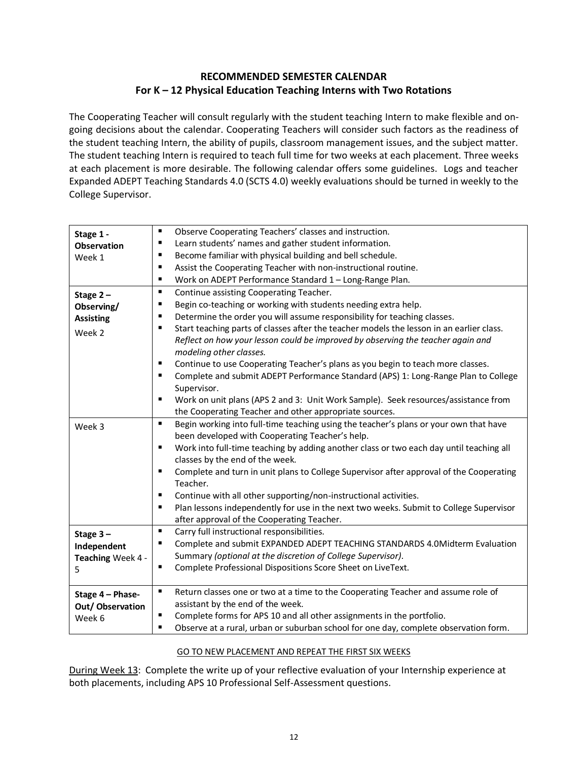## RECOMMENDED SEMESTER CALENDAR
## For K – 12 Physical Education Teaching Interns with Two Rotations

The Cooperating Teacher will consult regularly with the student teaching Intern to make flexible and on-going decisions about the calendar. Cooperating Teachers will consider such factors as the readiness of the student teaching Intern, the ability of pupils, classroom management issues, and the subject matter. The student teaching Intern is required to teach full time for two weeks at each placement. Three weeks at each placement is more desirable. The following calendar offers some guidelines. Logs and teacher Expanded ADEPT Teaching Standards 4.0 (SCTS 4.0) weekly evaluations should be turned in weekly to the College Supervisor.

| | |
|---|---|
| **Stage 1 - Observation** Week 1 | ▪ Observe Cooperating Teachers' classes and instruction.<br>▪ Learn students' names and gather student information.<br>▪ Become familiar with physical building and bell schedule.<br>▪ Assist the Cooperating Teacher with non-instructional routine.<br>▪ Work on ADEPT Performance Standard 1 – Long-Range Plan. |
| **Stage 2 – Observing/ Assisting** Week 2 | ▪ Continue assisting Cooperating Teacher.<br>▪ Begin co-teaching or working with students needing extra help.<br>▪ Determine the order you will assume responsibility for teaching classes.<br>▪ Start teaching parts of classes after the teacher models the lesson in an earlier class. *Reflect on how your lesson could be improved by observing the teacher again and modeling other classes.*<br>▪ Continue to use Cooperating Teacher's plans as you begin to teach more classes.<br>▪ Complete and submit ADEPT Performance Standard (APS) 1: Long-Range Plan to College Supervisor.<br>▪ Work on unit plans (APS 2 and 3: Unit Work Sample). Seek resources/assistance from the Cooperating Teacher and other appropriate sources. |
| Week 3 | ▪ Begin working into full-time teaching using the teacher's plans or your own that have been developed with Cooperating Teacher's help.<br>▪ Work into full-time teaching by adding another class or two each day until teaching all classes by the end of the week.<br>▪ Complete and turn in unit plans to College Supervisor after approval of the Cooperating Teacher.<br>▪ Continue with all other supporting/non-instructional activities.<br>▪ Plan lessons independently for use in the next two weeks. Submit to College Supervisor after approval of the Cooperating Teacher. |
| **Stage 3 – Independent Teaching** Week 4 - 5 | ▪ Carry full instructional responsibilities.<br>▪ Complete and submit EXPANDED ADEPT TEACHING STANDARDS 4.0Midterm Evaluation Summary *(optional at the discretion of College Supervisor)*.<br>▪ Complete Professional Dispositions Score Sheet on LiveText. |
| **Stage 4 – Phase-Out/ Observation** Week 6 | ▪ Return classes one or two at a time to the Cooperating Teacher and assume role of assistant by the end of the week.<br>▪ Complete forms for APS 10 and all other assignments in the portfolio.<br>▪ Observe at a rural, urban or suburban school for one day, complete observation form. |

<u>GO TO NEW PLACEMENT AND REPEAT THE FIRST SIX WEEKS</u>

<u>During Week 13</u>: Complete the write up of your reflective evaluation of your Internship experience at both placements, including APS 10 Professional Self-Assessment questions.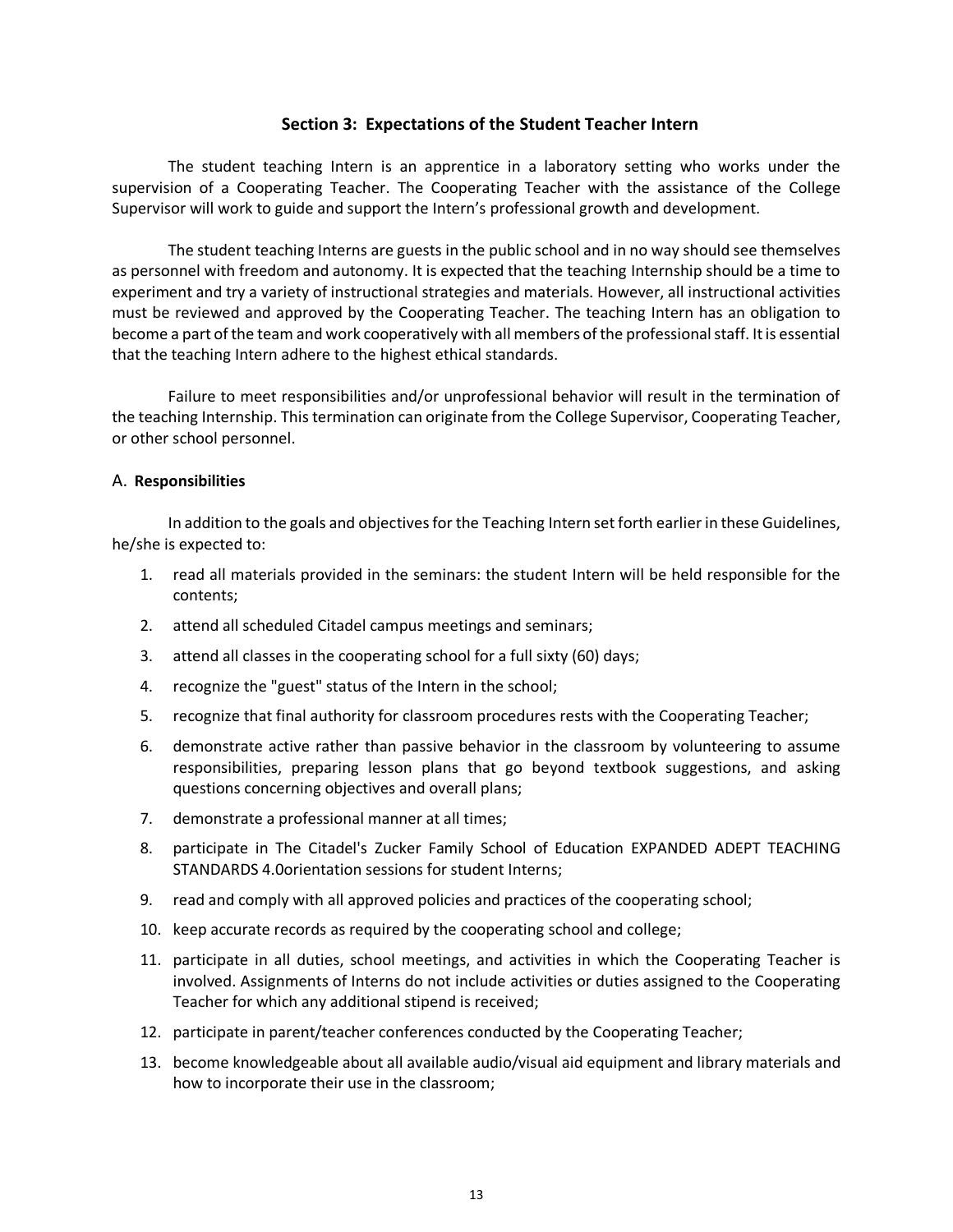## Section 3: Expectations of the Student Teacher Intern

The student teaching Intern is an apprentice in a laboratory setting who works under the supervision of a Cooperating Teacher. The Cooperating Teacher with the assistance of the College Supervisor will work to guide and support the Intern's professional growth and development.

The student teaching Interns are guests in the public school and in no way should see themselves as personnel with freedom and autonomy. It is expected that the teaching Internship should be a time to experiment and try a variety of instructional strategies and materials. However, all instructional activities must be reviewed and approved by the Cooperating Teacher. The teaching Intern has an obligation to become a part of the team and work cooperatively with all members of the professional staff. It is essential that the teaching Intern adhere to the highest ethical standards.

Failure to meet responsibilities and/or unprofessional behavior will result in the termination of the teaching Internship. This termination can originate from the College Supervisor, Cooperating Teacher, or other school personnel.

### A. Responsibilities

In addition to the goals and objectives for the Teaching Intern set forth earlier in these Guidelines, he/she is expected to:

1. read all materials provided in the seminars: the student Intern will be held responsible for the contents;
2. attend all scheduled Citadel campus meetings and seminars;
3. attend all classes in the cooperating school for a full sixty (60) days;
4. recognize the "guest" status of the Intern in the school;
5. recognize that final authority for classroom procedures rests with the Cooperating Teacher;
6. demonstrate active rather than passive behavior in the classroom by volunteering to assume responsibilities, preparing lesson plans that go beyond textbook suggestions, and asking questions concerning objectives and overall plans;
7. demonstrate a professional manner at all times;
8. participate in The Citadel's Zucker Family School of Education EXPANDED ADEPT TEACHING STANDARDS 4.0orientation sessions for student Interns;
9. read and comply with all approved policies and practices of the cooperating school;
10. keep accurate records as required by the cooperating school and college;
11. participate in all duties, school meetings, and activities in which the Cooperating Teacher is involved. Assignments of Interns do not include activities or duties assigned to the Cooperating Teacher for which any additional stipend is received;
12. participate in parent/teacher conferences conducted by the Cooperating Teacher;
13. become knowledgeable about all available audio/visual aid equipment and library materials and how to incorporate their use in the classroom;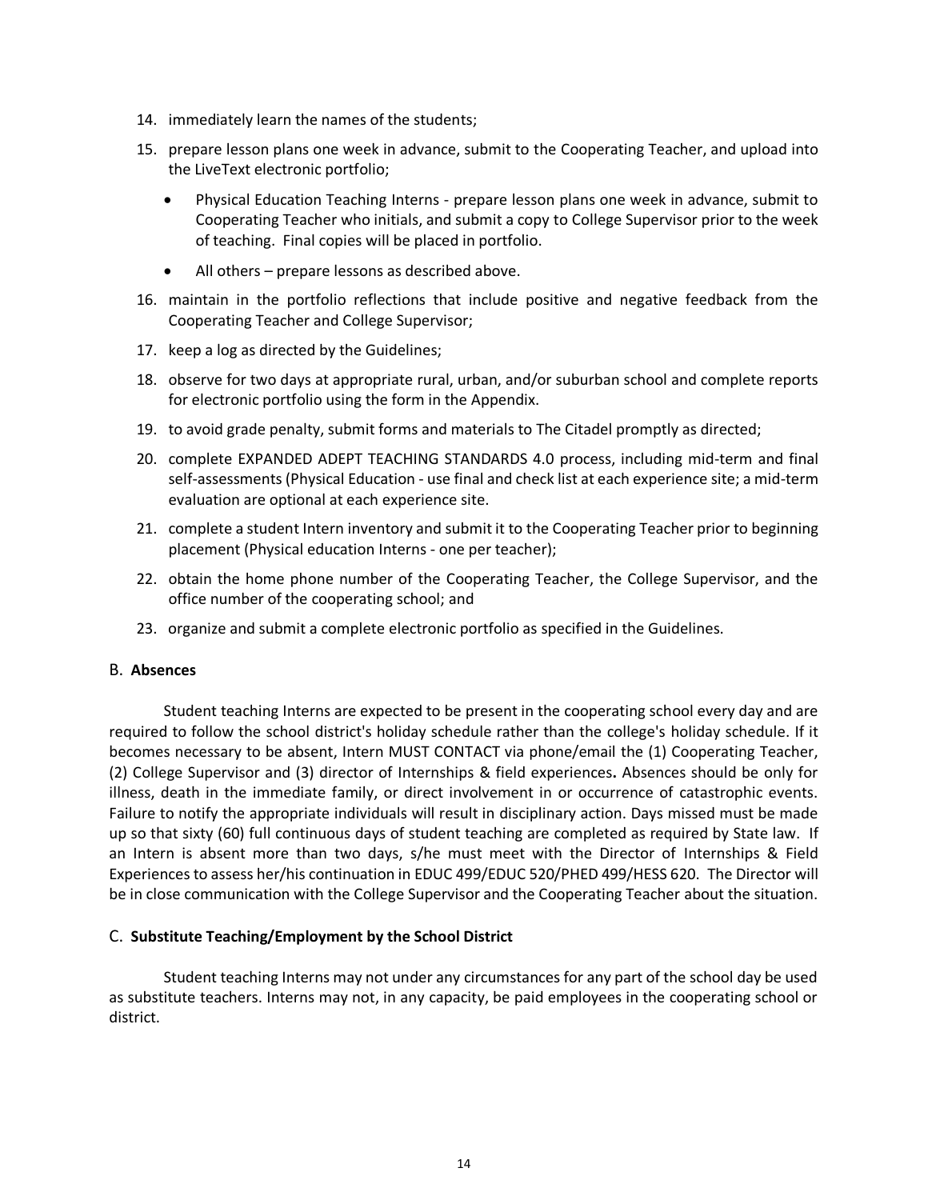14. immediately learn the names of the students;
15. prepare lesson plans one week in advance, submit to the Cooperating Teacher, and upload into the LiveText electronic portfolio;
    - Physical Education Teaching Interns - prepare lesson plans one week in advance, submit to Cooperating Teacher who initials, and submit a copy to College Supervisor prior to the week of teaching. Final copies will be placed in portfolio.
    - All others – prepare lessons as described above.
16. maintain in the portfolio reflections that include positive and negative feedback from the Cooperating Teacher and College Supervisor;
17. keep a log as directed by the Guidelines;
18. observe for two days at appropriate rural, urban, and/or suburban school and complete reports for electronic portfolio using the form in the Appendix.
19. to avoid grade penalty, submit forms and materials to The Citadel promptly as directed;
20. complete EXPANDED ADEPT TEACHING STANDARDS 4.0 process, including mid-term and final self-assessments (Physical Education - use final and check list at each experience site; a mid-term evaluation are optional at each experience site.
21. complete a student Intern inventory and submit it to the Cooperating Teacher prior to beginning placement (Physical education Interns - one per teacher);
22. obtain the home phone number of the Cooperating Teacher, the College Supervisor, and the office number of the cooperating school; and
23. organize and submit a complete electronic portfolio as specified in the Guidelines.

### B. **Absences**

Student teaching Interns are expected to be present in the cooperating school every day and are required to follow the school district's holiday schedule rather than the college's holiday schedule. If it becomes necessary to be absent, Intern MUST CONTACT via phone/email the (1) Cooperating Teacher, (2) College Supervisor and (3) director of Internships & field experiences**.** Absences should be only for illness, death in the immediate family, or direct involvement in or occurrence of catastrophic events. Failure to notify the appropriate individuals will result in disciplinary action. Days missed must be made up so that sixty (60) full continuous days of student teaching are completed as required by State law. If an Intern is absent more than two days, s/he must meet with the Director of Internships & Field Experiences to assess her/his continuation in EDUC 499/EDUC 520/PHED 499/HESS 620. The Director will be in close communication with the College Supervisor and the Cooperating Teacher about the situation.

### C. **Substitute Teaching/Employment by the School District**

Student teaching Interns may not under any circumstances for any part of the school day be used as substitute teachers. Interns may not, in any capacity, be paid employees in the cooperating school or district.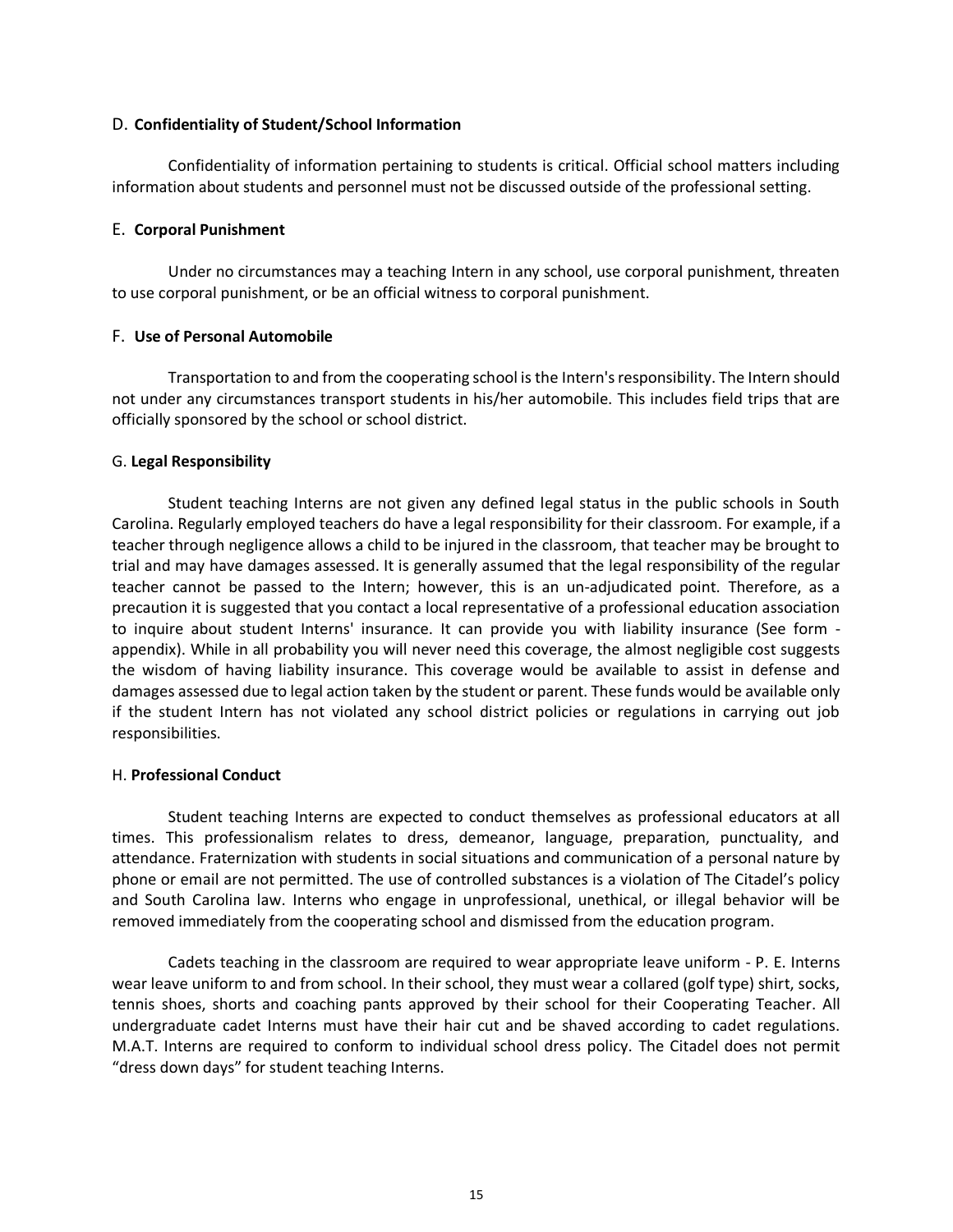### D. **Confidentiality of Student/School Information**

Confidentiality of information pertaining to students is critical. Official school matters including information about students and personnel must not be discussed outside of the professional setting.

### E. **Corporal Punishment**

Under no circumstances may a teaching Intern in any school, use corporal punishment, threaten to use corporal punishment, or be an official witness to corporal punishment.

### F. **Use of Personal Automobile**

Transportation to and from the cooperating school is the Intern's responsibility. The Intern should not under any circumstances transport students in his/her automobile. This includes field trips that are officially sponsored by the school or school district.

### G. **Legal Responsibility**

Student teaching Interns are not given any defined legal status in the public schools in South Carolina. Regularly employed teachers do have a legal responsibility for their classroom. For example, if a teacher through negligence allows a child to be injured in the classroom, that teacher may be brought to trial and may have damages assessed. It is generally assumed that the legal responsibility of the regular teacher cannot be passed to the Intern; however, this is an un-adjudicated point. Therefore, as a precaution it is suggested that you contact a local representative of a professional education association to inquire about student Interns' insurance. It can provide you with liability insurance (See form - appendix). While in all probability you will never need this coverage, the almost negligible cost suggests the wisdom of having liability insurance. This coverage would be available to assist in defense and damages assessed due to legal action taken by the student or parent. These funds would be available only if the student Intern has not violated any school district policies or regulations in carrying out job responsibilities.

### H. **Professional Conduct**

Student teaching Interns are expected to conduct themselves as professional educators at all times. This professionalism relates to dress, demeanor, language, preparation, punctuality, and attendance. Fraternization with students in social situations and communication of a personal nature by phone or email are not permitted. The use of controlled substances is a violation of The Citadel's policy and South Carolina law. Interns who engage in unprofessional, unethical, or illegal behavior will be removed immediately from the cooperating school and dismissed from the education program.

Cadets teaching in the classroom are required to wear appropriate leave uniform - P. E. Interns wear leave uniform to and from school. In their school, they must wear a collared (golf type) shirt, socks, tennis shoes, shorts and coaching pants approved by their school for their Cooperating Teacher. All undergraduate cadet Interns must have their hair cut and be shaved according to cadet regulations. M.A.T. Interns are required to conform to individual school dress policy. The Citadel does not permit "dress down days" for student teaching Interns.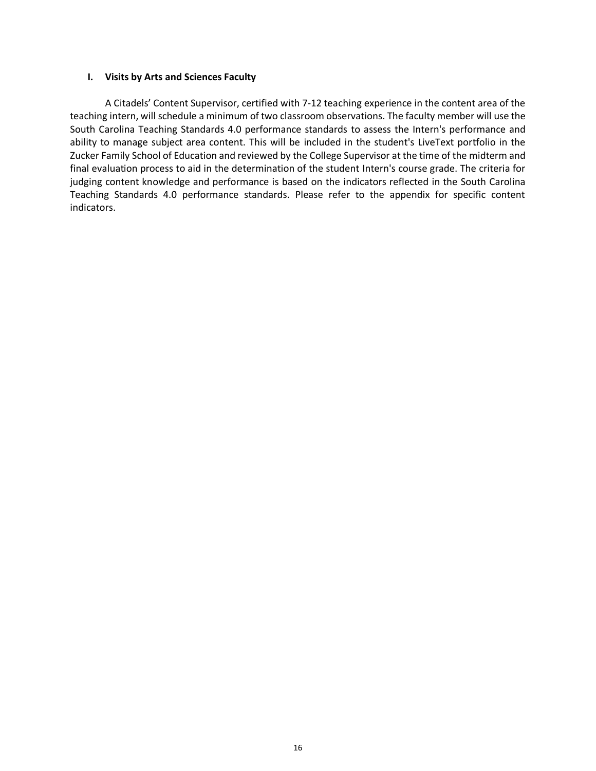### I. Visits by Arts and Sciences Faculty

A Citadels' Content Supervisor, certified with 7-12 teaching experience in the content area of the teaching intern, will schedule a minimum of two classroom observations. The faculty member will use the South Carolina Teaching Standards 4.0 performance standards to assess the Intern's performance and ability to manage subject area content. This will be included in the student's LiveText portfolio in the Zucker Family School of Education and reviewed by the College Supervisor at the time of the midterm and final evaluation process to aid in the determination of the student Intern's course grade. The criteria for judging content knowledge and performance is based on the indicators reflected in the South Carolina Teaching Standards 4.0 performance standards. Please refer to the appendix for specific content indicators.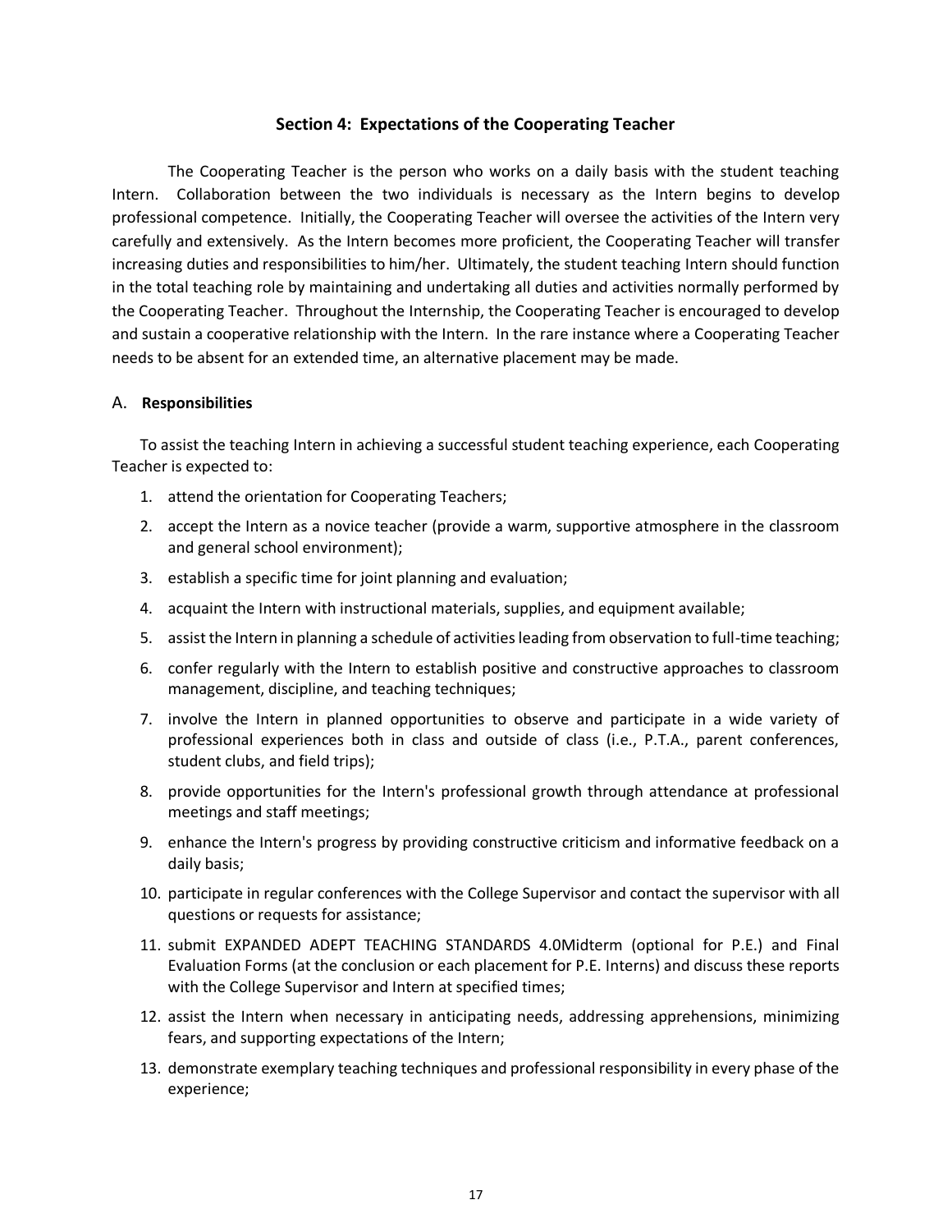## Section 4: Expectations of the Cooperating Teacher

The Cooperating Teacher is the person who works on a daily basis with the student teaching Intern. Collaboration between the two individuals is necessary as the Intern begins to develop professional competence. Initially, the Cooperating Teacher will oversee the activities of the Intern very carefully and extensively. As the Intern becomes more proficient, the Cooperating Teacher will transfer increasing duties and responsibilities to him/her. Ultimately, the student teaching Intern should function in the total teaching role by maintaining and undertaking all duties and activities normally performed by the Cooperating Teacher. Throughout the Internship, the Cooperating Teacher is encouraged to develop and sustain a cooperative relationship with the Intern. In the rare instance where a Cooperating Teacher needs to be absent for an extended time, an alternative placement may be made.

### A. Responsibilities

To assist the teaching Intern in achieving a successful student teaching experience, each Cooperating Teacher is expected to:

1. attend the orientation for Cooperating Teachers;
2. accept the Intern as a novice teacher (provide a warm, supportive atmosphere in the classroom and general school environment);
3. establish a specific time for joint planning and evaluation;
4. acquaint the Intern with instructional materials, supplies, and equipment available;
5. assist the Intern in planning a schedule of activities leading from observation to full-time teaching;
6. confer regularly with the Intern to establish positive and constructive approaches to classroom management, discipline, and teaching techniques;
7. involve the Intern in planned opportunities to observe and participate in a wide variety of professional experiences both in class and outside of class (i.e., P.T.A., parent conferences, student clubs, and field trips);
8. provide opportunities for the Intern's professional growth through attendance at professional meetings and staff meetings;
9. enhance the Intern's progress by providing constructive criticism and informative feedback on a daily basis;
10. participate in regular conferences with the College Supervisor and contact the supervisor with all questions or requests for assistance;
11. submit EXPANDED ADEPT TEACHING STANDARDS 4.0Midterm (optional for P.E.) and Final Evaluation Forms (at the conclusion or each placement for P.E. Interns) and discuss these reports with the College Supervisor and Intern at specified times;
12. assist the Intern when necessary in anticipating needs, addressing apprehensions, minimizing fears, and supporting expectations of the Intern;
13. demonstrate exemplary teaching techniques and professional responsibility in every phase of the experience;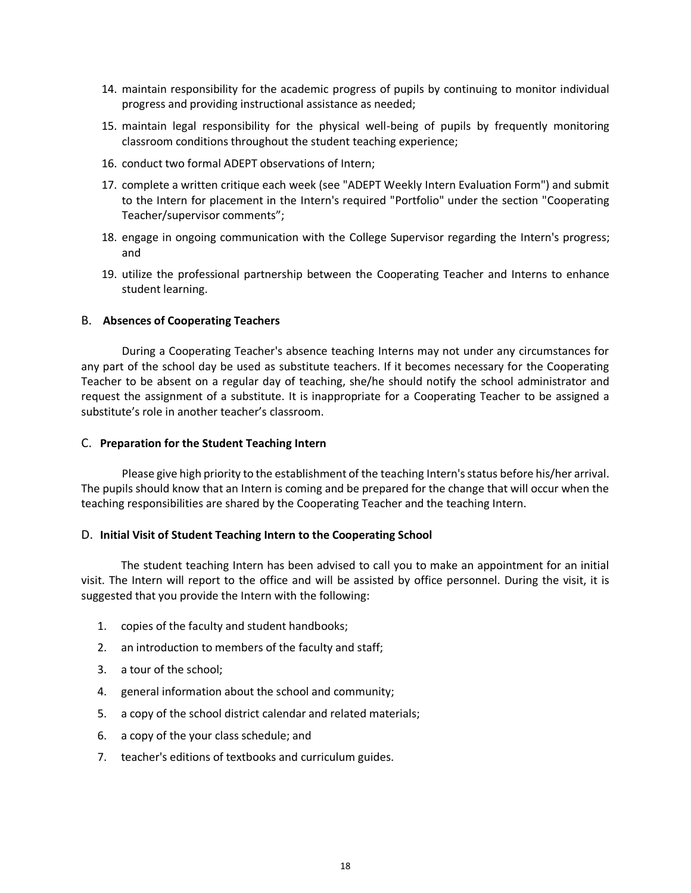14. maintain responsibility for the academic progress of pupils by continuing to monitor individual progress and providing instructional assistance as needed;
15. maintain legal responsibility for the physical well-being of pupils by frequently monitoring classroom conditions throughout the student teaching experience;
16. conduct two formal ADEPT observations of Intern;
17. complete a written critique each week (see "ADEPT Weekly Intern Evaluation Form") and submit to the Intern for placement in the Intern's required "Portfolio" under the section "Cooperating Teacher/supervisor comments";
18. engage in ongoing communication with the College Supervisor regarding the Intern's progress; and
19. utilize the professional partnership between the Cooperating Teacher and Interns to enhance student learning.

### B. **Absences of Cooperating Teachers**

During a Cooperating Teacher's absence teaching Interns may not under any circumstances for any part of the school day be used as substitute teachers. If it becomes necessary for the Cooperating Teacher to be absent on a regular day of teaching, she/he should notify the school administrator and request the assignment of a substitute. It is inappropriate for a Cooperating Teacher to be assigned a substitute's role in another teacher's classroom.

### C. **Preparation for the Student Teaching Intern**

Please give high priority to the establishment of the teaching Intern's status before his/her arrival. The pupils should know that an Intern is coming and be prepared for the change that will occur when the teaching responsibilities are shared by the Cooperating Teacher and the teaching Intern.

### D. **Initial Visit of Student Teaching Intern to the Cooperating School**

The student teaching Intern has been advised to call you to make an appointment for an initial visit. The Intern will report to the office and will be assisted by office personnel. During the visit, it is suggested that you provide the Intern with the following:

1. copies of the faculty and student handbooks;
2. an introduction to members of the faculty and staff;
3. a tour of the school;
4. general information about the school and community;
5. a copy of the school district calendar and related materials;
6. a copy of the your class schedule; and
7. teacher's editions of textbooks and curriculum guides.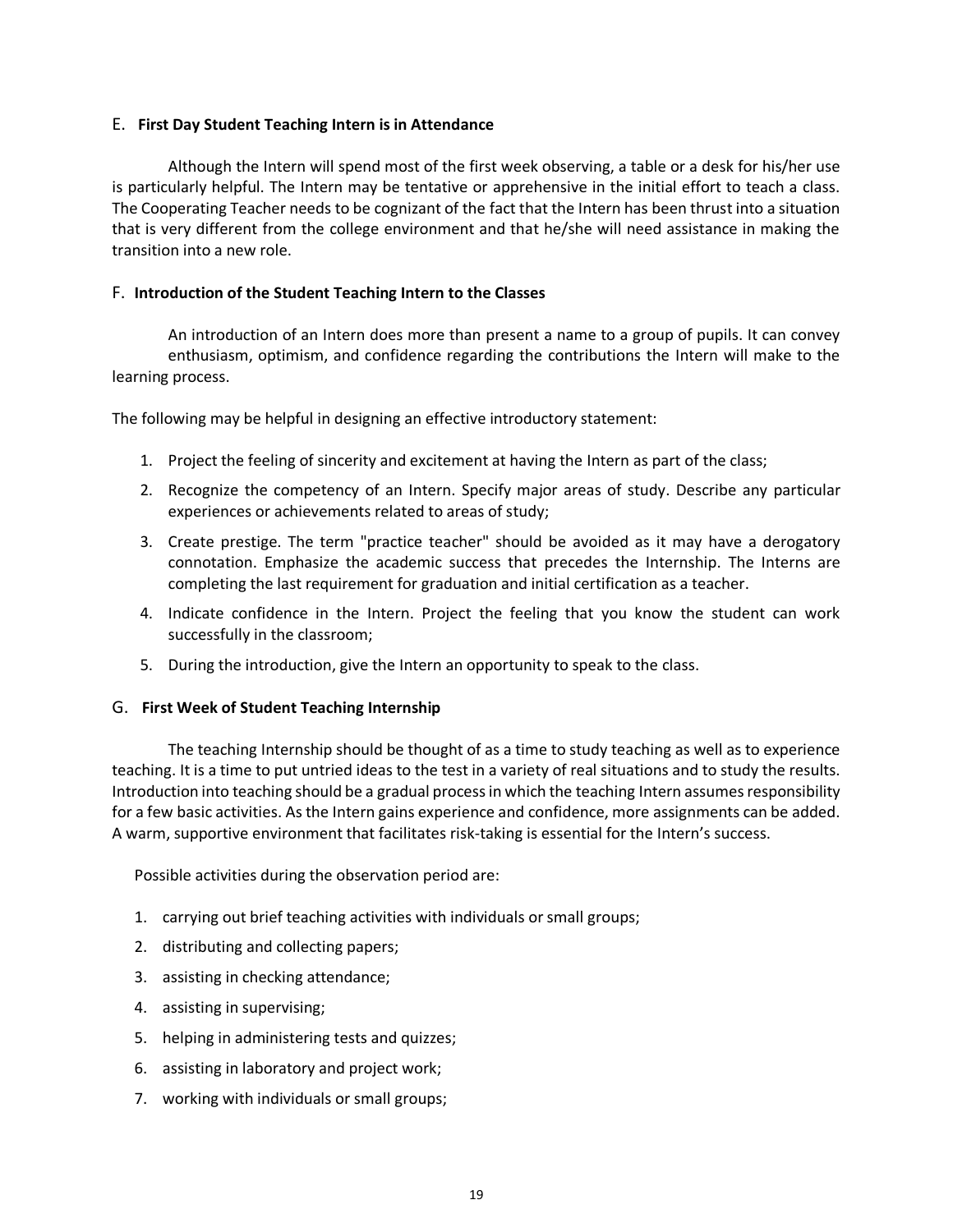### E. **First Day Student Teaching Intern is in Attendance**

Although the Intern will spend most of the first week observing, a table or a desk for his/her use is particularly helpful. The Intern may be tentative or apprehensive in the initial effort to teach a class. The Cooperating Teacher needs to be cognizant of the fact that the Intern has been thrust into a situation that is very different from the college environment and that he/she will need assistance in making the transition into a new role.

### F. **Introduction of the Student Teaching Intern to the Classes**

An introduction of an Intern does more than present a name to a group of pupils. It can convey enthusiasm, optimism, and confidence regarding the contributions the Intern will make to the learning process.

The following may be helpful in designing an effective introductory statement:

1. Project the feeling of sincerity and excitement at having the Intern as part of the class;
2. Recognize the competency of an Intern. Specify major areas of study. Describe any particular experiences or achievements related to areas of study;
3. Create prestige. The term "practice teacher" should be avoided as it may have a derogatory connotation. Emphasize the academic success that precedes the Internship. The Interns are completing the last requirement for graduation and initial certification as a teacher.
4. Indicate confidence in the Intern. Project the feeling that you know the student can work successfully in the classroom;
5. During the introduction, give the Intern an opportunity to speak to the class.

### G. **First Week of Student Teaching Internship**

The teaching Internship should be thought of as a time to study teaching as well as to experience teaching. It is a time to put untried ideas to the test in a variety of real situations and to study the results. Introduction into teaching should be a gradual process in which the teaching Intern assumes responsibility for a few basic activities. As the Intern gains experience and confidence, more assignments can be added. A warm, supportive environment that facilitates risk-taking is essential for the Intern's success.

Possible activities during the observation period are:

1. carrying out brief teaching activities with individuals or small groups;
2. distributing and collecting papers;
3. assisting in checking attendance;
4. assisting in supervising;
5. helping in administering tests and quizzes;
6. assisting in laboratory and project work;
7. working with individuals or small groups;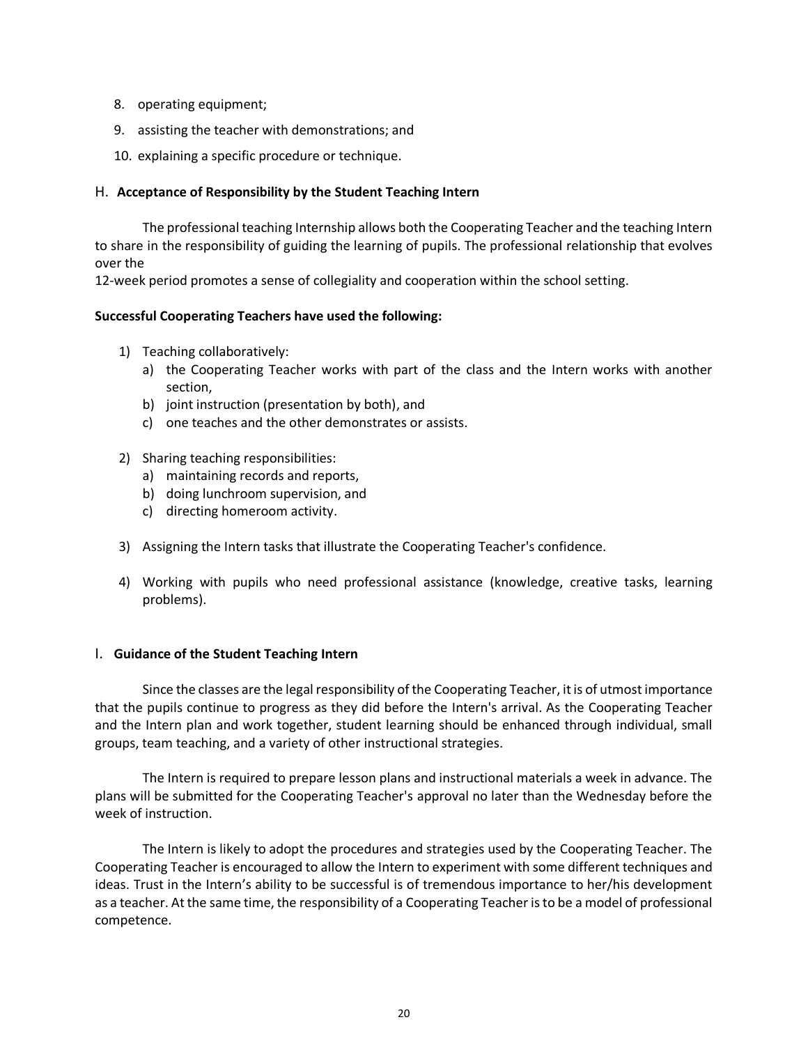8. operating equipment;
9. assisting the teacher with demonstrations; and
10. explaining a specific procedure or technique.

## H. Acceptance of Responsibility by the Student Teaching Intern

The professional teaching Internship allows both the Cooperating Teacher and the teaching Intern to share in the responsibility of guiding the learning of pupils. The professional relationship that evolves over the
12-week period promotes a sense of collegiality and cooperation within the school setting.

**Successful Cooperating Teachers have used the following:**

1) Teaching collaboratively:
   a) the Cooperating Teacher works with part of the class and the Intern works with another section,
   b) joint instruction (presentation by both), and
   c) one teaches and the other demonstrates or assists.

2) Sharing teaching responsibilities:
   a) maintaining records and reports,
   b) doing lunchroom supervision, and
   c) directing homeroom activity.

3) Assigning the Intern tasks that illustrate the Cooperating Teacher's confidence.

4) Working with pupils who need professional assistance (knowledge, creative tasks, learning problems).

## I. Guidance of the Student Teaching Intern

Since the classes are the legal responsibility of the Cooperating Teacher, it is of utmost importance that the pupils continue to progress as they did before the Intern's arrival. As the Cooperating Teacher and the Intern plan and work together, student learning should be enhanced through individual, small groups, team teaching, and a variety of other instructional strategies.

The Intern is required to prepare lesson plans and instructional materials a week in advance. The plans will be submitted for the Cooperating Teacher's approval no later than the Wednesday before the week of instruction.

The Intern is likely to adopt the procedures and strategies used by the Cooperating Teacher. The Cooperating Teacher is encouraged to allow the Intern to experiment with some different techniques and ideas. Trust in the Intern's ability to be successful is of tremendous importance to her/his development as a teacher. At the same time, the responsibility of a Cooperating Teacher is to be a model of professional competence.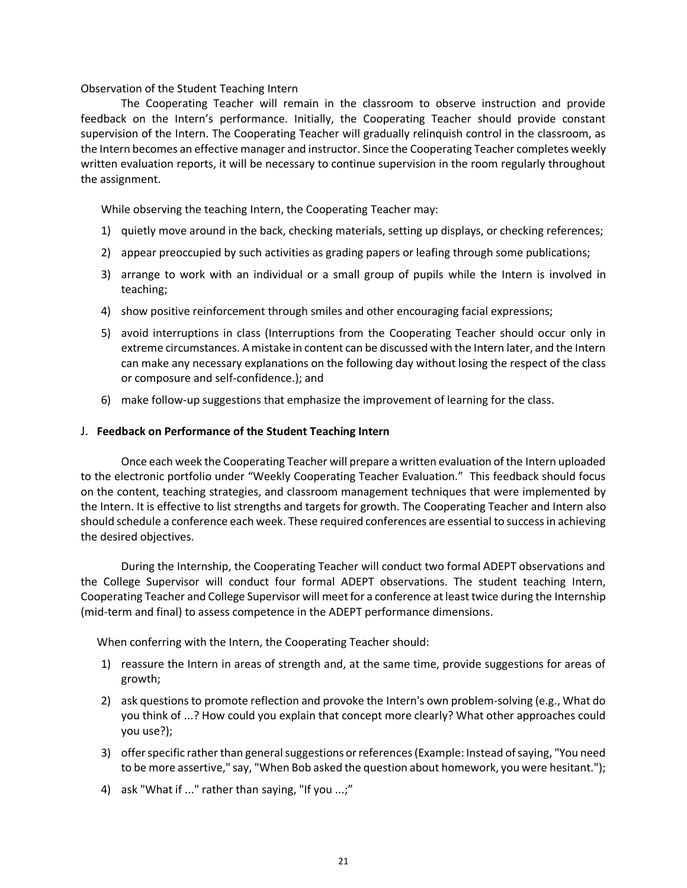Observation of the Student Teaching Intern

The Cooperating Teacher will remain in the classroom to observe instruction and provide feedback on the Intern's performance. Initially, the Cooperating Teacher should provide constant supervision of the Intern. The Cooperating Teacher will gradually relinquish control in the classroom, as the Intern becomes an effective manager and instructor. Since the Cooperating Teacher completes weekly written evaluation reports, it will be necessary to continue supervision in the room regularly throughout the assignment.

While observing the teaching Intern, the Cooperating Teacher may:

1) quietly move around in the back, checking materials, setting up displays, or checking references;
2) appear preoccupied by such activities as grading papers or leafing through some publications;
3) arrange to work with an individual or a small group of pupils while the Intern is involved in teaching;
4) show positive reinforcement through smiles and other encouraging facial expressions;
5) avoid interruptions in class (Interruptions from the Cooperating Teacher should occur only in extreme circumstances. A mistake in content can be discussed with the Intern later, and the Intern can make any necessary explanations on the following day without losing the respect of the class or composure and self-confidence.); and
6) make follow-up suggestions that emphasize the improvement of learning for the class.

## J. **Feedback on Performance of the Student Teaching Intern**

Once each week the Cooperating Teacher will prepare a written evaluation of the Intern uploaded to the electronic portfolio under "Weekly Cooperating Teacher Evaluation." This feedback should focus on the content, teaching strategies, and classroom management techniques that were implemented by the Intern. It is effective to list strengths and targets for growth. The Cooperating Teacher and Intern also should schedule a conference each week. These required conferences are essential to success in achieving the desired objectives.

During the Internship, the Cooperating Teacher will conduct two formal ADEPT observations and the College Supervisor will conduct four formal ADEPT observations. The student teaching Intern, Cooperating Teacher and College Supervisor will meet for a conference at least twice during the Internship (mid-term and final) to assess competence in the ADEPT performance dimensions.

When conferring with the Intern, the Cooperating Teacher should:

1) reassure the Intern in areas of strength and, at the same time, provide suggestions for areas of growth;
2) ask questions to promote reflection and provoke the Intern's own problem-solving (e.g., What do you think of ...? How could you explain that concept more clearly? What other approaches could you use?);
3) offer specific rather than general suggestions or references (Example: Instead of saying, "You need to be more assertive," say, "When Bob asked the question about homework, you were hesitant.");
4) ask "What if ..." rather than saying, "If you ...;"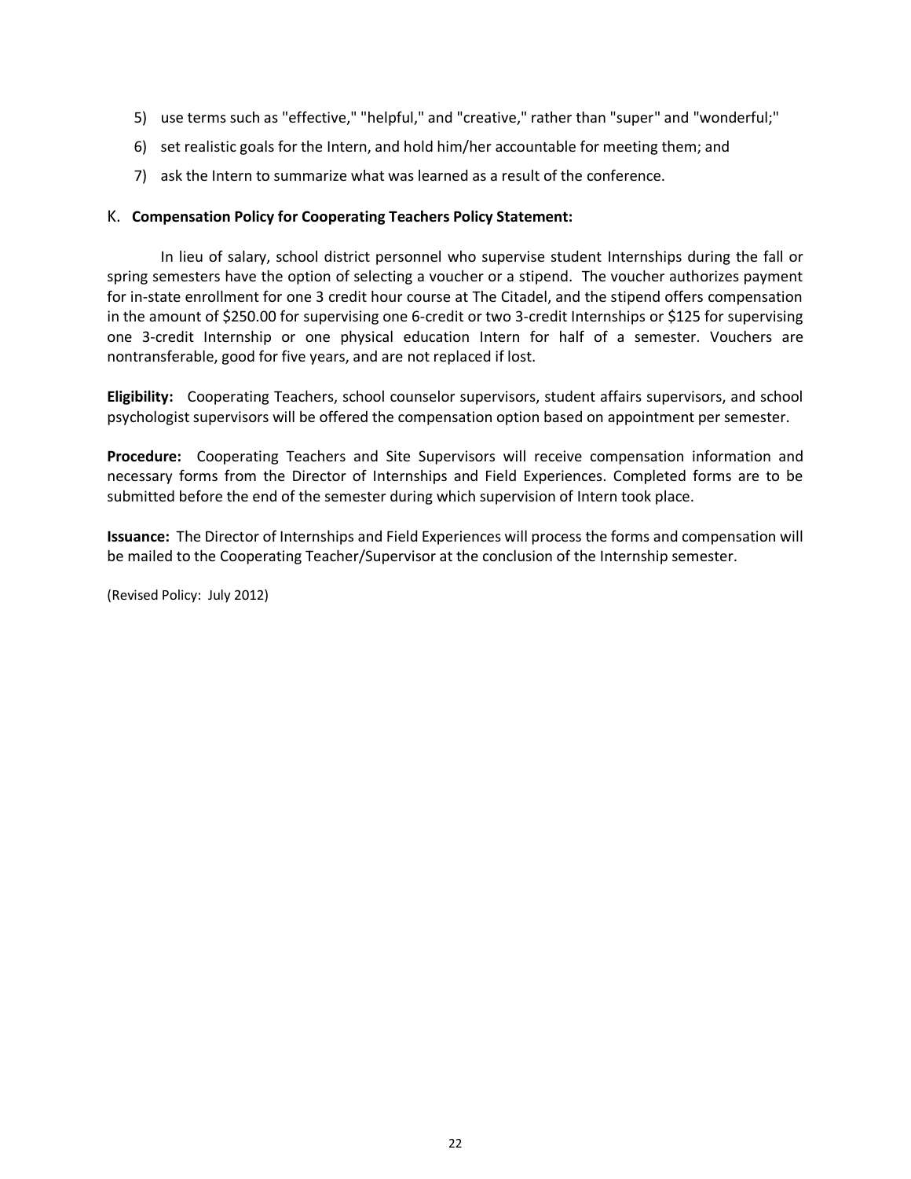5) use terms such as "effective," "helpful," and "creative," rather than "super" and "wonderful;"
6) set realistic goals for the Intern, and hold him/her accountable for meeting them; and
7) ask the Intern to summarize what was learned as a result of the conference.

### K. **Compensation Policy for Cooperating Teachers Policy Statement:**

In lieu of salary, school district personnel who supervise student Internships during the fall or spring semesters have the option of selecting a voucher or a stipend. The voucher authorizes payment for in-state enrollment for one 3 credit hour course at The Citadel, and the stipend offers compensation in the amount of $250.00 for supervising one 6-credit or two 3-credit Internships or $125 for supervising one 3-credit Internship or one physical education Intern for half of a semester. Vouchers are nontransferable, good for five years, and are not replaced if lost.

**Eligibility:** Cooperating Teachers, school counselor supervisors, student affairs supervisors, and school psychologist supervisors will be offered the compensation option based on appointment per semester.

**Procedure:** Cooperating Teachers and Site Supervisors will receive compensation information and necessary forms from the Director of Internships and Field Experiences. Completed forms are to be submitted before the end of the semester during which supervision of Intern took place.

**Issuance:** The Director of Internships and Field Experiences will process the forms and compensation will be mailed to the Cooperating Teacher/Supervisor at the conclusion of the Internship semester.

(Revised Policy: July 2012)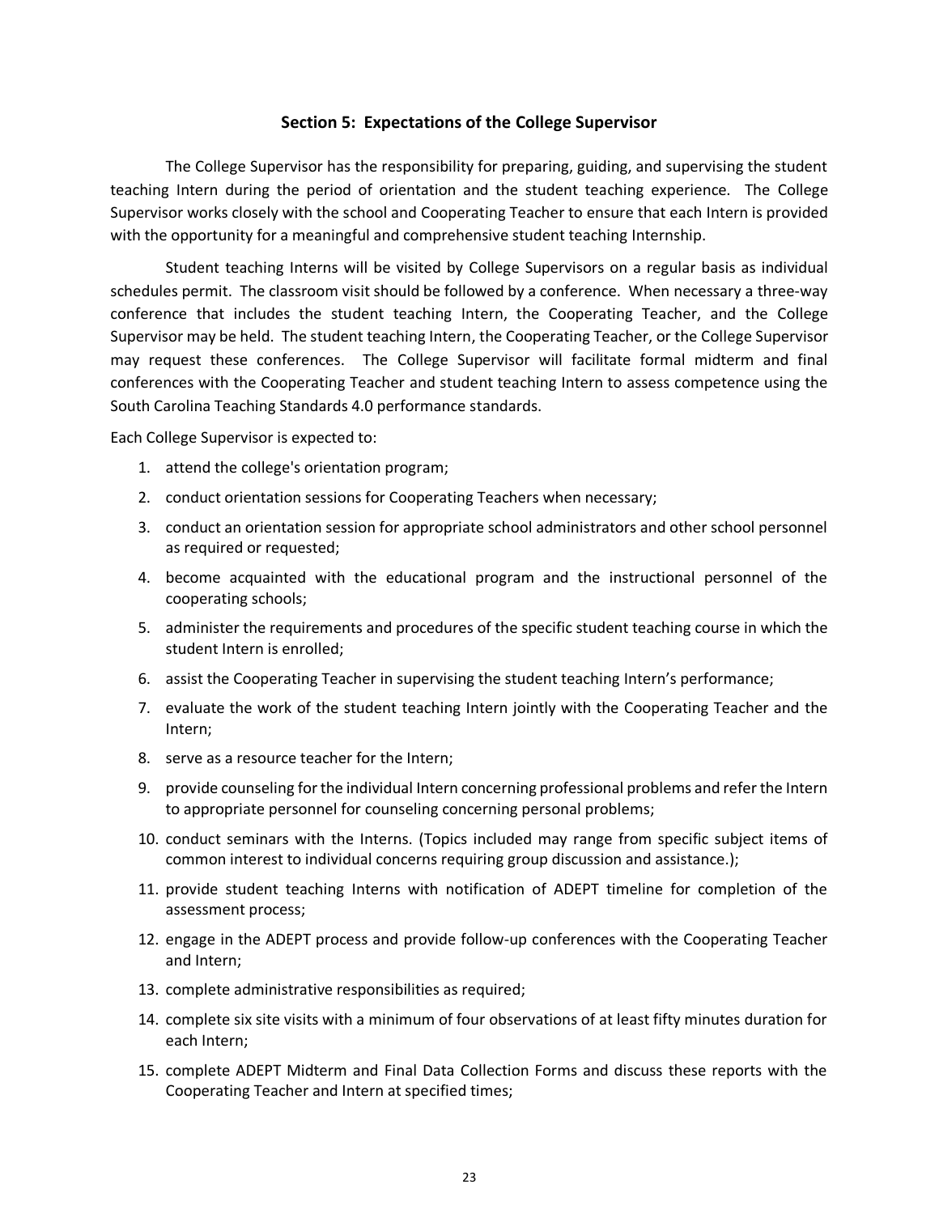## Section 5: Expectations of the College Supervisor

The College Supervisor has the responsibility for preparing, guiding, and supervising the student teaching Intern during the period of orientation and the student teaching experience. The College Supervisor works closely with the school and Cooperating Teacher to ensure that each Intern is provided with the opportunity for a meaningful and comprehensive student teaching Internship.

Student teaching Interns will be visited by College Supervisors on a regular basis as individual schedules permit. The classroom visit should be followed by a conference. When necessary a three-way conference that includes the student teaching Intern, the Cooperating Teacher, and the College Supervisor may be held. The student teaching Intern, the Cooperating Teacher, or the College Supervisor may request these conferences. The College Supervisor will facilitate formal midterm and final conferences with the Cooperating Teacher and student teaching Intern to assess competence using the South Carolina Teaching Standards 4.0 performance standards.

Each College Supervisor is expected to:

1. attend the college's orientation program;
2. conduct orientation sessions for Cooperating Teachers when necessary;
3. conduct an orientation session for appropriate school administrators and other school personnel as required or requested;
4. become acquainted with the educational program and the instructional personnel of the cooperating schools;
5. administer the requirements and procedures of the specific student teaching course in which the student Intern is enrolled;
6. assist the Cooperating Teacher in supervising the student teaching Intern's performance;
7. evaluate the work of the student teaching Intern jointly with the Cooperating Teacher and the Intern;
8. serve as a resource teacher for the Intern;
9. provide counseling for the individual Intern concerning professional problems and refer the Intern to appropriate personnel for counseling concerning personal problems;
10. conduct seminars with the Interns. (Topics included may range from specific subject items of common interest to individual concerns requiring group discussion and assistance.);
11. provide student teaching Interns with notification of ADEPT timeline for completion of the assessment process;
12. engage in the ADEPT process and provide follow-up conferences with the Cooperating Teacher and Intern;
13. complete administrative responsibilities as required;
14. complete six site visits with a minimum of four observations of at least fifty minutes duration for each Intern;
15. complete ADEPT Midterm and Final Data Collection Forms and discuss these reports with the Cooperating Teacher and Intern at specified times;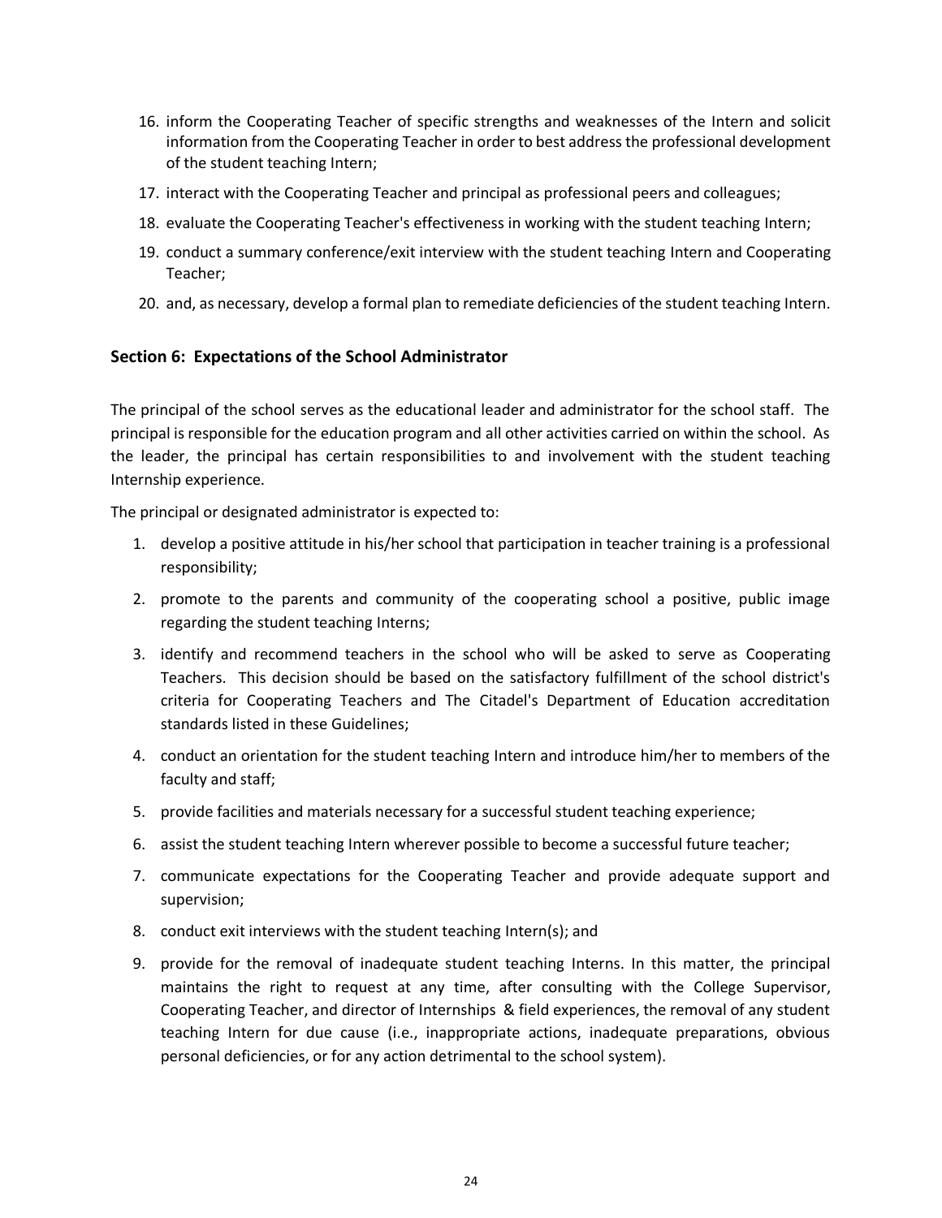16. inform the Cooperating Teacher of specific strengths and weaknesses of the Intern and solicit information from the Cooperating Teacher in order to best address the professional development of the student teaching Intern;
17. interact with the Cooperating Teacher and principal as professional peers and colleagues;
18. evaluate the Cooperating Teacher's effectiveness in working with the student teaching Intern;
19. conduct a summary conference/exit interview with the student teaching Intern and Cooperating Teacher;
20. and, as necessary, develop a formal plan to remediate deficiencies of the student teaching Intern.

### Section 6: Expectations of the School Administrator

The principal of the school serves as the educational leader and administrator for the school staff. The principal is responsible for the education program and all other activities carried on within the school. As the leader, the principal has certain responsibilities to and involvement with the student teaching Internship experience.

The principal or designated administrator is expected to:

1. develop a positive attitude in his/her school that participation in teacher training is a professional responsibility;
2. promote to the parents and community of the cooperating school a positive, public image regarding the student teaching Interns;
3. identify and recommend teachers in the school who will be asked to serve as Cooperating Teachers. This decision should be based on the satisfactory fulfillment of the school district's criteria for Cooperating Teachers and The Citadel's Department of Education accreditation standards listed in these Guidelines;
4. conduct an orientation for the student teaching Intern and introduce him/her to members of the faculty and staff;
5. provide facilities and materials necessary for a successful student teaching experience;
6. assist the student teaching Intern wherever possible to become a successful future teacher;
7. communicate expectations for the Cooperating Teacher and provide adequate support and supervision;
8. conduct exit interviews with the student teaching Intern(s); and
9. provide for the removal of inadequate student teaching Interns. In this matter, the principal maintains the right to request at any time, after consulting with the College Supervisor, Cooperating Teacher, and director of Internships & field experiences, the removal of any student teaching Intern for due cause (i.e., inappropriate actions, inadequate preparations, obvious personal deficiencies, or for any action detrimental to the school system).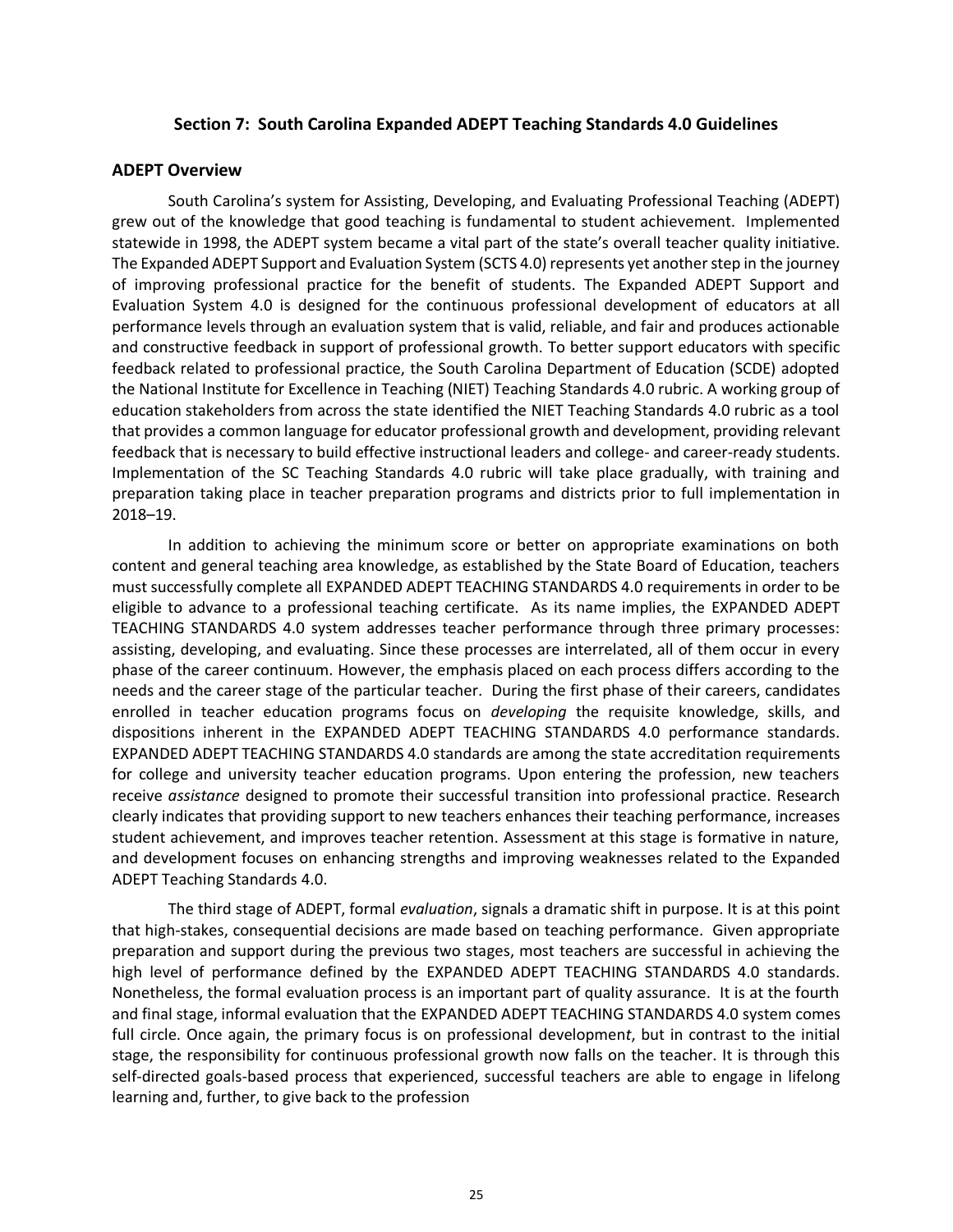## Section 7: South Carolina Expanded ADEPT Teaching Standards 4.0 Guidelines

### ADEPT Overview

South Carolina's system for Assisting, Developing, and Evaluating Professional Teaching (ADEPT) grew out of the knowledge that good teaching is fundamental to student achievement. Implemented statewide in 1998, the ADEPT system became a vital part of the state's overall teacher quality initiative. The Expanded ADEPT Support and Evaluation System (SCTS 4.0) represents yet another step in the journey of improving professional practice for the benefit of students. The Expanded ADEPT Support and Evaluation System 4.0 is designed for the continuous professional development of educators at all performance levels through an evaluation system that is valid, reliable, and fair and produces actionable and constructive feedback in support of professional growth. To better support educators with specific feedback related to professional practice, the South Carolina Department of Education (SCDE) adopted the National Institute for Excellence in Teaching (NIET) Teaching Standards 4.0 rubric. A working group of education stakeholders from across the state identified the NIET Teaching Standards 4.0 rubric as a tool that provides a common language for educator professional growth and development, providing relevant feedback that is necessary to build effective instructional leaders and college- and career-ready students. Implementation of the SC Teaching Standards 4.0 rubric will take place gradually, with training and preparation taking place in teacher preparation programs and districts prior to full implementation in 2018–19.

In addition to achieving the minimum score or better on appropriate examinations on both content and general teaching area knowledge, as established by the State Board of Education, teachers must successfully complete all EXPANDED ADEPT TEACHING STANDARDS 4.0 requirements in order to be eligible to advance to a professional teaching certificate. As its name implies, the EXPANDED ADEPT TEACHING STANDARDS 4.0 system addresses teacher performance through three primary processes: assisting, developing, and evaluating. Since these processes are interrelated, all of them occur in every phase of the career continuum. However, the emphasis placed on each process differs according to the needs and the career stage of the particular teacher. During the first phase of their careers, candidates enrolled in teacher education programs focus on *developing* the requisite knowledge, skills, and dispositions inherent in the EXPANDED ADEPT TEACHING STANDARDS 4.0 performance standards. EXPANDED ADEPT TEACHING STANDARDS 4.0 standards are among the state accreditation requirements for college and university teacher education programs. Upon entering the profession, new teachers receive *assistance* designed to promote their successful transition into professional practice. Research clearly indicates that providing support to new teachers enhances their teaching performance, increases student achievement, and improves teacher retention. Assessment at this stage is formative in nature, and development focuses on enhancing strengths and improving weaknesses related to the Expanded ADEPT Teaching Standards 4.0.

The third stage of ADEPT, formal *evaluation*, signals a dramatic shift in purpose. It is at this point that high-stakes, consequential decisions are made based on teaching performance. Given appropriate preparation and support during the previous two stages, most teachers are successful in achieving the high level of performance defined by the EXPANDED ADEPT TEACHING STANDARDS 4.0 standards. Nonetheless, the formal evaluation process is an important part of quality assurance. It is at the fourth and final stage, informal evaluation that the EXPANDED ADEPT TEACHING STANDARDS 4.0 system comes full circle. Once again, the primary focus is on professional development, but in contrast to the initial stage, the responsibility for continuous professional growth now falls on the teacher. It is through this self-directed goals-based process that experienced, successful teachers are able to engage in lifelong learning and, further, to give back to the profession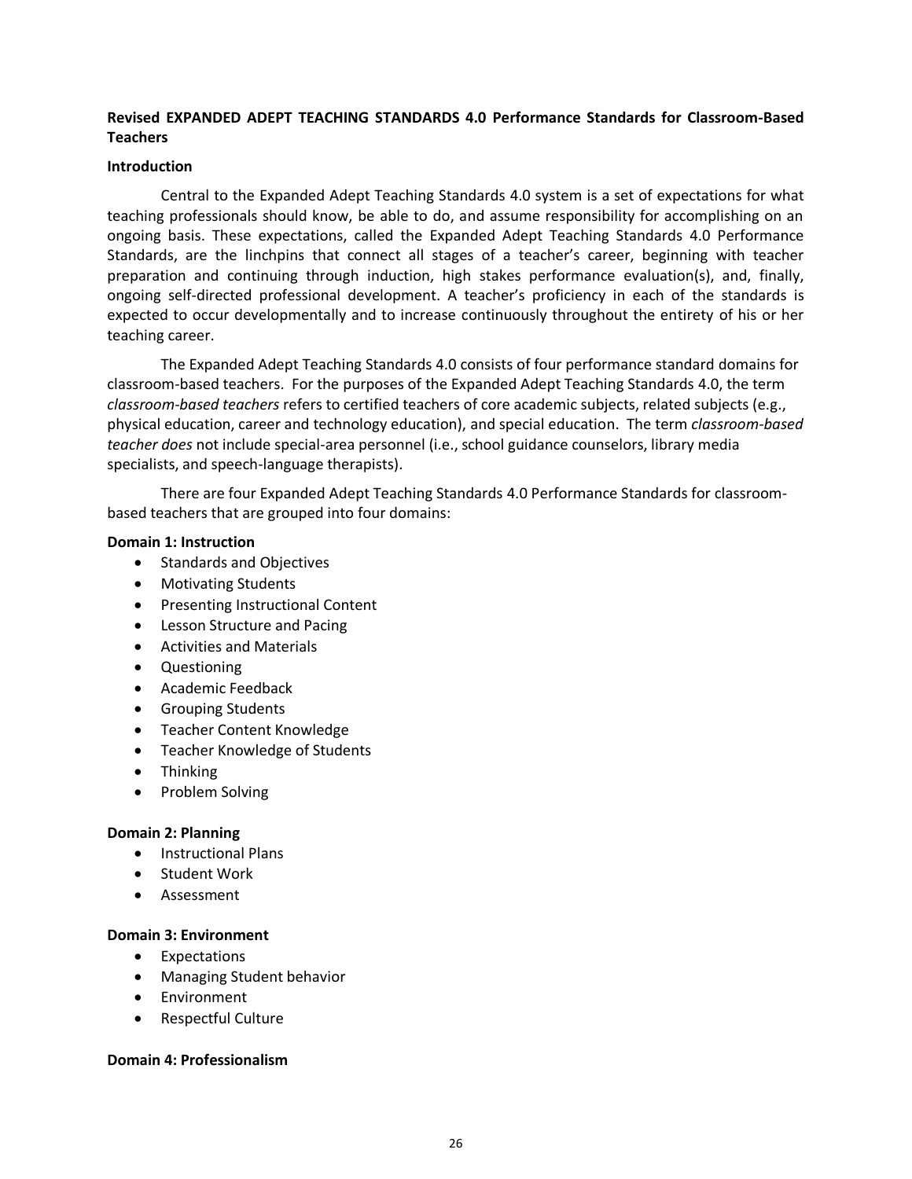**Revised EXPANDED ADEPT TEACHING STANDARDS 4.0 Performance Standards for Classroom-Based Teachers**

**Introduction**

Central to the Expanded Adept Teaching Standards 4.0 system is a set of expectations for what teaching professionals should know, be able to do, and assume responsibility for accomplishing on an ongoing basis. These expectations, called the Expanded Adept Teaching Standards 4.0 Performance Standards, are the linchpins that connect all stages of a teacher's career, beginning with teacher preparation and continuing through induction, high stakes performance evaluation(s), and, finally, ongoing self-directed professional development. A teacher's proficiency in each of the standards is expected to occur developmentally and to increase continuously throughout the entirety of his or her teaching career.

The Expanded Adept Teaching Standards 4.0 consists of four performance standard domains for classroom-based teachers. For the purposes of the Expanded Adept Teaching Standards 4.0, the term *classroom-based teachers* refers to certified teachers of core academic subjects, related subjects (e.g., physical education, career and technology education), and special education. The term *classroom-based teacher does* not include special-area personnel (i.e., school guidance counselors, library media specialists, and speech-language therapists).

There are four Expanded Adept Teaching Standards 4.0 Performance Standards for classroom-based teachers that are grouped into four domains:

**Domain 1: Instruction**

- Standards and Objectives
- Motivating Students
- Presenting Instructional Content
- Lesson Structure and Pacing
- Activities and Materials
- Questioning
- Academic Feedback
- Grouping Students
- Teacher Content Knowledge
- Teacher Knowledge of Students
- Thinking
- Problem Solving

**Domain 2: Planning**

- Instructional Plans
- Student Work
- Assessment

**Domain 3: Environment**

- Expectations
- Managing Student behavior
- Environment
- Respectful Culture

**Domain 4: Professionalism**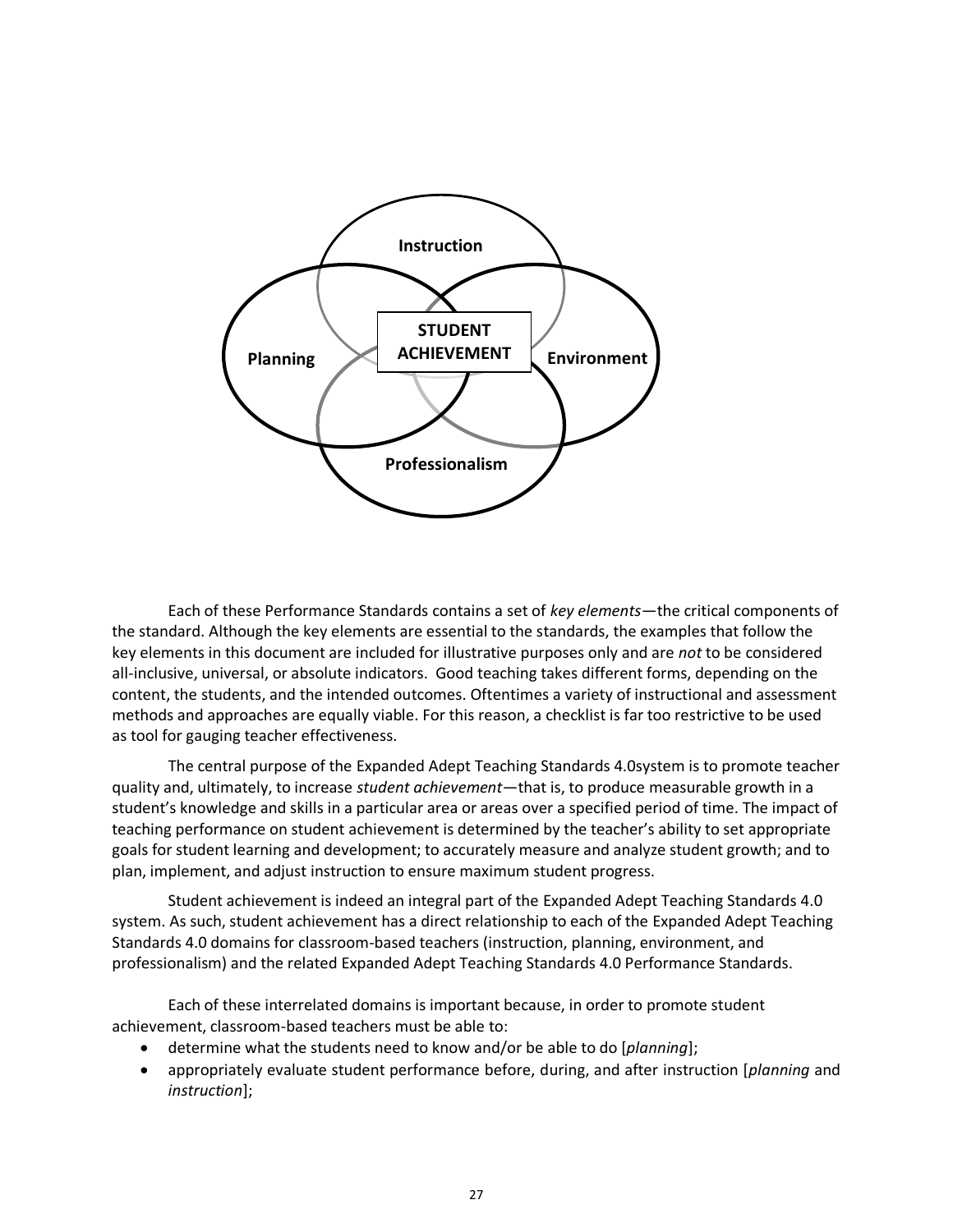Instruction

STUDENT ACHIEVEMENT

Planning

Environment

Professionalism

Each of these Performance Standards contains a set of *key elements*—the critical components of the standard. Although the key elements are essential to the standards, the examples that follow the key elements in this document are included for illustrative purposes only and are *not* to be considered all-inclusive, universal, or absolute indicators. Good teaching takes different forms, depending on the content, the students, and the intended outcomes. Oftentimes a variety of instructional and assessment methods and approaches are equally viable. For this reason, a checklist is far too restrictive to be used as tool for gauging teacher effectiveness.

The central purpose of the Expanded Adept Teaching Standards 4.0system is to promote teacher quality and, ultimately, to increase *student achievement*—that is, to produce measurable growth in a student's knowledge and skills in a particular area or areas over a specified period of time. The impact of teaching performance on student achievement is determined by the teacher's ability to set appropriate goals for student learning and development; to accurately measure and analyze student growth; and to plan, implement, and adjust instruction to ensure maximum student progress.

Student achievement is indeed an integral part of the Expanded Adept Teaching Standards 4.0 system. As such, student achievement has a direct relationship to each of the Expanded Adept Teaching Standards 4.0 domains for classroom-based teachers (instruction, planning, environment, and professionalism) and the related Expanded Adept Teaching Standards 4.0 Performance Standards.

Each of these interrelated domains is important because, in order to promote student achievement, classroom-based teachers must be able to:

- determine what the students need to know and/or be able to do [*planning*];
- appropriately evaluate student performance before, during, and after instruction [*planning* and *instruction*];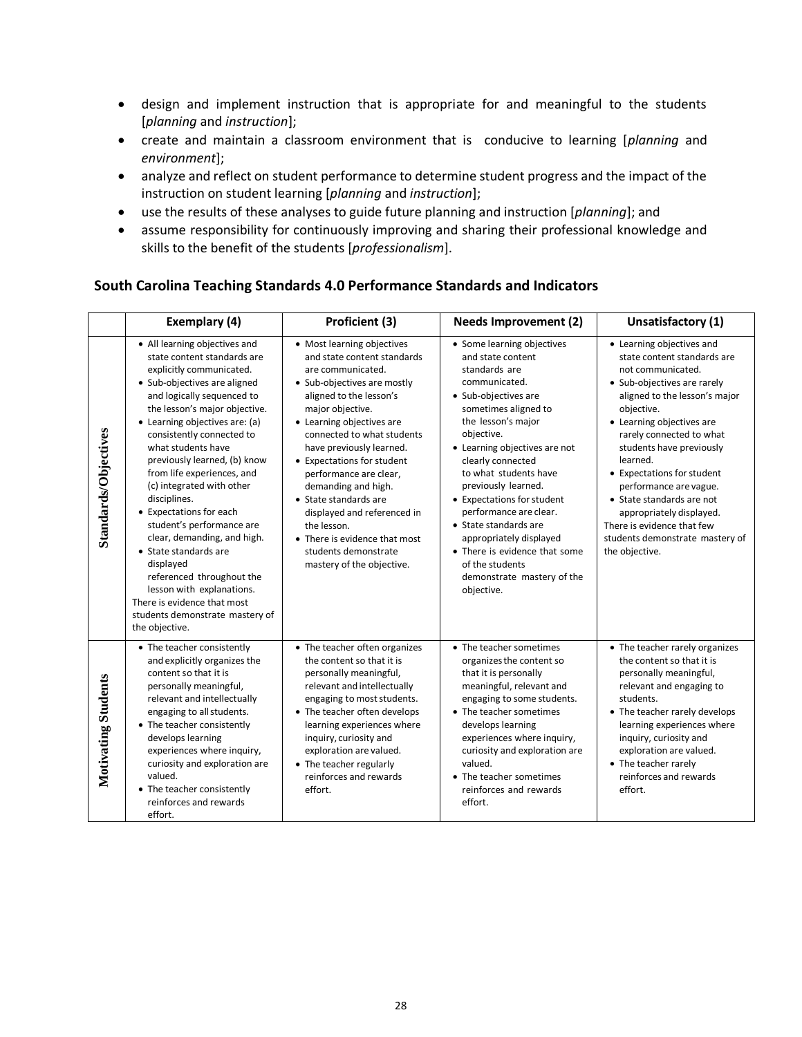- design and implement instruction that is appropriate for and meaningful to the students [*planning* and *instruction*];
- create and maintain a classroom environment that is conducive to learning [*planning* and *environment*];
- analyze and reflect on student performance to determine student progress and the impact of the instruction on student learning [*planning* and *instruction*];
- use the results of these analyses to guide future planning and instruction [*planning*]; and
- assume responsibility for continuously improving and sharing their professional knowledge and skills to the benefit of the students [*professionalism*].

## South Carolina Teaching Standards 4.0 Performance Standards and Indicators

| | Exemplary (4) | Proficient (3) | Needs Improvement (2) | Unsatisfactory (1) |
|---|---|---|---|---|
| **Standards/Objectives** | • All learning objectives and state content standards are explicitly communicated.<br>• Sub-objectives are aligned and logically sequenced to the lesson's major objective.<br>• Learning objectives are: (a) consistently connected to what students have previously learned, (b) know from life experiences, and (c) integrated with other disciplines.<br>• Expectations for each student's performance are clear, demanding, and high.<br>• State standards are displayed referenced throughout the lesson with explanations.<br>There is evidence that most students demonstrate mastery of the objective. | • Most learning objectives and state content standards are communicated.<br>• Sub-objectives are mostly aligned to the lesson's major objective.<br>• Learning objectives are connected to what students have previously learned.<br>• Expectations for student performance are clear, demanding and high.<br>• State standards are displayed and referenced in the lesson.<br>• There is evidence that most students demonstrate mastery of the objective. | • Some learning objectives and state content standards are communicated.<br>• Sub-objectives are sometimes aligned to the lesson's major objective.<br>• Learning objectives are not clearly connected to what students have previously learned.<br>• Expectations for student performance are clear.<br>• State standards are appropriately displayed<br>• There is evidence that some of the students demonstrate mastery of the objective. | • Learning objectives and state content standards are not communicated.<br>• Sub-objectives are rarely aligned to the lesson's major objective.<br>• Learning objectives are rarely connected to what students have previously learned.<br>• Expectations for student performance are vague.<br>• State standards are not appropriately displayed.<br>There is evidence that few students demonstrate mastery of the objective. |
| **Motivating Students** | • The teacher consistently and explicitly organizes the content so that it is personally meaningful, relevant and intellectually engaging to all students.<br>• The teacher consistently develops learning experiences where inquiry, curiosity and exploration are valued.<br>• The teacher consistently reinforces and rewards effort. | • The teacher often organizes the content so that it is personally meaningful, relevant and intellectually engaging to most students.<br>• The teacher often develops learning experiences where inquiry, curiosity and exploration are valued.<br>• The teacher regularly reinforces and rewards effort. | • The teacher sometimes organizes the content so that it is personally meaningful, relevant and engaging to some students.<br>• The teacher sometimes develops learning experiences where inquiry, curiosity and exploration are valued.<br>• The teacher sometimes reinforces and rewards effort. | • The teacher rarely organizes the content so that it is personally meaningful, relevant and engaging to students.<br>• The teacher rarely develops learning experiences where inquiry, curiosity and exploration are valued.<br>• The teacher rarely reinforces and rewards effort. |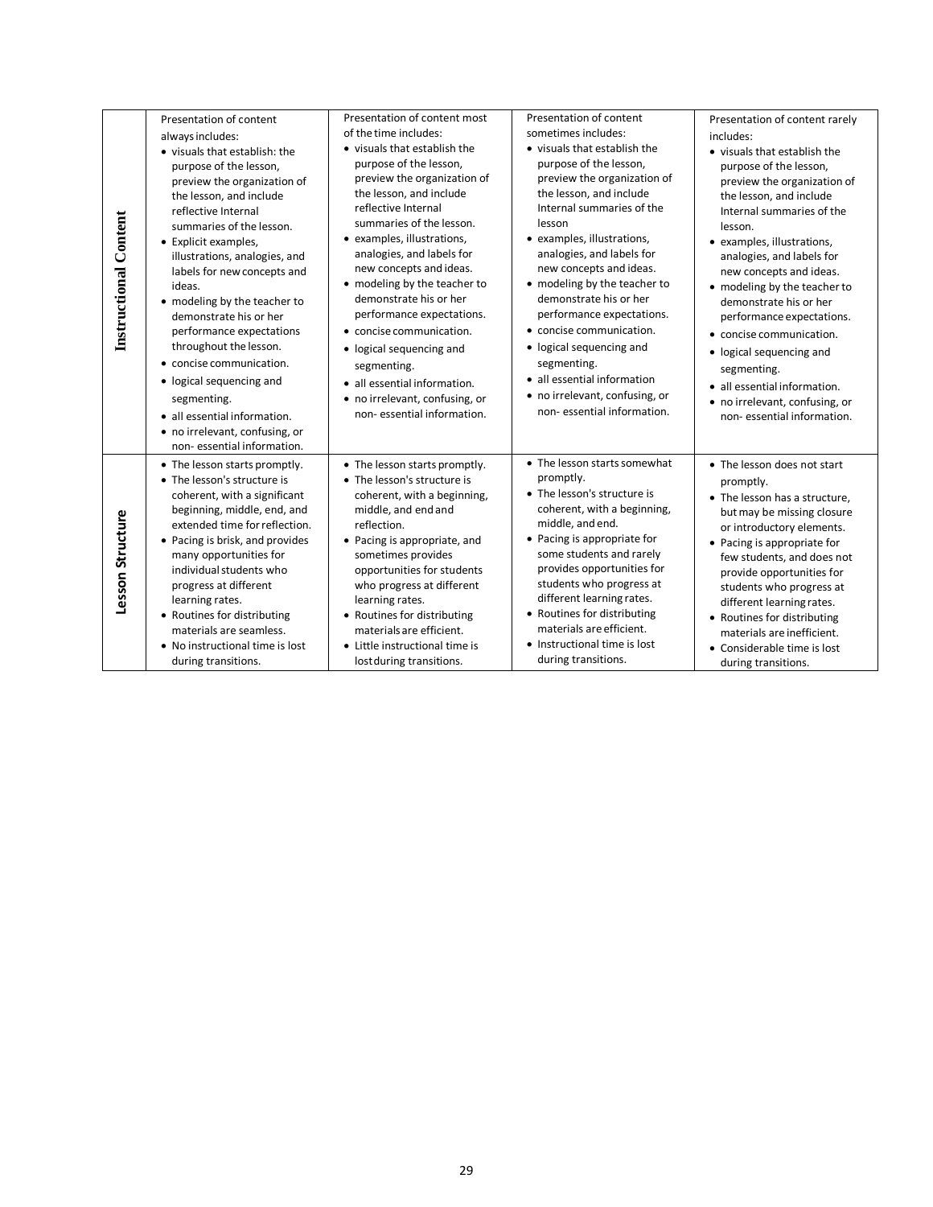| | | | | |
|---|---|---|---|---|
| **Instructional Content** | Presentation of content always includes:<br>• visuals that establish: the purpose of the lesson, preview the organization of the lesson, and include reflective Internal summaries of the lesson.<br>• Explicit examples, illustrations, analogies, and labels for new concepts and ideas.<br>• modeling by the teacher to demonstrate his or her performance expectations throughout the lesson.<br>• concise communication.<br>• logical sequencing and segmenting.<br>• all essential information.<br>• no irrelevant, confusing, or non- essential information. | Presentation of content most of the time includes:<br>• visuals that establish the purpose of the lesson, preview the organization of the lesson, and include reflective Internal summaries of the lesson.<br>• examples, illustrations, analogies, and labels for new concepts and ideas.<br>• modeling by the teacher to demonstrate his or her performance expectations.<br>• concise communication.<br>• logical sequencing and segmenting.<br>• all essential information.<br>• no irrelevant, confusing, or non- essential information. | Presentation of content sometimes includes:<br>• visuals that establish the purpose of the lesson, preview the organization of the lesson, and include Internal summaries of the lesson<br>• examples, illustrations, analogies, and labels for new concepts and ideas.<br>• modeling by the teacher to demonstrate his or her performance expectations.<br>• concise communication.<br>• logical sequencing and segmenting.<br>• all essential information<br>• no irrelevant, confusing, or non- essential information. | Presentation of content rarely includes:<br>• visuals that establish the purpose of the lesson, preview the organization of the lesson, and include Internal summaries of the lesson.<br>• examples, illustrations, analogies, and labels for new concepts and ideas.<br>• modeling by the teacher to demonstrate his or her performance expectations.<br>• concise communication.<br>• logical sequencing and segmenting.<br>• all essential information.<br>• no irrelevant, confusing, or non- essential information. |
| **Lesson Structure** | • The lesson starts promptly.<br>• The lesson's structure is coherent, with a significant beginning, middle, end, and extended time for reflection.<br>• Pacing is brisk, and provides many opportunities for individual students who progress at different learning rates.<br>• Routines for distributing materials are seamless.<br>• No instructional time is lost during transitions. | • The lesson starts promptly.<br>• The lesson's structure is coherent, with a beginning, middle, and end and reflection.<br>• Pacing is appropriate, and sometimes provides opportunities for students who progress at different learning rates.<br>• Routines for distributing materials are efficient.<br>• Little instructional time is lost during transitions. | • The lesson starts somewhat promptly.<br>• The lesson's structure is coherent, with a beginning, middle, and end.<br>• Pacing is appropriate for some students and rarely provides opportunities for students who progress at different learning rates.<br>• Routines for distributing materials are efficient.<br>• Instructional time is lost during transitions. | • The lesson does not start promptly.<br>• The lesson has a structure, but may be missing closure or introductory elements.<br>• Pacing is appropriate for few students, and does not provide opportunities for students who progress at different learning rates.<br>• Routines for distributing materials are inefficient.<br>• Considerable time is lost during transitions. |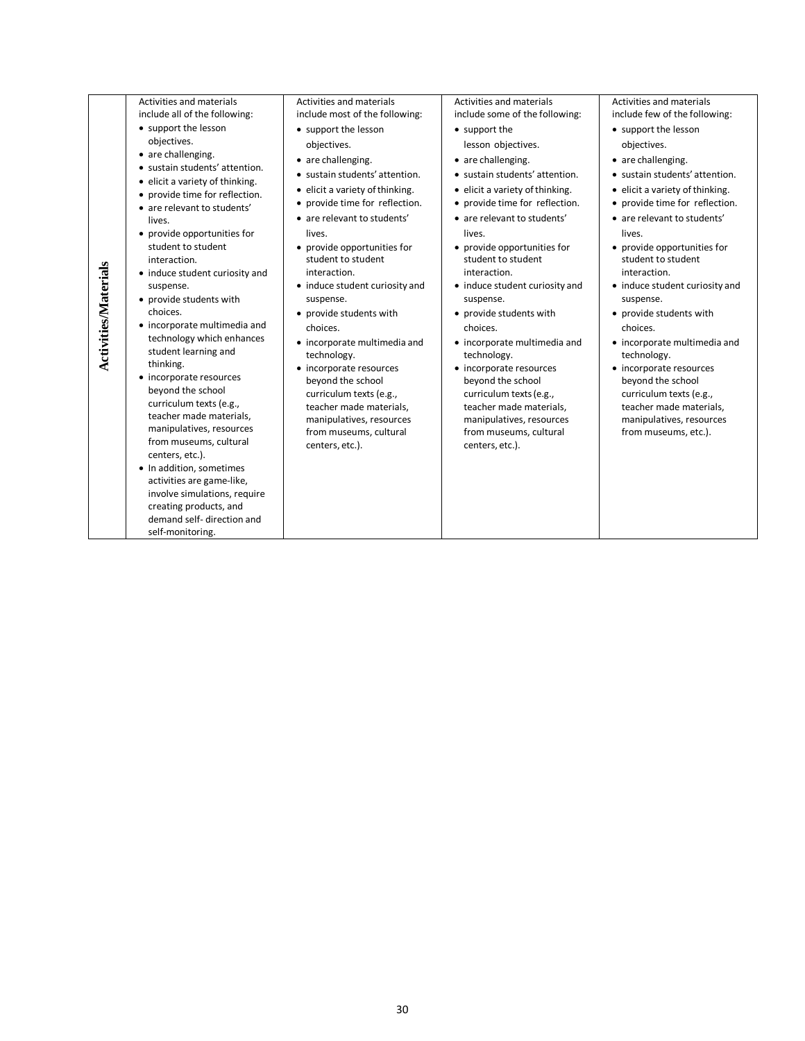| Activities/Materials | Activities and materials include all of the following:<br>• support the lesson objectives.<br>• are challenging.<br>• sustain students' attention.<br>• elicit a variety of thinking.<br>• provide time for reflection.<br>• are relevant to students' lives.<br>• provide opportunities for student to student interaction.<br>• induce student curiosity and suspense.<br>• provide students with choices.<br>• incorporate multimedia and technology which enhances student learning and thinking.<br>• incorporate resources beyond the school curriculum texts (e.g., teacher made materials, manipulatives, resources from museums, cultural centers, etc.).<br>• In addition, sometimes activities are game-like, involve simulations, require creating products, and demand self- direction and self-monitoring. | Activities and materials include most of the following:<br>• support the lesson objectives.<br>• are challenging.<br>• sustain students' attention.<br>• elicit a variety of thinking.<br>• provide time for reflection.<br>• are relevant to students' lives.<br>• provide opportunities for student to student interaction.<br>• induce student curiosity and suspense.<br>• provide students with choices.<br>• incorporate multimedia and technology.<br>• incorporate resources beyond the school curriculum texts (e.g., teacher made materials, manipulatives, resources from museums, cultural centers, etc.). | Activities and materials include some of the following:<br>• support the lesson objectives.<br>• are challenging.<br>• sustain students' attention.<br>• elicit a variety of thinking.<br>• provide time for reflection.<br>• are relevant to students' lives.<br>• provide opportunities for student to student interaction.<br>• induce student curiosity and suspense.<br>• provide students with choices.<br>• incorporate multimedia and technology.<br>• incorporate resources beyond the school curriculum texts (e.g., teacher made materials, manipulatives, resources from museums, cultural centers, etc.). | Activities and materials include few of the following:<br>• support the lesson objectives.<br>• are challenging.<br>• sustain students' attention.<br>• elicit a variety of thinking.<br>• provide time for reflection.<br>• are relevant to students' lives.<br>• provide opportunities for student to student interaction.<br>• induce student curiosity and suspense.<br>• provide students with choices.<br>• incorporate multimedia and technology.<br>• incorporate resources beyond the school curriculum texts (e.g., teacher made materials, manipulatives, resources from museums, etc.). |
|---|---|---|---|---|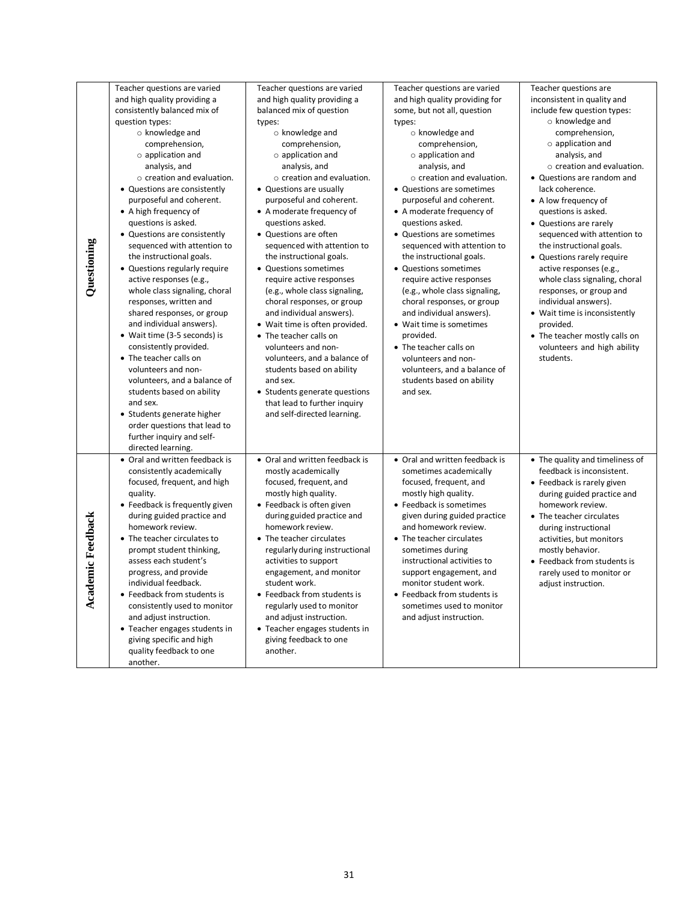| | | | | |
|---|---|---|---|---|
| **Questioning** | Teacher questions are varied and high quality providing a consistently balanced mix of question types:<br>○ knowledge and comprehension,<br>○ application and analysis, and<br>○ creation and evaluation.<br>• Questions are consistently purposeful and coherent.<br>• A high frequency of questions is asked.<br>• Questions are consistently sequenced with attention to the instructional goals.<br>• Questions regularly require active responses (e.g., whole class signaling, choral responses, written and shared responses, or group and individual answers).<br>• Wait time (3-5 seconds) is consistently provided.<br>• The teacher calls on volunteers and non-volunteers, and a balance of students based on ability and sex.<br>• Students generate higher order questions that lead to further inquiry and self-directed learning. | Teacher questions are varied and high quality providing a balanced mix of question types:<br>○ knowledge and comprehension,<br>○ application and analysis, and<br>○ creation and evaluation.<br>• Questions are usually purposeful and coherent.<br>• A moderate frequency of questions asked.<br>• Questions are often sequenced with attention to the instructional goals.<br>• Questions sometimes require active responses (e.g., whole class signaling, choral responses, or group and individual answers).<br>• Wait time is often provided.<br>• The teacher calls on volunteers and non-volunteers, and a balance of students based on ability and sex.<br>• Students generate questions that lead to further inquiry and self-directed learning. | Teacher questions are varied and high quality providing for some, but not all, question types:<br>○ knowledge and comprehension,<br>○ application and analysis, and<br>○ creation and evaluation.<br>• Questions are sometimes purposeful and coherent.<br>• A moderate frequency of questions asked.<br>• Questions are sometimes sequenced with attention to the instructional goals.<br>• Questions sometimes require active responses (e.g., whole class signaling, choral responses, or group and individual answers).<br>• Wait time is sometimes provided.<br>• The teacher calls on volunteers and non-volunteers, and a balance of students based on ability and sex. | Teacher questions are inconsistent in quality and include few question types:<br>○ knowledge and comprehension,<br>○ application and analysis, and<br>○ creation and evaluation.<br>• Questions are random and lack coherence.<br>• A low frequency of questions is asked.<br>• Questions are rarely sequenced with attention to the instructional goals.<br>• Questions rarely require active responses (e.g., whole class signaling, choral responses, or group and individual answers).<br>• Wait time is inconsistently provided.<br>• The teacher mostly calls on volunteers and high ability students. |
| **Academic Feedback** | • Oral and written feedback is consistently academically focused, frequent, and high quality.<br>• Feedback is frequently given during guided practice and homework review.<br>• The teacher circulates to prompt student thinking, assess each student's progress, and provide individual feedback.<br>• Feedback from students is consistently used to monitor and adjust instruction.<br>• Teacher engages students in giving specific and high quality feedback to one another. | • Oral and written feedback is mostly academically focused, frequent, and mostly high quality.<br>• Feedback is often given during guided practice and homework review.<br>• The teacher circulates regularly during instructional activities to support engagement, and monitor student work.<br>• Feedback from students is regularly used to monitor and adjust instruction.<br>• Teacher engages students in giving feedback to one another. | • Oral and written feedback is sometimes academically focused, frequent, and mostly high quality.<br>• Feedback is sometimes given during guided practice and homework review.<br>• The teacher circulates sometimes during instructional activities to support engagement, and monitor student work.<br>• Feedback from students is sometimes used to monitor and adjust instruction. | • The quality and timeliness of feedback is inconsistent.<br>• Feedback is rarely given during guided practice and homework review.<br>• The teacher circulates during instructional activities, but monitors mostly behavior.<br>• Feedback from students is rarely used to monitor or adjust instruction. |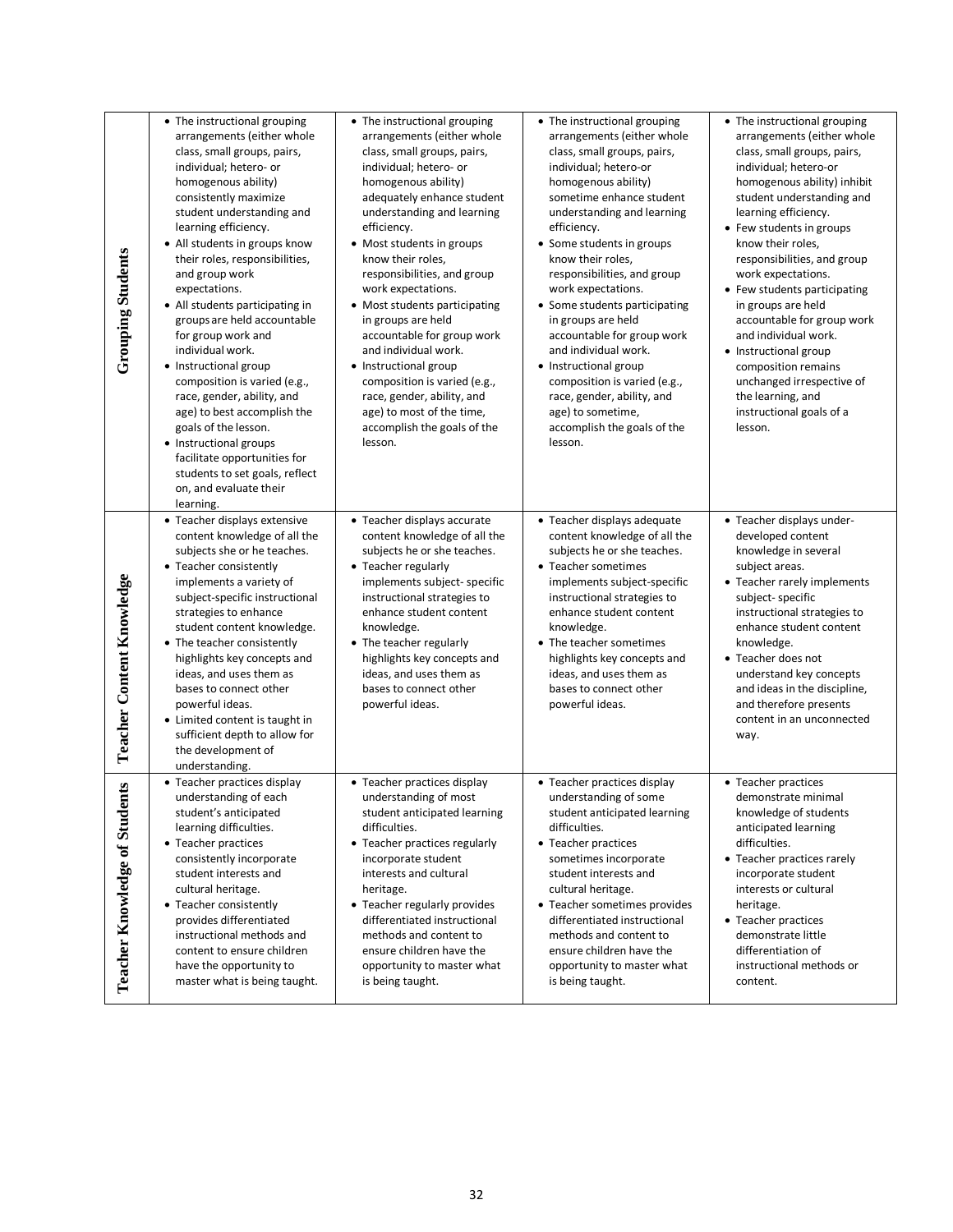| | | | | |
|---|---|---|---|---|
| **Grouping Students** | • The instructional grouping arrangements (either whole class, small groups, pairs, individual; hetero- or homogenous ability) consistently maximize student understanding and learning efficiency.<br>• All students in groups know their roles, responsibilities, and group work expectations.<br>• All students participating in groups are held accountable for group work and individual work.<br>• Instructional group composition is varied (e.g., race, gender, ability, and age) to best accomplish the goals of the lesson.<br>• Instructional groups facilitate opportunities for students to set goals, reflect on, and evaluate their learning. | • The instructional grouping arrangements (either whole class, small groups, pairs, individual; hetero- or homogenous ability) adequately enhance student understanding and learning efficiency.<br>• Most students in groups know their roles, responsibilities, and group work expectations.<br>• Most students participating in groups are held accountable for group work and individual work.<br>• Instructional group composition is varied (e.g., race, gender, ability, and age) to most of the time, accomplish the goals of the lesson. | • The instructional grouping arrangements (either whole class, small groups, pairs, individual; hetero-or homogenous ability) sometime enhance student understanding and learning efficiency.<br>• Some students in groups know their roles, responsibilities, and group work expectations.<br>• Some students participating in groups are held accountable for group work and individual work.<br>• Instructional group composition is varied (e.g., race, gender, ability, and age) to sometime, accomplish the goals of the lesson. | • The instructional grouping arrangements (either whole class, small groups, pairs, individual; hetero-or homogenous ability) inhibit student understanding and learning efficiency.<br>• Few students in groups know their roles, responsibilities, and group work expectations.<br>• Few students participating in groups are held accountable for group work and individual work.<br>• Instructional group composition remains unchanged irrespective of the learning, and instructional goals of a lesson. |
| **Teacher Content Knowledge** | • Teacher displays extensive content knowledge of all the subjects she or he teaches.<br>• Teacher consistently implements a variety of subject-specific instructional strategies to enhance student content knowledge.<br>• The teacher consistently highlights key concepts and ideas, and uses them as bases to connect other powerful ideas.<br>• Limited content is taught in sufficient depth to allow for the development of understanding. | • Teacher displays accurate content knowledge of all the subjects he or she teaches.<br>• Teacher regularly implements subject- specific instructional strategies to enhance student content knowledge.<br>• The teacher regularly highlights key concepts and ideas, and uses them as bases to connect other powerful ideas. | • Teacher displays adequate content knowledge of all the subjects he or she teaches.<br>• Teacher sometimes implements subject-specific instructional strategies to enhance student content knowledge.<br>• The teacher sometimes highlights key concepts and ideas, and uses them as bases to connect other powerful ideas. | • Teacher displays under-developed content knowledge in several subject areas.<br>• Teacher rarely implements subject- specific instructional strategies to enhance student content knowledge.<br>• Teacher does not understand key concepts and ideas in the discipline, and therefore presents content in an unconnected way. |
| **Teacher Knowledge of Students** | • Teacher practices display understanding of each student's anticipated learning difficulties.<br>• Teacher practices consistently incorporate student interests and cultural heritage.<br>• Teacher consistently provides differentiated instructional methods and content to ensure children have the opportunity to master what is being taught. | • Teacher practices display understanding of most student anticipated learning difficulties.<br>• Teacher practices regularly incorporate student interests and cultural heritage.<br>• Teacher regularly provides differentiated instructional methods and content to ensure children have the opportunity to master what is being taught. | • Teacher practices display understanding of some student anticipated learning difficulties.<br>• Teacher practices sometimes incorporate student interests and cultural heritage.<br>• Teacher sometimes provides differentiated instructional methods and content to ensure children have the opportunity to master what is being taught. | • Teacher practices demonstrate minimal knowledge of students anticipated learning difficulties.<br>• Teacher practices rarely incorporate student interests or cultural heritage.<br>• Teacher practices demonstrate little differentiation of instructional methods or content. |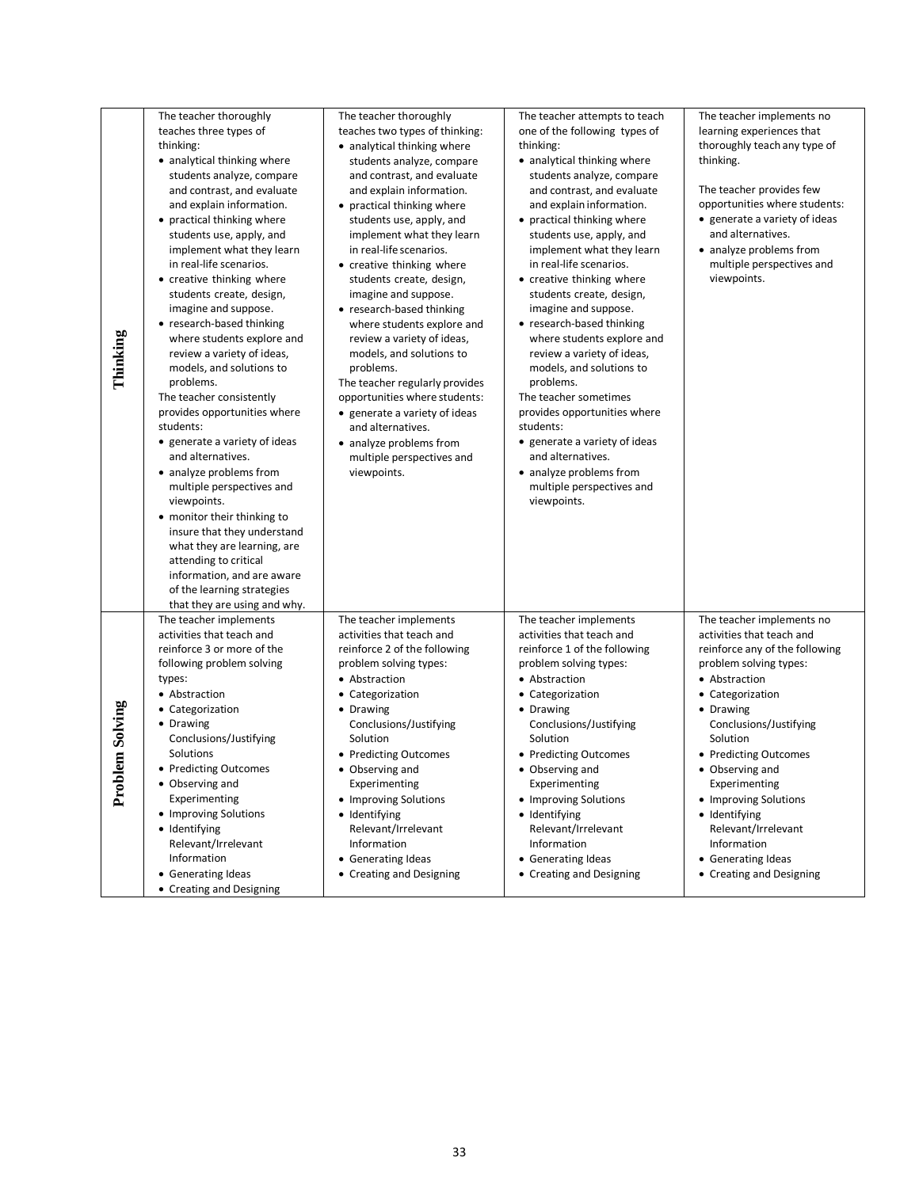| | | | | |
|---|---|---|---|---|
| **Thinking** | The teacher thoroughly teaches three types of thinking:<br>• analytical thinking where students analyze, compare and contrast, and evaluate and explain information.<br>• practical thinking where students use, apply, and implement what they learn in real-life scenarios.<br>• creative thinking where students create, design, imagine and suppose.<br>• research-based thinking where students explore and review a variety of ideas, models, and solutions to problems.<br>The teacher consistently provides opportunities where students:<br>• generate a variety of ideas and alternatives.<br>• analyze problems from multiple perspectives and viewpoints.<br>• monitor their thinking to insure that they understand what they are learning, are attending to critical information, and are aware of the learning strategies that they are using and why. | The teacher thoroughly teaches two types of thinking:<br>• analytical thinking where students analyze, compare and contrast, and evaluate and explain information.<br>• practical thinking where students use, apply, and implement what they learn in real-life scenarios.<br>• creative thinking where students create, design, imagine and suppose.<br>• research-based thinking where students explore and review a variety of ideas, models, and solutions to problems.<br>The teacher regularly provides opportunities where students:<br>• generate a variety of ideas and alternatives.<br>• analyze problems from multiple perspectives and viewpoints. | The teacher attempts to teach one of the following types of thinking:<br>• analytical thinking where students analyze, compare and contrast, and evaluate and explain information.<br>• practical thinking where students use, apply, and implement what they learn in real-life scenarios.<br>• creative thinking where students create, design, imagine and suppose.<br>• research-based thinking where students explore and review a variety of ideas, models, and solutions to problems.<br>The teacher sometimes provides opportunities where students:<br>• generate a variety of ideas and alternatives.<br>• analyze problems from multiple perspectives and viewpoints. | The teacher implements no learning experiences that thoroughly teach any type of thinking.<br><br>The teacher provides few opportunities where students:<br>• generate a variety of ideas and alternatives.<br>• analyze problems from multiple perspectives and viewpoints. |
| **Problem Solving** | The teacher implements activities that teach and reinforce 3 or more of the following problem solving types:<br>• Abstraction<br>• Categorization<br>• Drawing Conclusions/Justifying Solutions<br>• Predicting Outcomes<br>• Observing and Experimenting<br>• Improving Solutions<br>• Identifying Relevant/Irrelevant Information<br>• Generating Ideas<br>• Creating and Designing | The teacher implements activities that teach and reinforce 2 of the following problem solving types:<br>• Abstraction<br>• Categorization<br>• Drawing Conclusions/Justifying Solution<br>• Predicting Outcomes<br>• Observing and Experimenting<br>• Improving Solutions<br>• Identifying Relevant/Irrelevant Information<br>• Generating Ideas<br>• Creating and Designing | The teacher implements activities that teach and reinforce 1 of the following problem solving types:<br>• Abstraction<br>• Categorization<br>• Drawing Conclusions/Justifying Solution<br>• Predicting Outcomes<br>• Observing and Experimenting<br>• Improving Solutions<br>• Identifying Relevant/Irrelevant Information<br>• Generating Ideas<br>• Creating and Designing | The teacher implements no activities that teach and reinforce any of the following problem solving types:<br>• Abstraction<br>• Categorization<br>• Drawing Conclusions/Justifying Solution<br>• Predicting Outcomes<br>• Observing and Experimenting<br>• Improving Solutions<br>• Identifying Relevant/Irrelevant Information<br>• Generating Ideas<br>• Creating and Designing |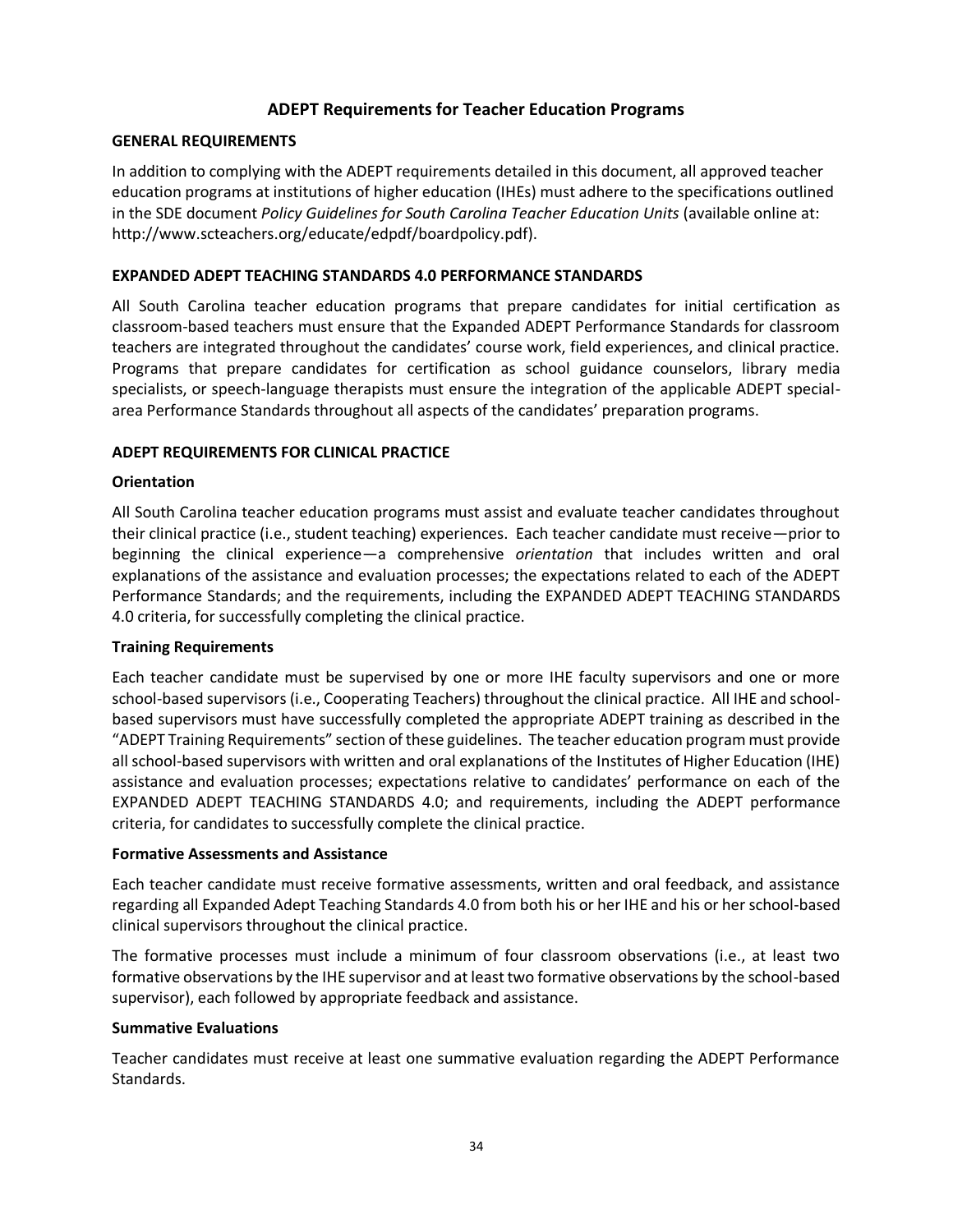## ADEPT Requirements for Teacher Education Programs

### GENERAL REQUIREMENTS

In addition to complying with the ADEPT requirements detailed in this document, all approved teacher education programs at institutions of higher education (IHEs) must adhere to the specifications outlined in the SDE document *Policy Guidelines for South Carolina Teacher Education Units* (available online at: http://www.scteachers.org/educate/edpdf/boardpolicy.pdf).

### EXPANDED ADEPT TEACHING STANDARDS 4.0 PERFORMANCE STANDARDS

All South Carolina teacher education programs that prepare candidates for initial certification as classroom-based teachers must ensure that the Expanded ADEPT Performance Standards for classroom teachers are integrated throughout the candidates' course work, field experiences, and clinical practice. Programs that prepare candidates for certification as school guidance counselors, library media specialists, or speech-language therapists must ensure the integration of the applicable ADEPT special-area Performance Standards throughout all aspects of the candidates' preparation programs.

### ADEPT REQUIREMENTS FOR CLINICAL PRACTICE

#### Orientation

All South Carolina teacher education programs must assist and evaluate teacher candidates throughout their clinical practice (i.e., student teaching) experiences. Each teacher candidate must receive—prior to beginning the clinical experience—a comprehensive *orientation* that includes written and oral explanations of the assistance and evaluation processes; the expectations related to each of the ADEPT Performance Standards; and the requirements, including the EXPANDED ADEPT TEACHING STANDARDS 4.0 criteria, for successfully completing the clinical practice.

#### Training Requirements

Each teacher candidate must be supervised by one or more IHE faculty supervisors and one or more school-based supervisors (i.e., Cooperating Teachers) throughout the clinical practice. All IHE and school-based supervisors must have successfully completed the appropriate ADEPT training as described in the "ADEPT Training Requirements" section of these guidelines. The teacher education program must provide all school-based supervisors with written and oral explanations of the Institutes of Higher Education (IHE) assistance and evaluation processes; expectations relative to candidates' performance on each of the EXPANDED ADEPT TEACHING STANDARDS 4.0; and requirements, including the ADEPT performance criteria, for candidates to successfully complete the clinical practice.

#### Formative Assessments and Assistance

Each teacher candidate must receive formative assessments, written and oral feedback, and assistance regarding all Expanded Adept Teaching Standards 4.0 from both his or her IHE and his or her school-based clinical supervisors throughout the clinical practice.

The formative processes must include a minimum of four classroom observations (i.e., at least two formative observations by the IHE supervisor and at least two formative observations by the school-based supervisor), each followed by appropriate feedback and assistance.

#### Summative Evaluations

Teacher candidates must receive at least one summative evaluation regarding the ADEPT Performance Standards.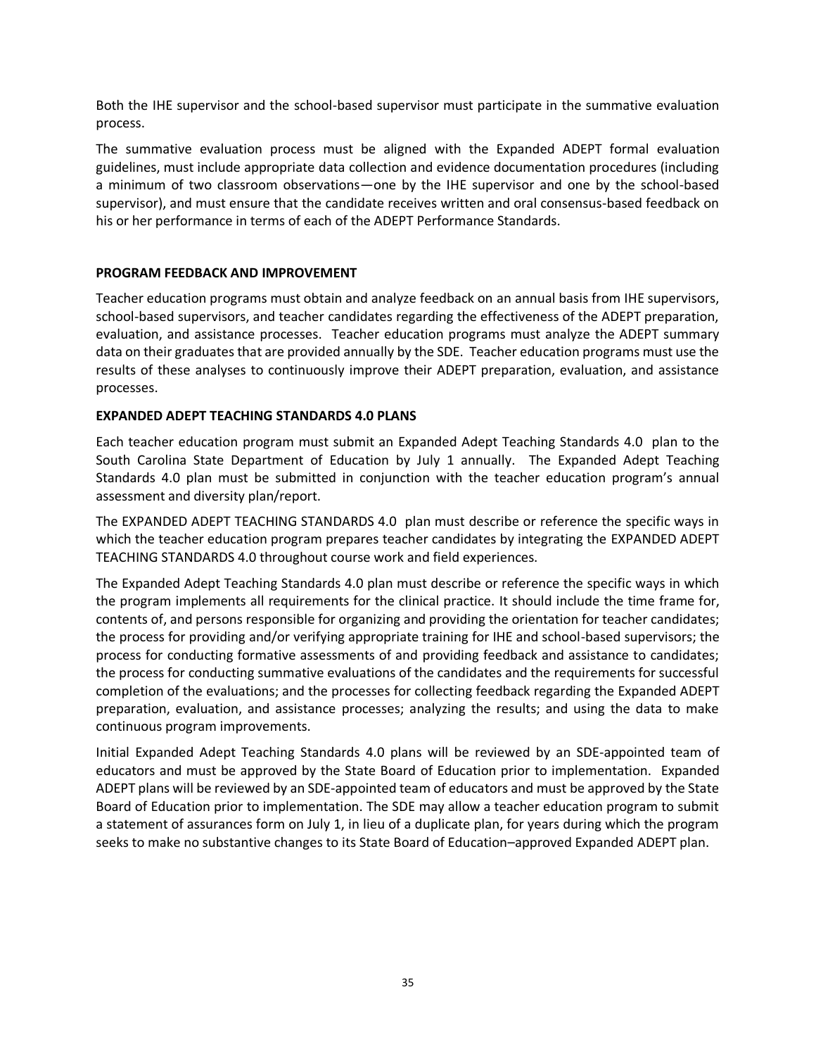Both the IHE supervisor and the school-based supervisor must participate in the summative evaluation process.

The summative evaluation process must be aligned with the Expanded ADEPT formal evaluation guidelines, must include appropriate data collection and evidence documentation procedures (including a minimum of two classroom observations—one by the IHE supervisor and one by the school-based supervisor), and must ensure that the candidate receives written and oral consensus-based feedback on his or her performance in terms of each of the ADEPT Performance Standards.

**PROGRAM FEEDBACK AND IMPROVEMENT**

Teacher education programs must obtain and analyze feedback on an annual basis from IHE supervisors, school-based supervisors, and teacher candidates regarding the effectiveness of the ADEPT preparation, evaluation, and assistance processes. Teacher education programs must analyze the ADEPT summary data on their graduates that are provided annually by the SDE. Teacher education programs must use the results of these analyses to continuously improve their ADEPT preparation, evaluation, and assistance processes.

**EXPANDED ADEPT TEACHING STANDARDS 4.0 PLANS**

Each teacher education program must submit an Expanded Adept Teaching Standards 4.0 plan to the South Carolina State Department of Education by July 1 annually. The Expanded Adept Teaching Standards 4.0 plan must be submitted in conjunction with the teacher education program's annual assessment and diversity plan/report.

The EXPANDED ADEPT TEACHING STANDARDS 4.0 plan must describe or reference the specific ways in which the teacher education program prepares teacher candidates by integrating the EXPANDED ADEPT TEACHING STANDARDS 4.0 throughout course work and field experiences.

The Expanded Adept Teaching Standards 4.0 plan must describe or reference the specific ways in which the program implements all requirements for the clinical practice. It should include the time frame for, contents of, and persons responsible for organizing and providing the orientation for teacher candidates; the process for providing and/or verifying appropriate training for IHE and school-based supervisors; the process for conducting formative assessments of and providing feedback and assistance to candidates; the process for conducting summative evaluations of the candidates and the requirements for successful completion of the evaluations; and the processes for collecting feedback regarding the Expanded ADEPT preparation, evaluation, and assistance processes; analyzing the results; and using the data to make continuous program improvements.

Initial Expanded Adept Teaching Standards 4.0 plans will be reviewed by an SDE-appointed team of educators and must be approved by the State Board of Education prior to implementation. Expanded ADEPT plans will be reviewed by an SDE-appointed team of educators and must be approved by the State Board of Education prior to implementation. The SDE may allow a teacher education program to submit a statement of assurances form on July 1, in lieu of a duplicate plan, for years during which the program seeks to make no substantive changes to its State Board of Education–approved Expanded ADEPT plan.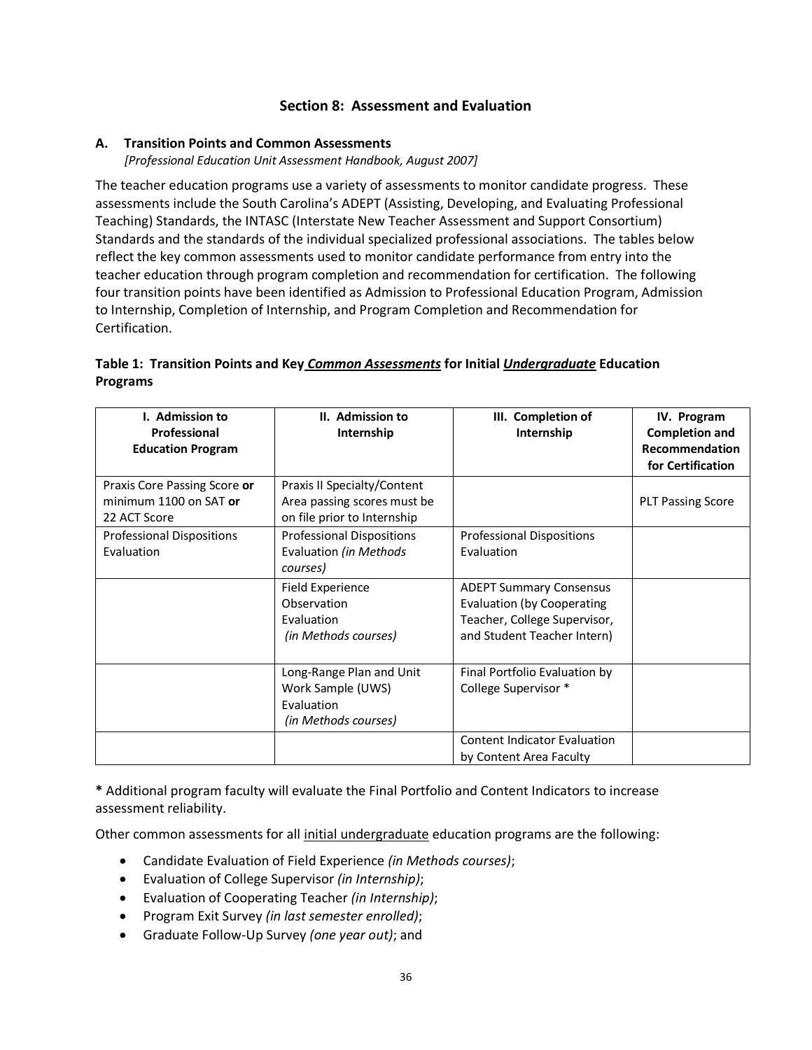## Section 8: Assessment and Evaluation

### A. Transition Points and Common Assessments

*[Professional Education Unit Assessment Handbook, August 2007]*

The teacher education programs use a variety of assessments to monitor candidate progress. These assessments include the South Carolina's ADEPT (Assisting, Developing, and Evaluating Professional Teaching) Standards, the INTASC (Interstate New Teacher Assessment and Support Consortium) Standards and the standards of the individual specialized professional associations. The tables below reflect the key common assessments used to monitor candidate performance from entry into the teacher education through program completion and recommendation for certification. The following four transition points have been identified as Admission to Professional Education Program, Admission to Internship, Completion of Internship, and Program Completion and Recommendation for Certification.

**Table 1: Transition Points and Key *Common Assessments* for Initial *Undergraduate* Education Programs**

| I. Admission to Professional Education Program | II. Admission to Internship | III. Completion of Internship | IV. Program Completion and Recommendation for Certification |
|---|---|---|---|
| Praxis Core Passing Score **or** minimum 1100 on SAT **or** 22 ACT Score | Praxis II Specialty/Content Area passing scores must be on file prior to Internship | | PLT Passing Score |
| Professional Dispositions Evaluation | Professional Dispositions Evaluation *(in Methods courses)* | Professional Dispositions Evaluation | |
| | Field Experience Observation Evaluation *(in Methods courses)* | ADEPT Summary Consensus Evaluation (by Cooperating Teacher, College Supervisor, and Student Teacher Intern) | |
| | Long-Range Plan and Unit Work Sample (UWS) Evaluation *(in Methods courses)* | Final Portfolio Evaluation by College Supervisor * | |
| | | Content Indicator Evaluation by Content Area Faculty | |

**\*** Additional program faculty will evaluate the Final Portfolio and Content Indicators to increase assessment reliability.

Other common assessments for all initial undergraduate education programs are the following:

- Candidate Evaluation of Field Experience *(in Methods courses)*;
- Evaluation of College Supervisor *(in Internship)*;
- Evaluation of Cooperating Teacher *(in Internship)*;
- Program Exit Survey *(in last semester enrolled)*;
- Graduate Follow-Up Survey *(one year out)*; and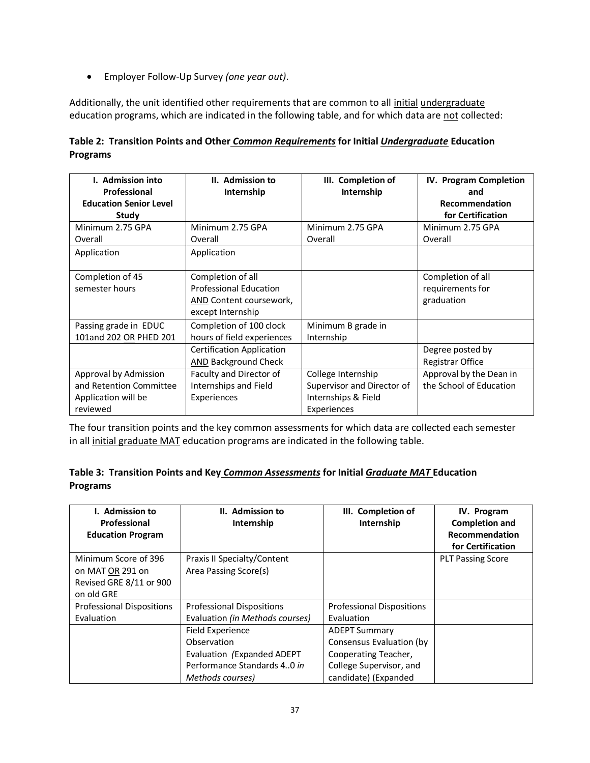- Employer Follow-Up Survey *(one year out)*.

Additionally, the unit identified other requirements that are common to all initial undergraduate education programs, which are indicated in the following table, and for which data are not collected:

**Table 2: Transition Points and Other *Common Requirements* for Initial *Undergraduate* Education Programs**

| I. Admission into Professional Education Senior Level Study | II. Admission to Internship | III. Completion of Internship | IV. Program Completion and Recommendation for Certification |
|---|---|---|---|
| Minimum 2.75 GPA Overall | Minimum 2.75 GPA Overall | Minimum 2.75 GPA Overall | Minimum 2.75 GPA Overall |
| Application | Application | | |
| Completion of 45 semester hours | Completion of all Professional Education AND Content coursework, except Internship | | Completion of all requirements for graduation |
| Passing grade in EDUC 101and 202 OR PHED 201 | Completion of 100 clock hours of field experiences | Minimum B grade in Internship | |
| | Certification Application AND Background Check | | Degree posted by Registrar Office |
| Approval by Admission and Retention Committee Application will be reviewed | Faculty and Director of Internships and Field Experiences | College Internship Supervisor and Director of Internships & Field Experiences | Approval by the Dean in the School of Education |

The four transition points and the key common assessments for which data are collected each semester in all initial graduate MAT education programs are indicated in the following table.

**Table 3: Transition Points and Key *Common Assessments* for Initial *Graduate MAT* Education Programs**

| I. Admission to Professional Education Program | II. Admission to Internship | III. Completion of Internship | IV. Program Completion and Recommendation for Certification |
|---|---|---|---|
| Minimum Score of 396 on MAT OR 291 on Revised GRE 8/11 or 900 on old GRE | Praxis II Specialty/Content Area Passing Score(s) | | PLT Passing Score |
| Professional Dispositions Evaluation | Professional Dispositions Evaluation *(in Methods courses)* | Professional Dispositions Evaluation | |
| | Field Experience Observation Evaluation *(*Expanded ADEPT Performance Standards 4..0 *in Methods courses)* | ADEPT Summary Consensus Evaluation (by Cooperating Teacher, College Supervisor, and candidate) (Expanded | |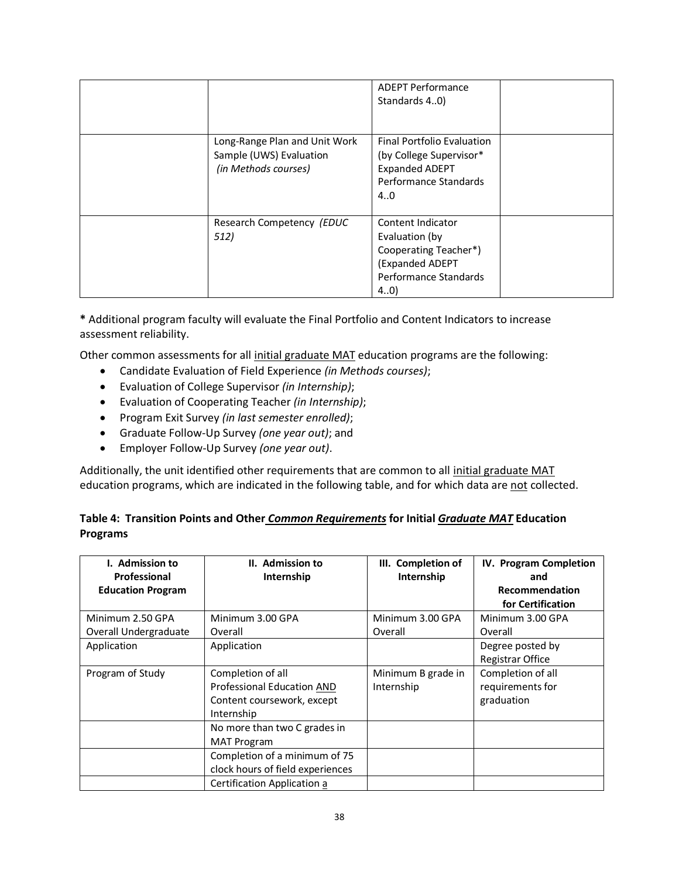| | | ADEPT Performance Standards 4..0) | |
|---|---|---|---|
| | Long-Range Plan and Unit Work Sample (UWS) Evaluation *(in Methods courses)* | Final Portfolio Evaluation (by College Supervisor* Expanded ADEPT Performance Standards 4..0 | |
| | Research Competency *(EDUC 512)* | Content Indicator Evaluation (by Cooperating Teacher*) (Expanded ADEPT Performance Standards 4..0) | |

**\*** Additional program faculty will evaluate the Final Portfolio and Content Indicators to increase assessment reliability.

Other common assessments for all initial graduate MAT education programs are the following:

- Candidate Evaluation of Field Experience *(in Methods courses)*;
- Evaluation of College Supervisor *(in Internship)*;
- Evaluation of Cooperating Teacher *(in Internship)*;
- Program Exit Survey *(in last semester enrolled)*;
- Graduate Follow-Up Survey *(one year out)*; and
- Employer Follow-Up Survey *(one year out)*.

Additionally, the unit identified other requirements that are common to all initial graduate MAT education programs, which are indicated in the following table, and for which data are not collected.

**Table 4: Transition Points and Other *Common Requirements* for Initial *Graduate MAT* Education Programs**

| I. Admission to Professional Education Program | II. Admission to Internship | III. Completion of Internship | IV. Program Completion and Recommendation for Certification |
|---|---|---|---|
| Minimum 2.50 GPA Overall Undergraduate | Minimum 3.00 GPA Overall | Minimum 3.00 GPA Overall | Minimum 3.00 GPA Overall |
| Application | Application | | Degree posted by Registrar Office |
| Program of Study | Completion of all Professional Education AND Content coursework, except Internship | Minimum B grade in Internship | Completion of all requirements for graduation |
| | No more than two C grades in MAT Program | | |
| | Completion of a minimum of 75 clock hours of field experiences | | |
| | Certification Application a | | |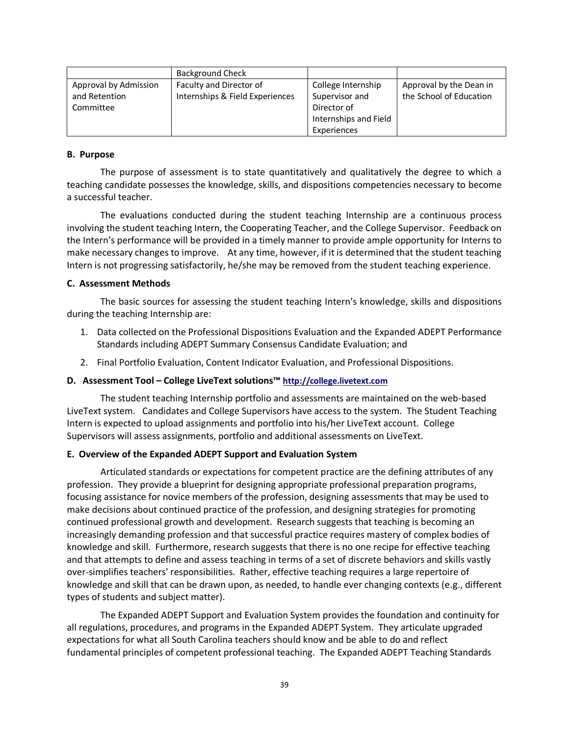| | Background Check | | |
|---|---|---|---|
| Approval by Admission and Retention Committee | Faculty and Director of Internships & Field Experiences | College Internship Supervisor and Director of Internships and Field Experiences | Approval by the Dean in the School of Education |

**B. Purpose**

The purpose of assessment is to state quantitatively and qualitatively the degree to which a teaching candidate possesses the knowledge, skills, and dispositions competencies necessary to become a successful teacher.

The evaluations conducted during the student teaching Internship are a continuous process involving the student teaching Intern, the Cooperating Teacher, and the College Supervisor. Feedback on the Intern's performance will be provided in a timely manner to provide ample opportunity for Interns to make necessary changes to improve. At any time, however, if it is determined that the student teaching Intern is not progressing satisfactorily, he/she may be removed from the student teaching experience.

**C. Assessment Methods**

The basic sources for assessing the student teaching Intern's knowledge, skills and dispositions during the teaching Internship are:

1. Data collected on the Professional Dispositions Evaluation and the Expanded ADEPT Performance Standards including ADEPT Summary Consensus Candidate Evaluation; and
2. Final Portfolio Evaluation, Content Indicator Evaluation, and Professional Dispositions.

**D. Assessment Tool – College LiveText solutions™ http://college.livetext.com**

The student teaching Internship portfolio and assessments are maintained on the web-based LiveText system. Candidates and College Supervisors have access to the system. The Student Teaching Intern is expected to upload assignments and portfolio into his/her LiveText account. College Supervisors will assess assignments, portfolio and additional assessments on LiveText.

**E. Overview of the Expanded ADEPT Support and Evaluation System**

Articulated standards or expectations for competent practice are the defining attributes of any profession. They provide a blueprint for designing appropriate professional preparation programs, focusing assistance for novice members of the profession, designing assessments that may be used to make decisions about continued practice of the profession, and designing strategies for promoting continued professional growth and development. Research suggests that teaching is becoming an increasingly demanding profession and that successful practice requires mastery of complex bodies of knowledge and skill. Furthermore, research suggests that there is no one recipe for effective teaching and that attempts to define and assess teaching in terms of a set of discrete behaviors and skills vastly over-simplifies teachers' responsibilities. Rather, effective teaching requires a large repertoire of knowledge and skill that can be drawn upon, as needed, to handle ever changing contexts (e.g., different types of students and subject matter).

The Expanded ADEPT Support and Evaluation System provides the foundation and continuity for all regulations, procedures, and programs in the Expanded ADEPT System. They articulate upgraded expectations for what all South Carolina teachers should know and be able to do and reflect fundamental principles of competent professional teaching. The Expanded ADEPT Teaching Standards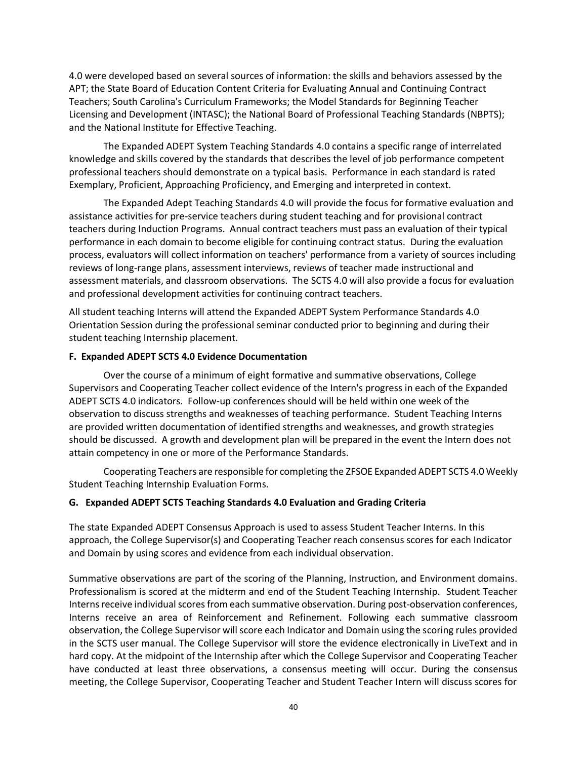4.0 were developed based on several sources of information: the skills and behaviors assessed by the APT; the State Board of Education Content Criteria for Evaluating Annual and Continuing Contract Teachers; South Carolina's Curriculum Frameworks; the Model Standards for Beginning Teacher Licensing and Development (INTASC); the National Board of Professional Teaching Standards (NBPTS); and the National Institute for Effective Teaching.

The Expanded ADEPT System Teaching Standards 4.0 contains a specific range of interrelated knowledge and skills covered by the standards that describes the level of job performance competent professional teachers should demonstrate on a typical basis. Performance in each standard is rated Exemplary, Proficient, Approaching Proficiency, and Emerging and interpreted in context.

The Expanded Adept Teaching Standards 4.0 will provide the focus for formative evaluation and assistance activities for pre-service teachers during student teaching and for provisional contract teachers during Induction Programs. Annual contract teachers must pass an evaluation of their typical performance in each domain to become eligible for continuing contract status. During the evaluation process, evaluators will collect information on teachers' performance from a variety of sources including reviews of long-range plans, assessment interviews, reviews of teacher made instructional and assessment materials, and classroom observations. The SCTS 4.0 will also provide a focus for evaluation and professional development activities for continuing contract teachers.

All student teaching Interns will attend the Expanded ADEPT System Performance Standards 4.0 Orientation Session during the professional seminar conducted prior to beginning and during their student teaching Internship placement.

**F. Expanded ADEPT SCTS 4.0 Evidence Documentation**

Over the course of a minimum of eight formative and summative observations, College Supervisors and Cooperating Teacher collect evidence of the Intern's progress in each of the Expanded ADEPT SCTS 4.0 indicators. Follow-up conferences should will be held within one week of the observation to discuss strengths and weaknesses of teaching performance. Student Teaching Interns are provided written documentation of identified strengths and weaknesses, and growth strategies should be discussed. A growth and development plan will be prepared in the event the Intern does not attain competency in one or more of the Performance Standards.

Cooperating Teachers are responsible for completing the ZFSOE Expanded ADEPT SCTS 4.0 Weekly Student Teaching Internship Evaluation Forms.

**G. Expanded ADEPT SCTS Teaching Standards 4.0 Evaluation and Grading Criteria**

The state Expanded ADEPT Consensus Approach is used to assess Student Teacher Interns. In this approach, the College Supervisor(s) and Cooperating Teacher reach consensus scores for each Indicator and Domain by using scores and evidence from each individual observation.

Summative observations are part of the scoring of the Planning, Instruction, and Environment domains. Professionalism is scored at the midterm and end of the Student Teaching Internship. Student Teacher Interns receive individual scores from each summative observation. During post-observation conferences, Interns receive an area of Reinforcement and Refinement. Following each summative classroom observation, the College Supervisor will score each Indicator and Domain using the scoring rules provided in the SCTS user manual. The College Supervisor will store the evidence electronically in LiveText and in hard copy. At the midpoint of the Internship after which the College Supervisor and Cooperating Teacher have conducted at least three observations, a consensus meeting will occur. During the consensus meeting, the College Supervisor, Cooperating Teacher and Student Teacher Intern will discuss scores for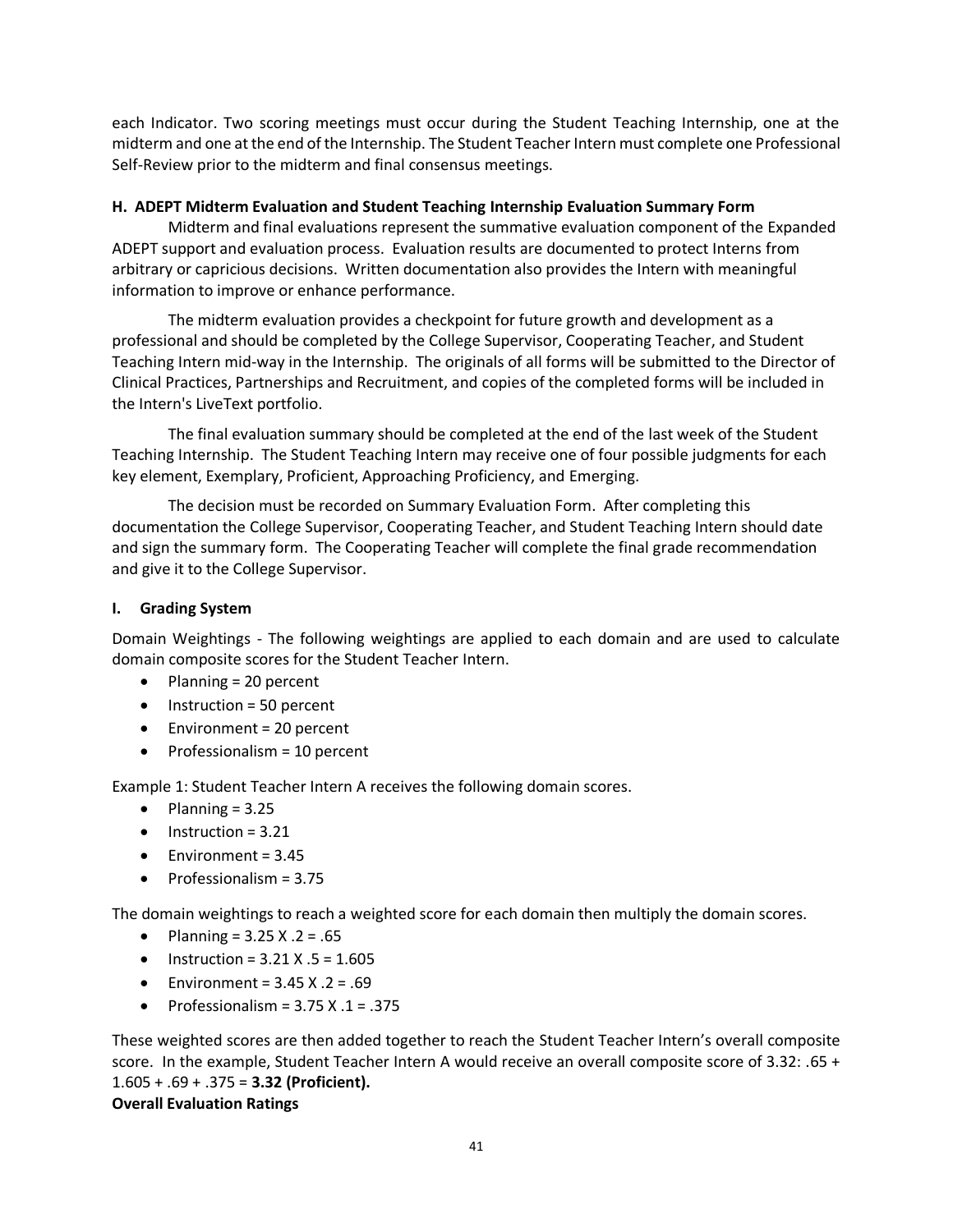each Indicator. Two scoring meetings must occur during the Student Teaching Internship, one at the midterm and one at the end of the Internship. The Student Teacher Intern must complete one Professional Self-Review prior to the midterm and final consensus meetings.

### H. ADEPT Midterm Evaluation and Student Teaching Internship Evaluation Summary Form

Midterm and final evaluations represent the summative evaluation component of the Expanded ADEPT support and evaluation process. Evaluation results are documented to protect Interns from arbitrary or capricious decisions. Written documentation also provides the Intern with meaningful information to improve or enhance performance.

The midterm evaluation provides a checkpoint for future growth and development as a professional and should be completed by the College Supervisor, Cooperating Teacher, and Student Teaching Intern mid-way in the Internship. The originals of all forms will be submitted to the Director of Clinical Practices, Partnerships and Recruitment, and copies of the completed forms will be included in the Intern's LiveText portfolio.

The final evaluation summary should be completed at the end of the last week of the Student Teaching Internship. The Student Teaching Intern may receive one of four possible judgments for each key element, Exemplary, Proficient, Approaching Proficiency, and Emerging.

The decision must be recorded on Summary Evaluation Form. After completing this documentation the College Supervisor, Cooperating Teacher, and Student Teaching Intern should date and sign the summary form. The Cooperating Teacher will complete the final grade recommendation and give it to the College Supervisor.

### I. Grading System

Domain Weightings - The following weightings are applied to each domain and are used to calculate domain composite scores for the Student Teacher Intern.

- Planning = 20 percent
- Instruction = 50 percent
- Environment = 20 percent
- Professionalism = 10 percent

Example 1: Student Teacher Intern A receives the following domain scores.

- Planning = 3.25
- Instruction = 3.21
- Environment = 3.45
- Professionalism = 3.75

The domain weightings to reach a weighted score for each domain then multiply the domain scores.

- Planning = 3.25 X .2 = .65
- Instruction = 3.21 X .5 = 1.605
- Environment = 3.45 X .2 = .69
- Professionalism = 3.75 X .1 = .375

These weighted scores are then added together to reach the Student Teacher Intern's overall composite score. In the example, Student Teacher Intern A would receive an overall composite score of 3.32: .65 + 1.605 + .69 + .375 = **3.32 (Proficient).**

**Overall Evaluation Ratings**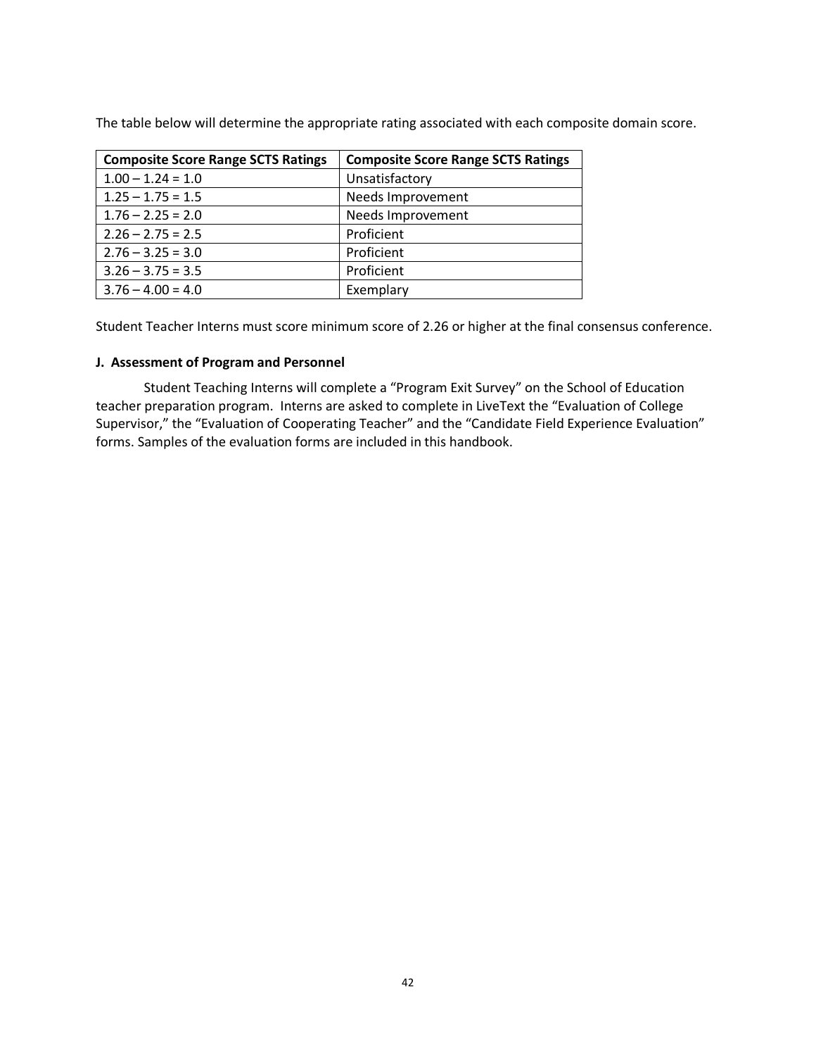The table below will determine the appropriate rating associated with each composite domain score.

| Composite Score Range SCTS Ratings | Composite Score Range SCTS Ratings |
|---|---|
| 1.00 – 1.24 = 1.0 | Unsatisfactory |
| 1.25 – 1.75 = 1.5 | Needs Improvement |
| 1.76 – 2.25 = 2.0 | Needs Improvement |
| 2.26 – 2.75 = 2.5 | Proficient |
| 2.76 – 3.25 = 3.0 | Proficient |
| 3.26 – 3.75 = 3.5 | Proficient |
| 3.76 – 4.00 = 4.0 | Exemplary |

Student Teacher Interns must score minimum score of 2.26 or higher at the final consensus conference.

**J. Assessment of Program and Personnel**

Student Teaching Interns will complete a “Program Exit Survey” on the School of Education teacher preparation program. Interns are asked to complete in LiveText the “Evaluation of College Supervisor,” the “Evaluation of Cooperating Teacher” and the “Candidate Field Experience Evaluation” forms. Samples of the evaluation forms are included in this handbook.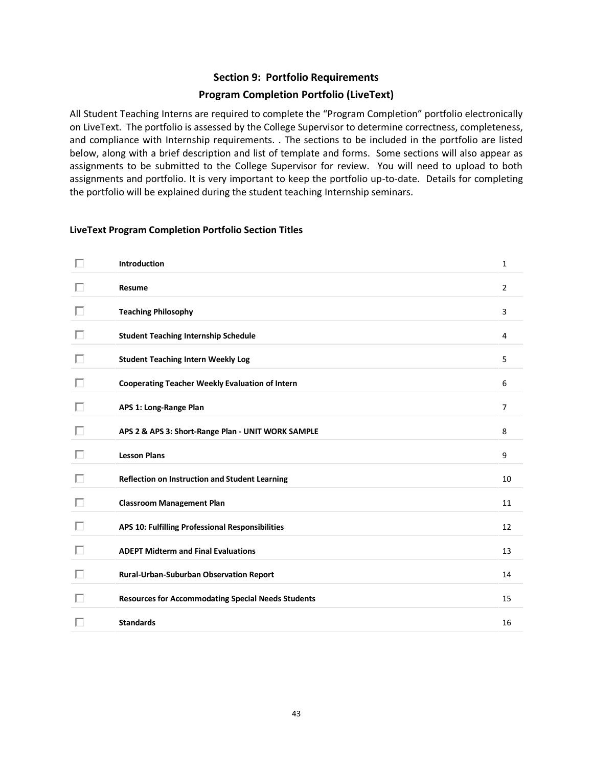## Section 9: Portfolio Requirements

## Program Completion Portfolio (LiveText)

All Student Teaching Interns are required to complete the "Program Completion" portfolio electronically on LiveText. The portfolio is assessed by the College Supervisor to determine correctness, completeness, and compliance with Internship requirements. . The sections to be included in the portfolio are listed below, along with a brief description and list of template and forms. Some sections will also appear as assignments to be submitted to the College Supervisor for review. You will need to upload to both assignments and portfolio. It is very important to keep the portfolio up-to-date. Details for completing the portfolio will be explained during the student teaching Internship seminars.

### LiveText Program Completion Portfolio Section Titles

| | | |
|---|---|---|
| ☐ | **Introduction** | 1 |
| ☐ | **Resume** | 2 |
| ☐ | **Teaching Philosophy** | 3 |
| ☐ | **Student Teaching Internship Schedule** | 4 |
| ☐ | **Student Teaching Intern Weekly Log** | 5 |
| ☐ | **Cooperating Teacher Weekly Evaluation of Intern** | 6 |
| ☐ | **APS 1: Long-Range Plan** | 7 |
| ☐ | **APS 2 & APS 3: Short-Range Plan - UNIT WORK SAMPLE** | 8 |
| ☐ | **Lesson Plans** | 9 |
| ☐ | **Reflection on Instruction and Student Learning** | 10 |
| ☐ | **Classroom Management Plan** | 11 |
| ☐ | **APS 10: Fulfilling Professional Responsibilities** | 12 |
| ☐ | **ADEPT Midterm and Final Evaluations** | 13 |
| ☐ | **Rural-Urban-Suburban Observation Report** | 14 |
| ☐ | **Resources for Accommodating Special Needs Students** | 15 |
| ☐ | **Standards** | 16 |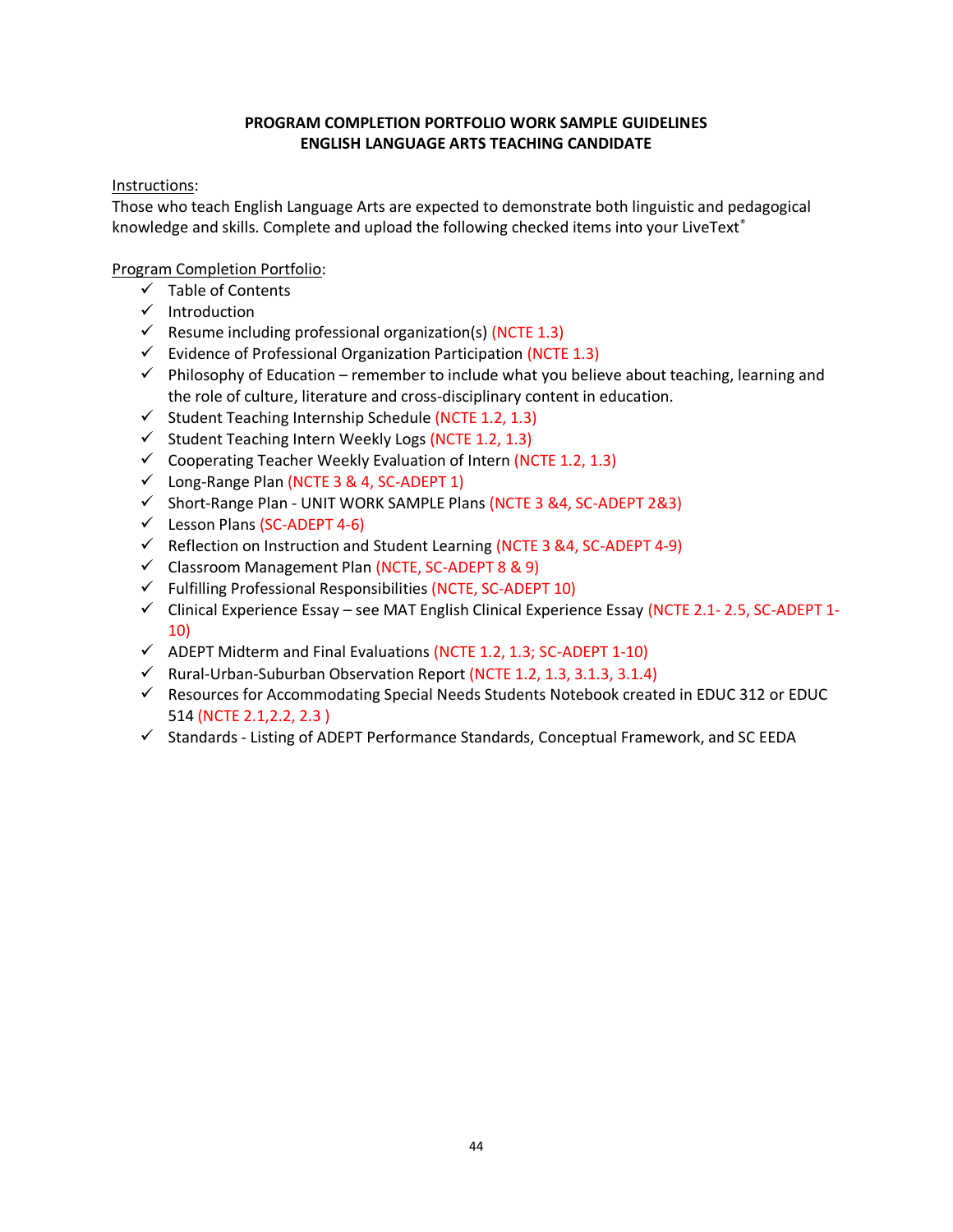**PROGRAM COMPLETION PORTFOLIO WORK SAMPLE GUIDELINES**
**ENGLISH LANGUAGE ARTS TEACHING CANDIDATE**

Instructions:
Those who teach English Language Arts are expected to demonstrate both linguistic and pedagogical knowledge and skills. Complete and upload the following checked items into your LiveText®

Program Completion Portfolio:

- ✓ Table of Contents
- ✓ Introduction
- ✓ Resume including professional organization(s) (NCTE 1.3)
- ✓ Evidence of Professional Organization Participation (NCTE 1.3)
- ✓ Philosophy of Education – remember to include what you believe about teaching, learning and the role of culture, literature and cross-disciplinary content in education.
- ✓ Student Teaching Internship Schedule (NCTE 1.2, 1.3)
- ✓ Student Teaching Intern Weekly Logs (NCTE 1.2, 1.3)
- ✓ Cooperating Teacher Weekly Evaluation of Intern (NCTE 1.2, 1.3)
- ✓ Long-Range Plan (NCTE 3 & 4, SC-ADEPT 1)
- ✓ Short-Range Plan - UNIT WORK SAMPLE Plans (NCTE 3 &4, SC-ADEPT 2&3)
- ✓ Lesson Plans (SC-ADEPT 4-6)
- ✓ Reflection on Instruction and Student Learning (NCTE 3 &4, SC-ADEPT 4-9)
- ✓ Classroom Management Plan (NCTE, SC-ADEPT 8 & 9)
- ✓ Fulfilling Professional Responsibilities (NCTE, SC-ADEPT 10)
- ✓ Clinical Experience Essay – see MAT English Clinical Experience Essay (NCTE 2.1- 2.5, SC-ADEPT 1-10)
- ✓ ADEPT Midterm and Final Evaluations (NCTE 1.2, 1.3; SC-ADEPT 1-10)
- ✓ Rural-Urban-Suburban Observation Report (NCTE 1.2, 1.3, 3.1.3, 3.1.4)
- ✓ Resources for Accommodating Special Needs Students Notebook created in EDUC 312 or EDUC 514 (NCTE 2.1,2.2, 2.3 )
- ✓ Standards - Listing of ADEPT Performance Standards, Conceptual Framework, and SC EEDA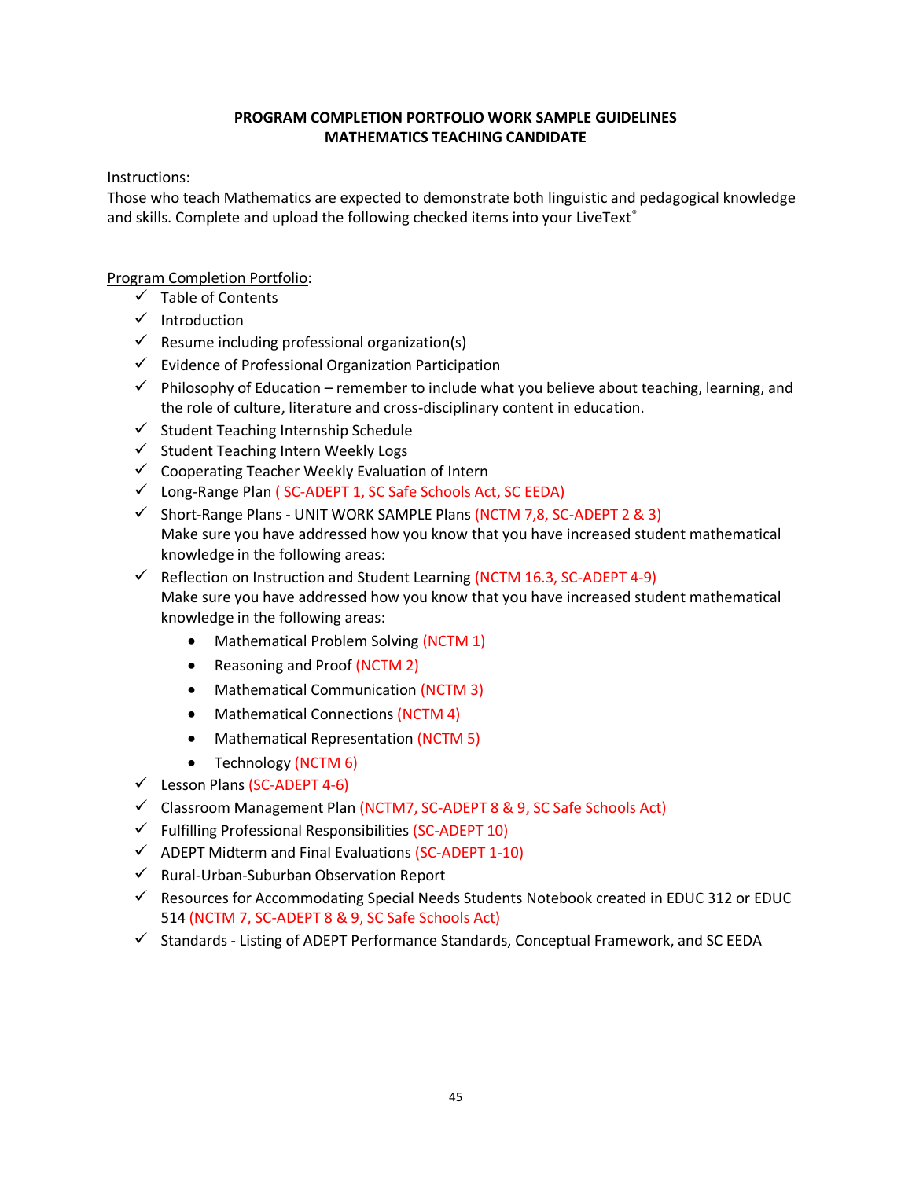**PROGRAM COMPLETION PORTFOLIO WORK SAMPLE GUIDELINES**
**MATHEMATICS TEACHING CANDIDATE**

Instructions:
Those who teach Mathematics are expected to demonstrate both linguistic and pedagogical knowledge and skills. Complete and upload the following checked items into your LiveText®

Program Completion Portfolio:

- ✓ Table of Contents
- ✓ Introduction
- ✓ Resume including professional organization(s)
- ✓ Evidence of Professional Organization Participation
- ✓ Philosophy of Education – remember to include what you believe about teaching, learning, and the role of culture, literature and cross-disciplinary content in education.
- ✓ Student Teaching Internship Schedule
- ✓ Student Teaching Intern Weekly Logs
- ✓ Cooperating Teacher Weekly Evaluation of Intern
- ✓ Long-Range Plan ( SC-ADEPT 1, SC Safe Schools Act, SC EEDA)
- ✓ Short-Range Plans - UNIT WORK SAMPLE Plans (NCTM 7,8, SC-ADEPT 2 & 3)
  Make sure you have addressed how you know that you have increased student mathematical knowledge in the following areas:
- ✓ Reflection on Instruction and Student Learning (NCTM 16.3, SC-ADEPT 4-9)
  Make sure you have addressed how you know that you have increased student mathematical knowledge in the following areas:
  - Mathematical Problem Solving (NCTM 1)
  - Reasoning and Proof (NCTM 2)
  - Mathematical Communication (NCTM 3)
  - Mathematical Connections (NCTM 4)
  - Mathematical Representation (NCTM 5)
  - Technology (NCTM 6)
- ✓ Lesson Plans (SC-ADEPT 4-6)
- ✓ Classroom Management Plan (NCTM7, SC-ADEPT 8 & 9, SC Safe Schools Act)
- ✓ Fulfilling Professional Responsibilities (SC-ADEPT 10)
- ✓ ADEPT Midterm and Final Evaluations (SC-ADEPT 1-10)
- ✓ Rural-Urban-Suburban Observation Report
- ✓ Resources for Accommodating Special Needs Students Notebook created in EDUC 312 or EDUC 514 (NCTM 7, SC-ADEPT 8 & 9, SC Safe Schools Act)
- ✓ Standards - Listing of ADEPT Performance Standards, Conceptual Framework, and SC EEDA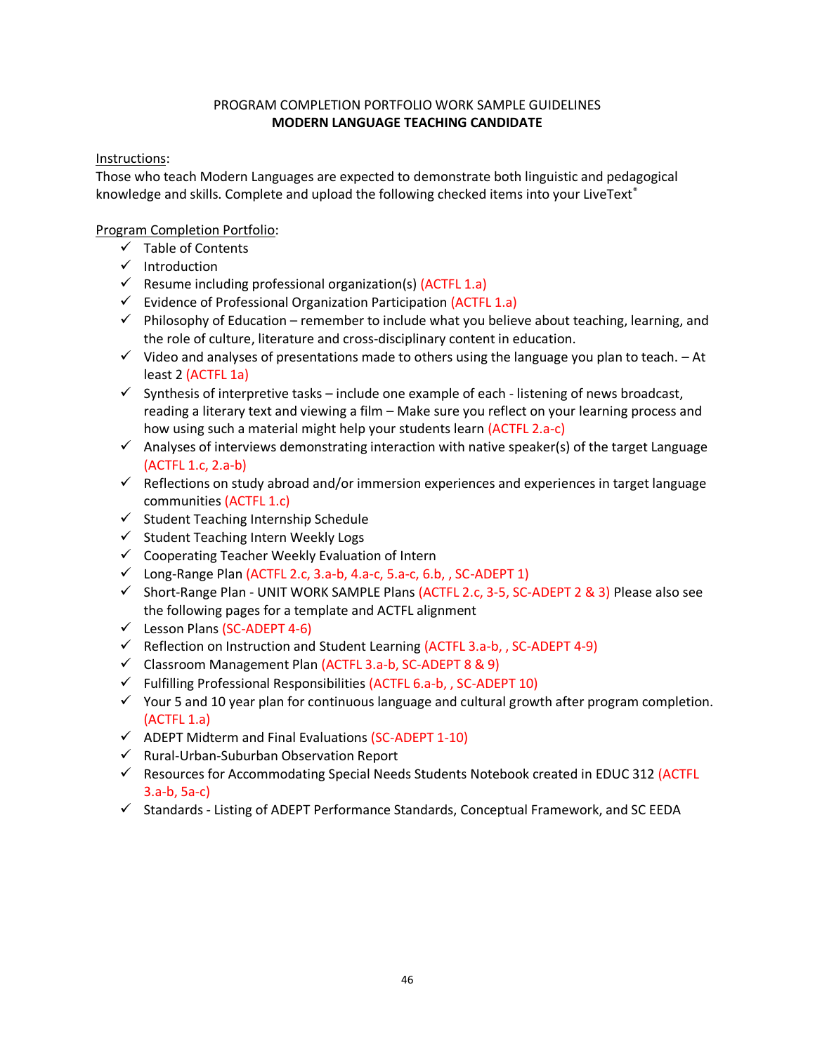PROGRAM COMPLETION PORTFOLIO WORK SAMPLE GUIDELINES

**MODERN LANGUAGE TEACHING CANDIDATE**

Instructions:

Those who teach Modern Languages are expected to demonstrate both linguistic and pedagogical knowledge and skills. Complete and upload the following checked items into your LiveText®

Program Completion Portfolio:

- ✓ Table of Contents
- ✓ Introduction
- ✓ Resume including professional organization(s) (ACTFL 1.a)
- ✓ Evidence of Professional Organization Participation (ACTFL 1.a)
- ✓ Philosophy of Education – remember to include what you believe about teaching, learning, and the role of culture, literature and cross-disciplinary content in education.
- ✓ Video and analyses of presentations made to others using the language you plan to teach. – At least 2 (ACTFL 1a)
- ✓ Synthesis of interpretive tasks – include one example of each - listening of news broadcast, reading a literary text and viewing a film – Make sure you reflect on your learning process and how using such a material might help your students learn (ACTFL 2.a-c)
- ✓ Analyses of interviews demonstrating interaction with native speaker(s) of the target Language (ACTFL 1.c, 2.a-b)
- ✓ Reflections on study abroad and/or immersion experiences and experiences in target language communities (ACTFL 1.c)
- ✓ Student Teaching Internship Schedule
- ✓ Student Teaching Intern Weekly Logs
- ✓ Cooperating Teacher Weekly Evaluation of Intern
- ✓ Long-Range Plan (ACTFL 2.c, 3.a-b, 4.a-c, 5.a-c, 6.b, , SC-ADEPT 1)
- ✓ Short-Range Plan - UNIT WORK SAMPLE Plans (ACTFL 2.c, 3-5, SC-ADEPT 2 & 3) Please also see the following pages for a template and ACTFL alignment
- ✓ Lesson Plans (SC-ADEPT 4-6)
- ✓ Reflection on Instruction and Student Learning (ACTFL 3.a-b, , SC-ADEPT 4-9)
- ✓ Classroom Management Plan (ACTFL 3.a-b, SC-ADEPT 8 & 9)
- ✓ Fulfilling Professional Responsibilities (ACTFL 6.a-b, , SC-ADEPT 10)
- ✓ Your 5 and 10 year plan for continuous language and cultural growth after program completion. (ACTFL 1.a)
- ✓ ADEPT Midterm and Final Evaluations (SC-ADEPT 1-10)
- ✓ Rural-Urban-Suburban Observation Report
- ✓ Resources for Accommodating Special Needs Students Notebook created in EDUC 312 (ACTFL 3.a-b, 5a-c)
- ✓ Standards - Listing of ADEPT Performance Standards, Conceptual Framework, and SC EEDA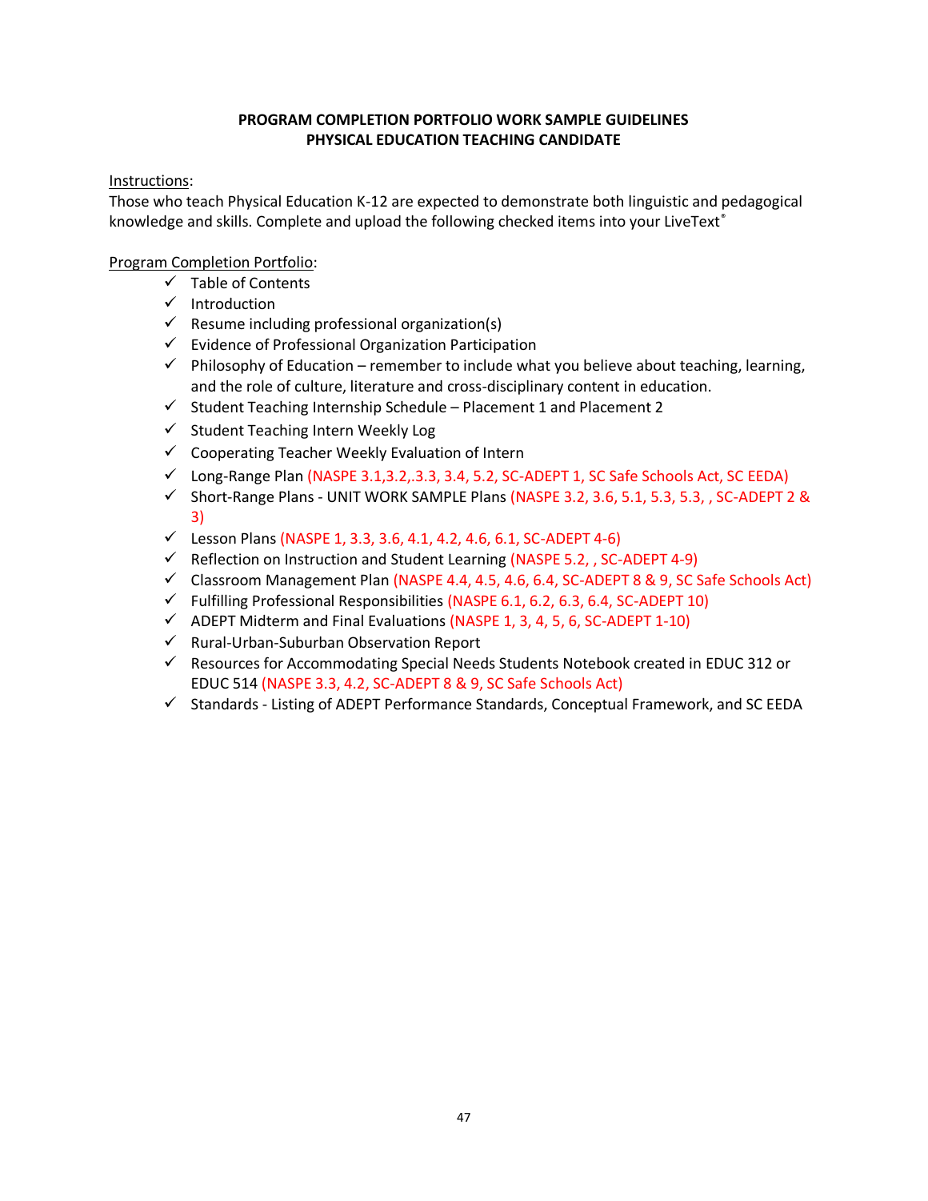**PROGRAM COMPLETION PORTFOLIO WORK SAMPLE GUIDELINES**
**PHYSICAL EDUCATION TEACHING CANDIDATE**

Instructions:
Those who teach Physical Education K-12 are expected to demonstrate both linguistic and pedagogical knowledge and skills. Complete and upload the following checked items into your LiveText®

Program Completion Portfolio:

- ✓ Table of Contents
- ✓ Introduction
- ✓ Resume including professional organization(s)
- ✓ Evidence of Professional Organization Participation
- ✓ Philosophy of Education – remember to include what you believe about teaching, learning, and the role of culture, literature and cross-disciplinary content in education.
- ✓ Student Teaching Internship Schedule – Placement 1 and Placement 2
- ✓ Student Teaching Intern Weekly Log
- ✓ Cooperating Teacher Weekly Evaluation of Intern
- ✓ Long-Range Plan (NASPE 3.1,3.2,.3.3, 3.4, 5.2, SC-ADEPT 1, SC Safe Schools Act, SC EEDA)
- ✓ Short-Range Plans - UNIT WORK SAMPLE Plans (NASPE 3.2, 3.6, 5.1, 5.3, 5.3, , SC-ADEPT 2 & 3)
- ✓ Lesson Plans (NASPE 1, 3.3, 3.6, 4.1, 4.2, 4.6, 6.1, SC-ADEPT 4-6)
- ✓ Reflection on Instruction and Student Learning (NASPE 5.2, , SC-ADEPT 4-9)
- ✓ Classroom Management Plan (NASPE 4.4, 4.5, 4.6, 6.4, SC-ADEPT 8 & 9, SC Safe Schools Act)
- ✓ Fulfilling Professional Responsibilities (NASPE 6.1, 6.2, 6.3, 6.4, SC-ADEPT 10)
- ✓ ADEPT Midterm and Final Evaluations (NASPE 1, 3, 4, 5, 6, SC-ADEPT 1-10)
- ✓ Rural-Urban-Suburban Observation Report
- ✓ Resources for Accommodating Special Needs Students Notebook created in EDUC 312 or EDUC 514 (NASPE 3.3, 4.2, SC-ADEPT 8 & 9, SC Safe Schools Act)
- ✓ Standards - Listing of ADEPT Performance Standards, Conceptual Framework, and SC EEDA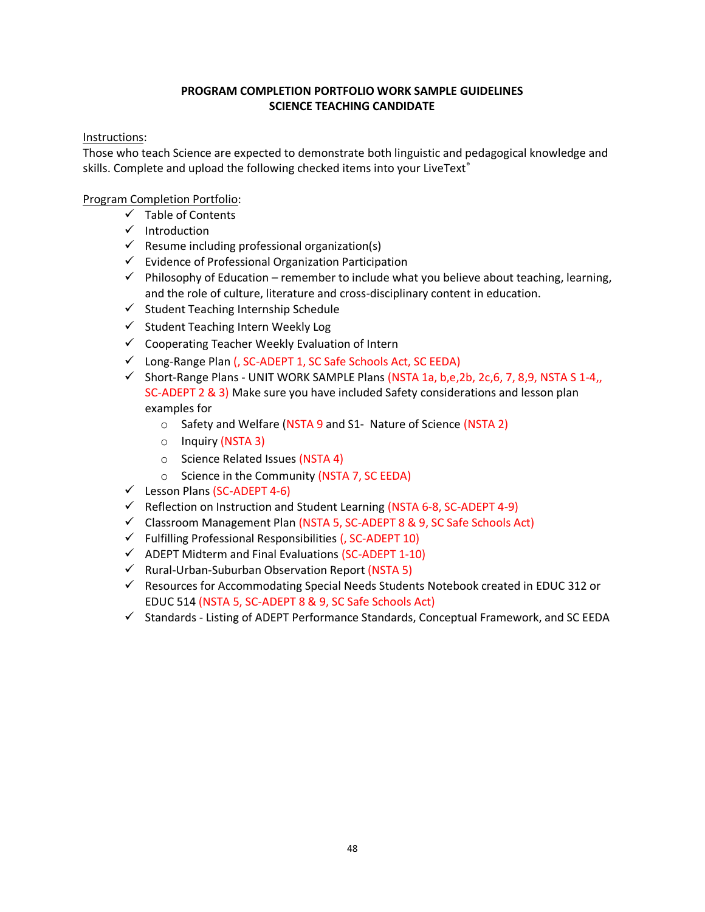**PROGRAM COMPLETION PORTFOLIO WORK SAMPLE GUIDELINES**
**SCIENCE TEACHING CANDIDATE**

Instructions:

Those who teach Science are expected to demonstrate both linguistic and pedagogical knowledge and skills. Complete and upload the following checked items into your LiveText®

Program Completion Portfolio:

- ✓ Table of Contents
- ✓ Introduction
- ✓ Resume including professional organization(s)
- ✓ Evidence of Professional Organization Participation
- ✓ Philosophy of Education – remember to include what you believe about teaching, learning, and the role of culture, literature and cross-disciplinary content in education.
- ✓ Student Teaching Internship Schedule
- ✓ Student Teaching Intern Weekly Log
- ✓ Cooperating Teacher Weekly Evaluation of Intern
- ✓ Long-Range Plan (, SC-ADEPT 1, SC Safe Schools Act, SC EEDA)
- ✓ Short-Range Plans - UNIT WORK SAMPLE Plans (NSTA 1a, b,e,2b, 2c,6, 7, 8,9, NSTA S 1-4,, SC-ADEPT 2 & 3) Make sure you have included Safety considerations and lesson plan examples for
  - Safety and Welfare (NSTA 9 and S1- Nature of Science (NSTA 2)
  - Inquiry (NSTA 3)
  - Science Related Issues (NSTA 4)
  - Science in the Community (NSTA 7, SC EEDA)
- ✓ Lesson Plans (SC-ADEPT 4-6)
- ✓ Reflection on Instruction and Student Learning (NSTA 6-8, SC-ADEPT 4-9)
- ✓ Classroom Management Plan (NSTA 5, SC-ADEPT 8 & 9, SC Safe Schools Act)
- ✓ Fulfilling Professional Responsibilities (, SC-ADEPT 10)
- ✓ ADEPT Midterm and Final Evaluations (SC-ADEPT 1-10)
- ✓ Rural-Urban-Suburban Observation Report (NSTA 5)
- ✓ Resources for Accommodating Special Needs Students Notebook created in EDUC 312 or EDUC 514 (NSTA 5, SC-ADEPT 8 & 9, SC Safe Schools Act)
- ✓ Standards - Listing of ADEPT Performance Standards, Conceptual Framework, and SC EEDA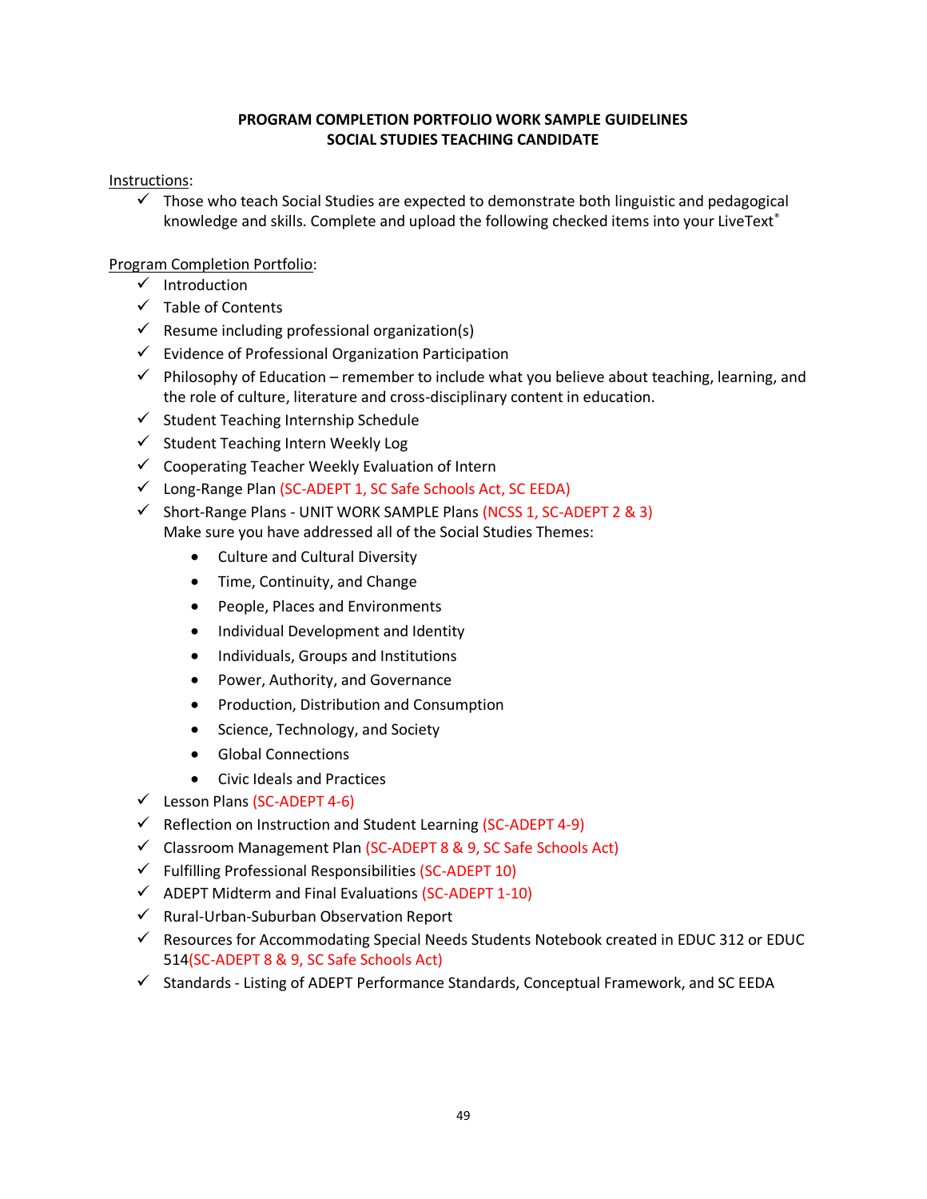**PROGRAM COMPLETION PORTFOLIO WORK SAMPLE GUIDELINES**
**SOCIAL STUDIES TEACHING CANDIDATE**

Instructions:

- ✓ Those who teach Social Studies are expected to demonstrate both linguistic and pedagogical knowledge and skills. Complete and upload the following checked items into your LiveText®

Program Completion Portfolio:

- ✓ Introduction
- ✓ Table of Contents
- ✓ Resume including professional organization(s)
- ✓ Evidence of Professional Organization Participation
- ✓ Philosophy of Education – remember to include what you believe about teaching, learning, and the role of culture, literature and cross-disciplinary content in education.
- ✓ Student Teaching Internship Schedule
- ✓ Student Teaching Intern Weekly Log
- ✓ Cooperating Teacher Weekly Evaluation of Intern
- ✓ Long-Range Plan (SC-ADEPT 1, SC Safe Schools Act, SC EEDA)
- ✓ Short-Range Plans - UNIT WORK SAMPLE Plans (NCSS 1, SC-ADEPT 2 & 3)
  Make sure you have addressed all of the Social Studies Themes:
  - Culture and Cultural Diversity
  - Time, Continuity, and Change
  - People, Places and Environments
  - Individual Development and Identity
  - Individuals, Groups and Institutions
  - Power, Authority, and Governance
  - Production, Distribution and Consumption
  - Science, Technology, and Society
  - Global Connections
  - Civic Ideals and Practices
- ✓ Lesson Plans (SC-ADEPT 4-6)
- ✓ Reflection on Instruction and Student Learning (SC-ADEPT 4-9)
- ✓ Classroom Management Plan (SC-ADEPT 8 & 9, SC Safe Schools Act)
- ✓ Fulfilling Professional Responsibilities (SC-ADEPT 10)
- ✓ ADEPT Midterm and Final Evaluations (SC-ADEPT 1-10)
- ✓ Rural-Urban-Suburban Observation Report
- ✓ Resources for Accommodating Special Needs Students Notebook created in EDUC 312 or EDUC 514(SC-ADEPT 8 & 9, SC Safe Schools Act)
- ✓ Standards - Listing of ADEPT Performance Standards, Conceptual Framework, and SC EEDA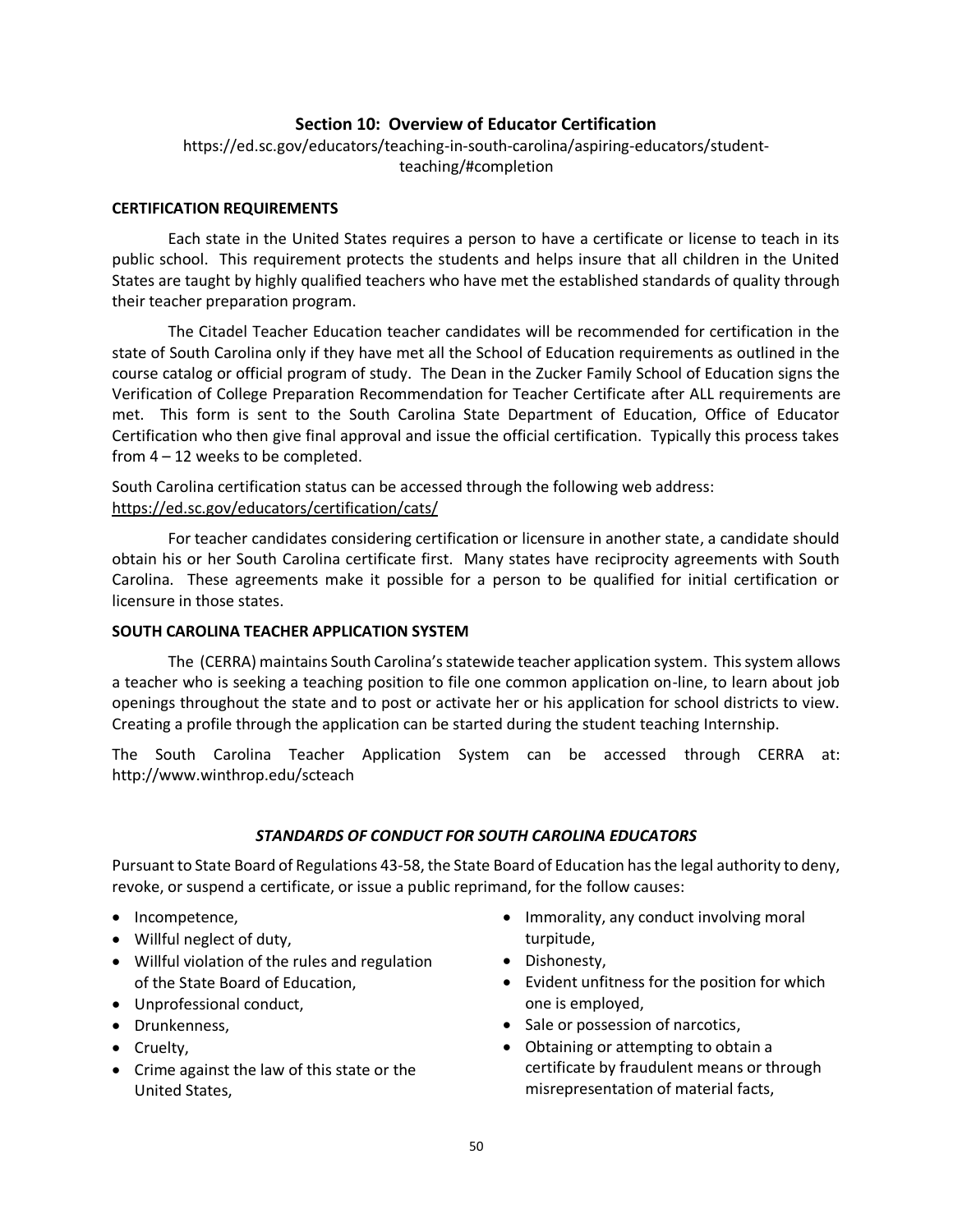## Section 10: Overview of Educator Certification

https://ed.sc.gov/educators/teaching-in-south-carolina/aspiring-educators/student-teaching/#completion

**CERTIFICATION REQUIREMENTS**

Each state in the United States requires a person to have a certificate or license to teach in its public school. This requirement protects the students and helps insure that all children in the United States are taught by highly qualified teachers who have met the established standards of quality through their teacher preparation program.

The Citadel Teacher Education teacher candidates will be recommended for certification in the state of South Carolina only if they have met all the School of Education requirements as outlined in the course catalog or official program of study. The Dean in the Zucker Family School of Education signs the Verification of College Preparation Recommendation for Teacher Certificate after ALL requirements are met. This form is sent to the South Carolina State Department of Education, Office of Educator Certification who then give final approval and issue the official certification. Typically this process takes from 4 – 12 weeks to be completed.

South Carolina certification status can be accessed through the following web address: https://ed.sc.gov/educators/certification/cats/

For teacher candidates considering certification or licensure in another state, a candidate should obtain his or her South Carolina certificate first. Many states have reciprocity agreements with South Carolina. These agreements make it possible for a person to be qualified for initial certification or licensure in those states.

**SOUTH CAROLINA TEACHER APPLICATION SYSTEM**

The (CERRA) maintains South Carolina's statewide teacher application system. This system allows a teacher who is seeking a teaching position to file one common application on-line, to learn about job openings throughout the state and to post or activate her or his application for school districts to view. Creating a profile through the application can be started during the student teaching Internship.

The South Carolina Teacher Application System can be accessed through CERRA at: http://www.winthrop.edu/scteach

***STANDARDS OF CONDUCT FOR SOUTH CAROLINA EDUCATORS***

Pursuant to State Board of Regulations 43-58, the State Board of Education has the legal authority to deny, revoke, or suspend a certificate, or issue a public reprimand, for the follow causes:

- Incompetence,
- Willful neglect of duty,
- Willful violation of the rules and regulation of the State Board of Education,
- Unprofessional conduct,
- Drunkenness,
- Cruelty,
- Crime against the law of this state or the United States,
- Immorality, any conduct involving moral turpitude,
- Dishonesty,
- Evident unfitness for the position for which one is employed,
- Sale or possession of narcotics,
- Obtaining or attempting to obtain a certificate by fraudulent means or through misrepresentation of material facts,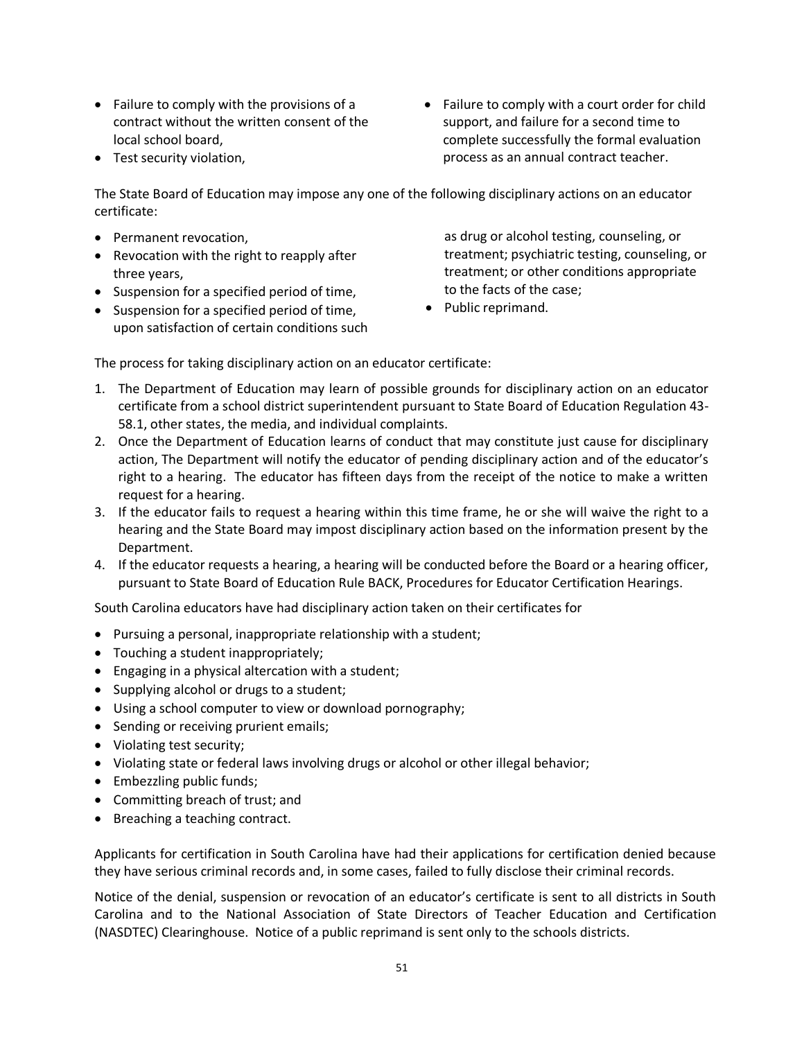- Failure to comply with the provisions of a contract without the written consent of the local school board,
- Test security violation,
- Failure to comply with a court order for child support, and failure for a second time to complete successfully the formal evaluation process as an annual contract teacher.

The State Board of Education may impose any one of the following disciplinary actions on an educator certificate:

- Permanent revocation,
- Revocation with the right to reapply after three years,
- Suspension for a specified period of time,
- Suspension for a specified period of time, upon satisfaction of certain conditions such as drug or alcohol testing, counseling, or treatment; psychiatric testing, counseling, or treatment; or other conditions appropriate to the facts of the case;
- Public reprimand.

The process for taking disciplinary action on an educator certificate:

1. The Department of Education may learn of possible grounds for disciplinary action on an educator certificate from a school district superintendent pursuant to State Board of Education Regulation 43-58.1, other states, the media, and individual complaints.
2. Once the Department of Education learns of conduct that may constitute just cause for disciplinary action, The Department will notify the educator of pending disciplinary action and of the educator's right to a hearing. The educator has fifteen days from the receipt of the notice to make a written request for a hearing.
3. If the educator fails to request a hearing within this time frame, he or she will waive the right to a hearing and the State Board may impost disciplinary action based on the information present by the Department.
4. If the educator requests a hearing, a hearing will be conducted before the Board or a hearing officer, pursuant to State Board of Education Rule BACK, Procedures for Educator Certification Hearings.

South Carolina educators have had disciplinary action taken on their certificates for

- Pursuing a personal, inappropriate relationship with a student;
- Touching a student inappropriately;
- Engaging in a physical altercation with a student;
- Supplying alcohol or drugs to a student;
- Using a school computer to view or download pornography;
- Sending or receiving prurient emails;
- Violating test security;
- Violating state or federal laws involving drugs or alcohol or other illegal behavior;
- Embezzling public funds;
- Committing breach of trust; and
- Breaching a teaching contract.

Applicants for certification in South Carolina have had their applications for certification denied because they have serious criminal records and, in some cases, failed to fully disclose their criminal records.

Notice of the denial, suspension or revocation of an educator's certificate is sent to all districts in South Carolina and to the National Association of State Directors of Teacher Education and Certification (NASDTEC) Clearinghouse. Notice of a public reprimand is sent only to the schools districts.